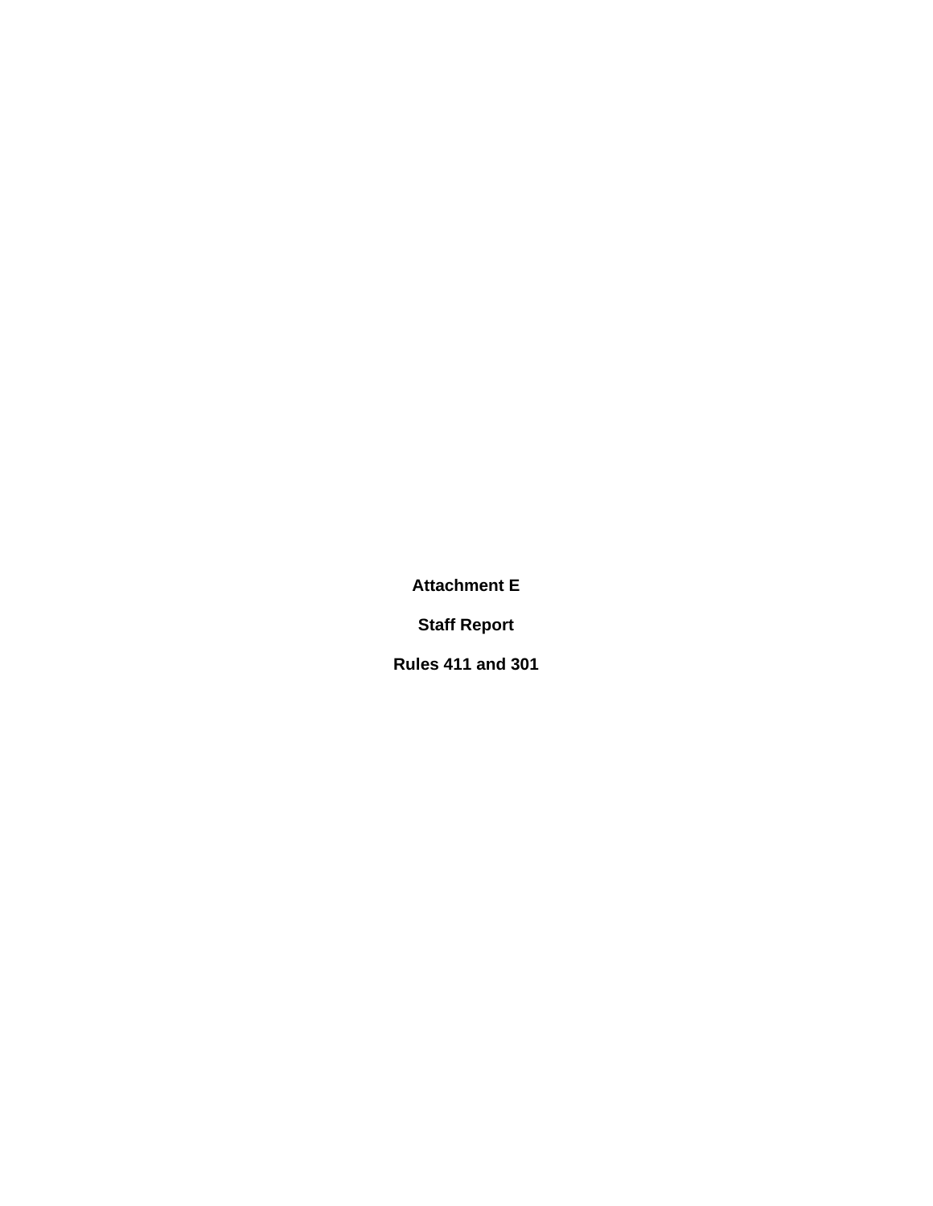**Attachment E**

**Staff Report**

**Rules 411 and 301**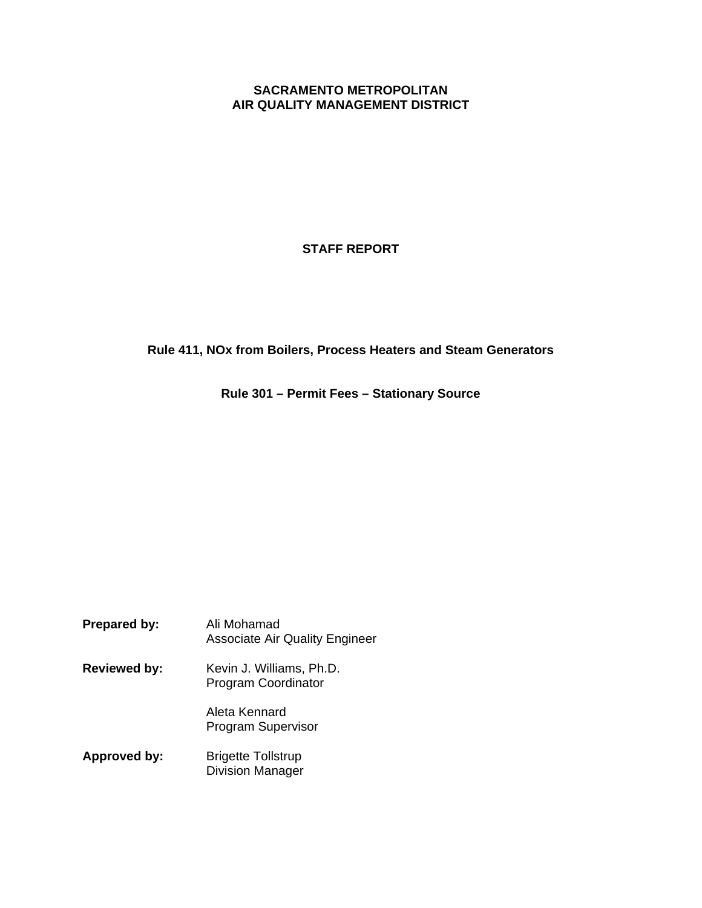**SACRAMENTO METROPOLITAN**
**AIR QUALITY MANAGEMENT DISTRICT**

# STAFF REPORT

## Rule 411, NOx from Boilers, Process Heaters and Steam Generators

## Rule 301 – Permit Fees – Stationary Source

**Prepared by:** Ali Mohamad
Associate Air Quality Engineer

**Reviewed by:** Kevin J. Williams, Ph.D.
Program Coordinator

Aleta Kennard
Program Supervisor

**Approved by:** Brigette Tollstrup
Division Manager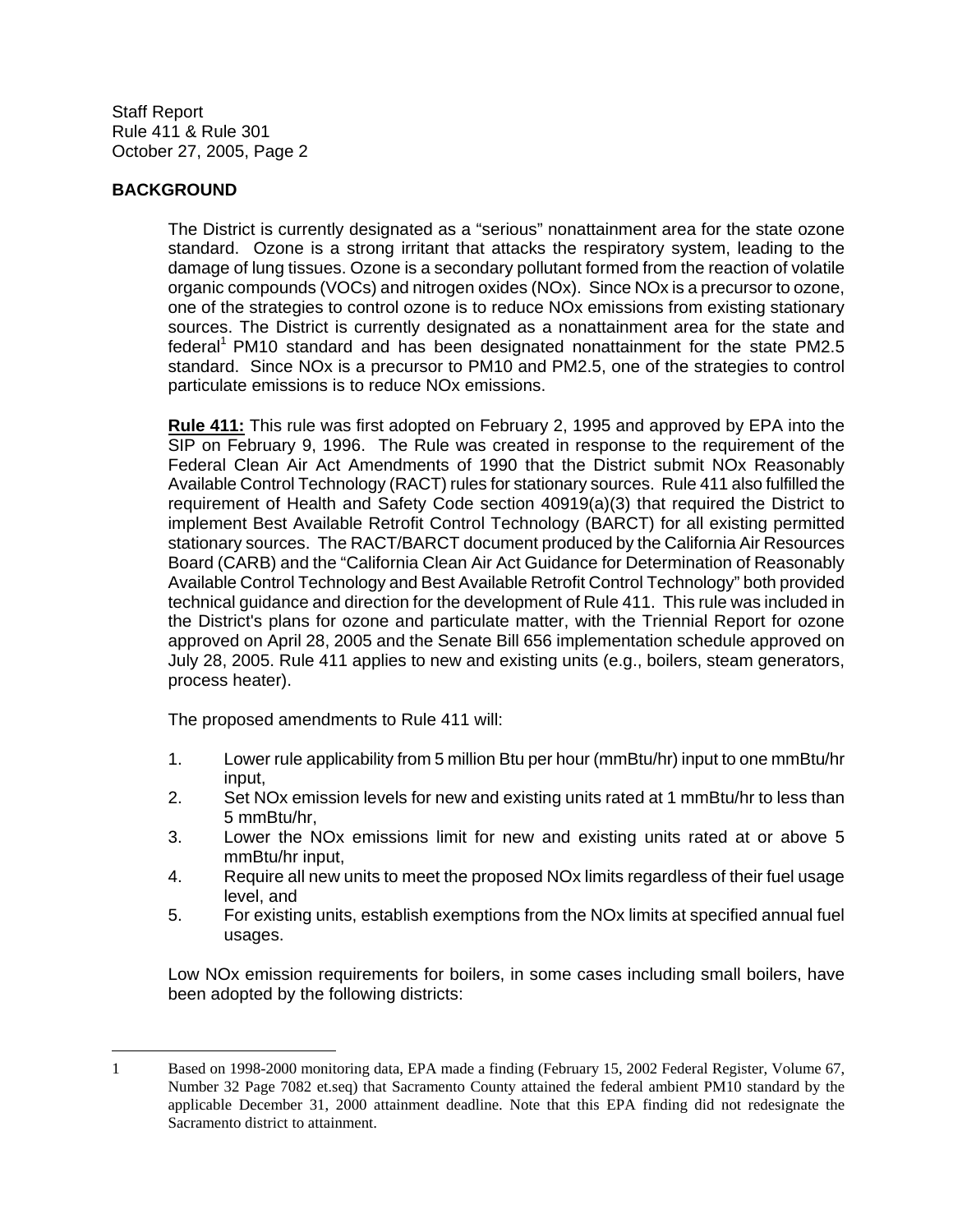## BACKGROUND

The District is currently designated as a "serious" nonattainment area for the state ozone standard. Ozone is a strong irritant that attacks the respiratory system, leading to the damage of lung tissues. Ozone is a secondary pollutant formed from the reaction of volatile organic compounds (VOCs) and nitrogen oxides (NOx). Since NOx is a precursor to ozone, one of the strategies to control ozone is to reduce NOx emissions from existing stationary sources. The District is currently designated as a nonattainment area for the state and federal[1] PM10 standard and has been designated nonattainment for the state PM2.5 standard. Since NOx is a precursor to PM10 and PM2.5, one of the strategies to control particulate emissions is to reduce NOx emissions.

**Rule 411:** This rule was first adopted on February 2, 1995 and approved by EPA into the SIP on February 9, 1996. The Rule was created in response to the requirement of the Federal Clean Air Act Amendments of 1990 that the District submit NOx Reasonably Available Control Technology (RACT) rules for stationary sources. Rule 411 also fulfilled the requirement of Health and Safety Code section 40919(a)(3) that required the District to implement Best Available Retrofit Control Technology (BARCT) for all existing permitted stationary sources. The RACT/BARCT document produced by the California Air Resources Board (CARB) and the "California Clean Air Act Guidance for Determination of Reasonably Available Control Technology and Best Available Retrofit Control Technology" both provided technical guidance and direction for the development of Rule 411. This rule was included in the District's plans for ozone and particulate matter, with the Triennial Report for ozone approved on April 28, 2005 and the Senate Bill 656 implementation schedule approved on July 28, 2005. Rule 411 applies to new and existing units (e.g., boilers, steam generators, process heater).

The proposed amendments to Rule 411 will:

1. Lower rule applicability from 5 million Btu per hour (mmBtu/hr) input to one mmBtu/hr input,
2. Set NOx emission levels for new and existing units rated at 1 mmBtu/hr to less than 5 mmBtu/hr,
3. Lower the NOx emissions limit for new and existing units rated at or above 5 mmBtu/hr input,
4. Require all new units to meet the proposed NOx limits regardless of their fuel usage level, and
5. For existing units, establish exemptions from the NOx limits at specified annual fuel usages.

Low NOx emission requirements for boilers, in some cases including small boilers, have been adopted by the following districts:

---

1 Based on 1998-2000 monitoring data, EPA made a finding (February 15, 2002 Federal Register, Volume 67, Number 32 Page 7082 et.seq) that Sacramento County attained the federal ambient PM10 standard by the applicable December 31, 2000 attainment deadline. Note that this EPA finding did not redesignate the Sacramento district to attainment.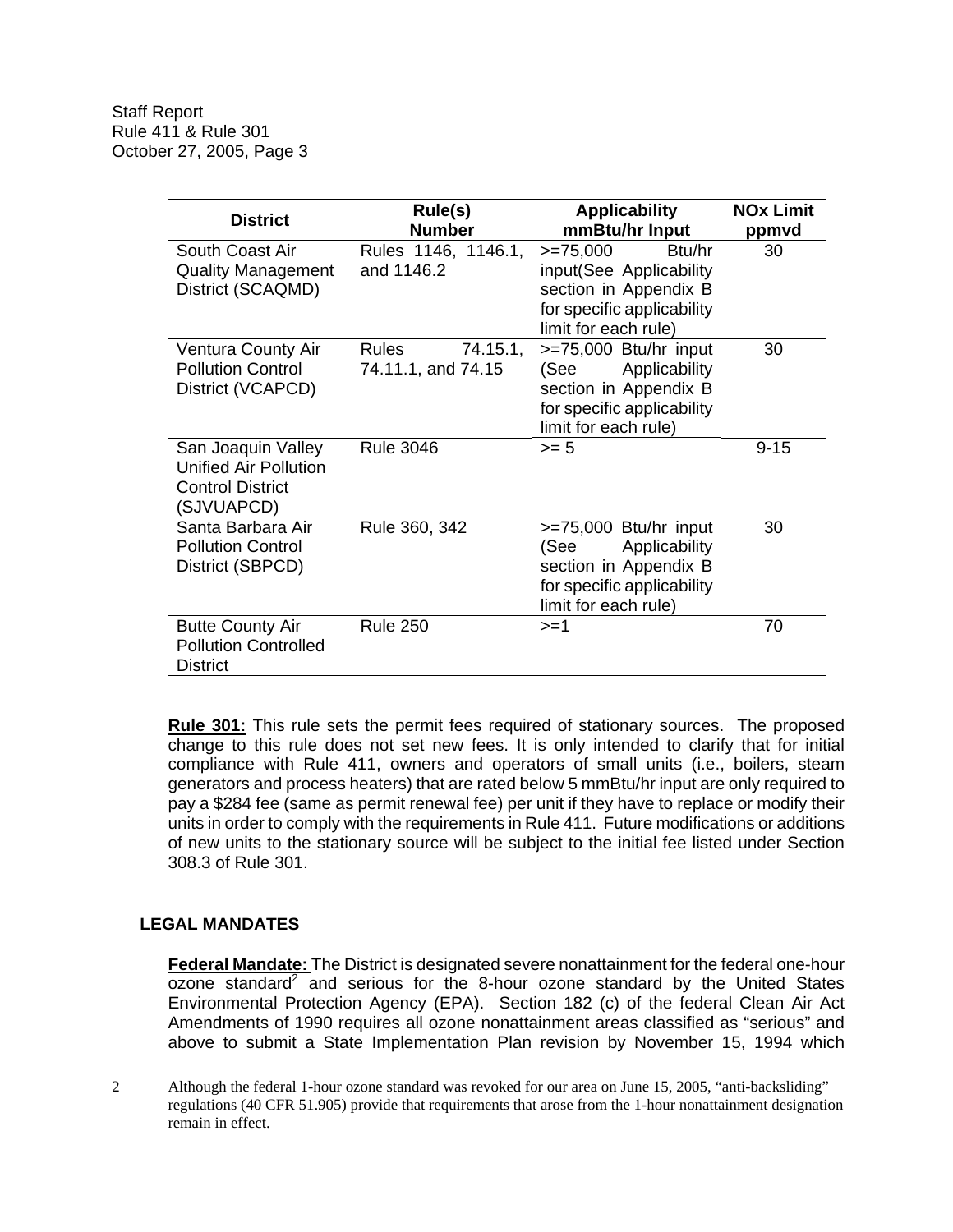| District | Rule(s) Number | Applicability mmBtu/hr Input | NOx Limit ppmvd |
|---|---|---|---|
| South Coast Air Quality Management District (SCAQMD) | Rules 1146, 1146.1, and 1146.2 | >=75,000 Btu/hr input(See Applicability section in Appendix B for specific applicability limit for each rule) | 30 |
| Ventura County Air Pollution Control District (VCAPCD) | Rules 74.15.1, 74.11.1, and 74.15 | >=75,000 Btu/hr input (See Applicability section in Appendix B for specific applicability limit for each rule) | 30 |
| San Joaquin Valley Unified Air Pollution Control District (SJVUAPCD) | Rule 3046 | >= 5 | 9-15 |
| Santa Barbara Air Pollution Control District (SBPCD) | Rule 360, 342 | >=75,000 Btu/hr input (See Applicability section in Appendix B for specific applicability limit for each rule) | 30 |
| Butte County Air Pollution Controlled District | Rule 250 | >=1 | 70 |

**Rule 301:** This rule sets the permit fees required of stationary sources. The proposed change to this rule does not set new fees. It is only intended to clarify that for initial compliance with Rule 411, owners and operators of small units (i.e., boilers, steam generators and process heaters) that are rated below 5 mmBtu/hr input are only required to pay a $284 fee (same as permit renewal fee) per unit if they have to replace or modify their units in order to comply with the requirements in Rule 411. Future modifications or additions of new units to the stationary source will be subject to the initial fee listed under Section 308.3 of Rule 301.

---

## LEGAL MANDATES

**Federal Mandate:** The District is designated severe nonattainment for the federal one-hour ozone standard[2] and serious for the 8-hour ozone standard by the United States Environmental Protection Agency (EPA). Section 182 (c) of the federal Clean Air Act Amendments of 1990 requires all ozone nonattainment areas classified as "serious" and above to submit a State Implementation Plan revision by November 15, 1994 which

---

2 Although the federal 1-hour ozone standard was revoked for our area on June 15, 2005, "anti-backsliding" regulations (40 CFR 51.905) provide that requirements that arose from the 1-hour nonattainment designation remain in effect.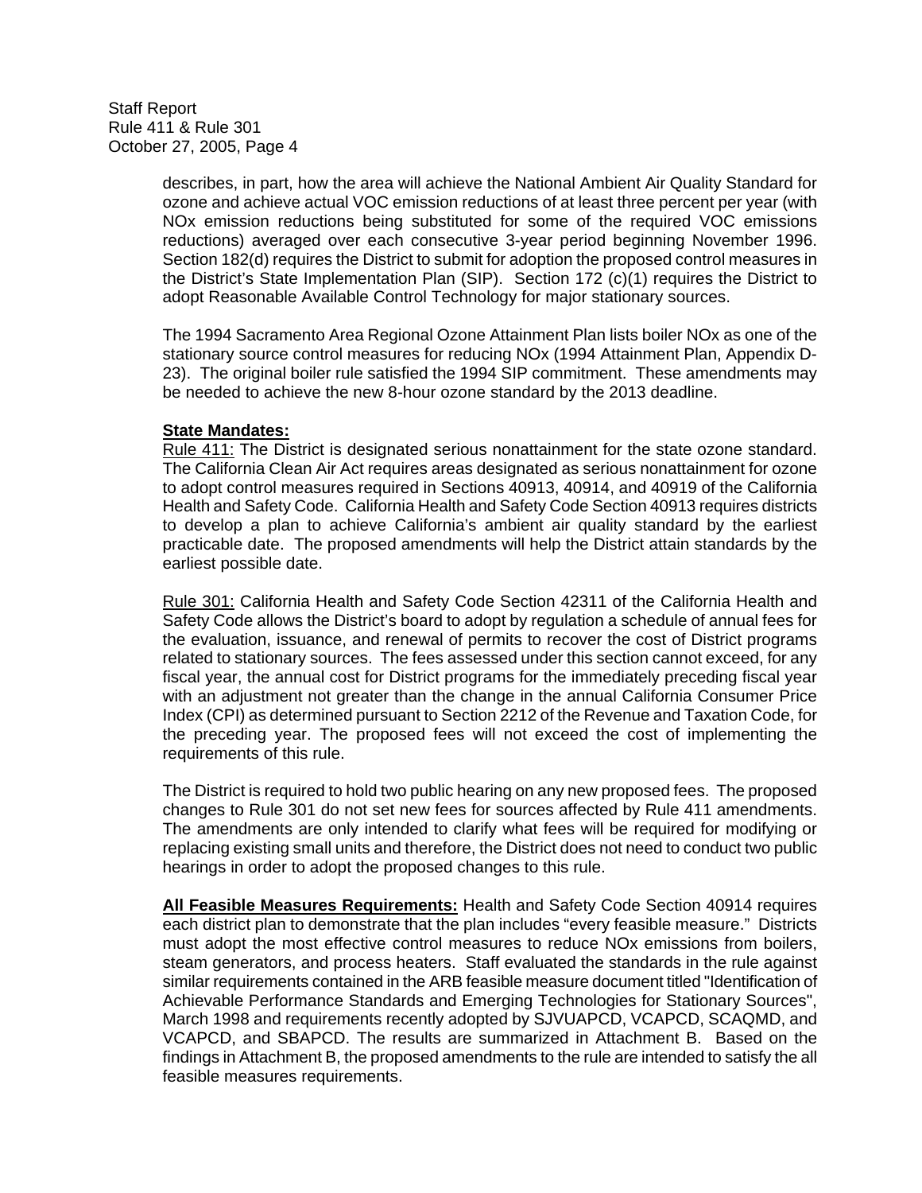describes, in part, how the area will achieve the National Ambient Air Quality Standard for ozone and achieve actual VOC emission reductions of at least three percent per year (with NOx emission reductions being substituted for some of the required VOC emissions reductions) averaged over each consecutive 3-year period beginning November 1996. Section 182(d) requires the District to submit for adoption the proposed control measures in the District's State Implementation Plan (SIP). Section 172 (c)(1) requires the District to adopt Reasonable Available Control Technology for major stationary sources.

The 1994 Sacramento Area Regional Ozone Attainment Plan lists boiler NOx as one of the stationary source control measures for reducing NOx (1994 Attainment Plan, Appendix D-23). The original boiler rule satisfied the 1994 SIP commitment. These amendments may be needed to achieve the new 8-hour ozone standard by the 2013 deadline.

**State Mandates:**

Rule 411: The District is designated serious nonattainment for the state ozone standard. The California Clean Air Act requires areas designated as serious nonattainment for ozone to adopt control measures required in Sections 40913, 40914, and 40919 of the California Health and Safety Code. California Health and Safety Code Section 40913 requires districts to develop a plan to achieve California's ambient air quality standard by the earliest practicable date. The proposed amendments will help the District attain standards by the earliest possible date.

Rule 301: California Health and Safety Code Section 42311 of the California Health and Safety Code allows the District's board to adopt by regulation a schedule of annual fees for the evaluation, issuance, and renewal of permits to recover the cost of District programs related to stationary sources. The fees assessed under this section cannot exceed, for any fiscal year, the annual cost for District programs for the immediately preceding fiscal year with an adjustment not greater than the change in the annual California Consumer Price Index (CPI) as determined pursuant to Section 2212 of the Revenue and Taxation Code, for the preceding year. The proposed fees will not exceed the cost of implementing the requirements of this rule.

The District is required to hold two public hearing on any new proposed fees. The proposed changes to Rule 301 do not set new fees for sources affected by Rule 411 amendments. The amendments are only intended to clarify what fees will be required for modifying or replacing existing small units and therefore, the District does not need to conduct two public hearings in order to adopt the proposed changes to this rule.

**All Feasible Measures Requirements:** Health and Safety Code Section 40914 requires each district plan to demonstrate that the plan includes "every feasible measure." Districts must adopt the most effective control measures to reduce NOx emissions from boilers, steam generators, and process heaters. Staff evaluated the standards in the rule against similar requirements contained in the ARB feasible measure document titled "Identification of Achievable Performance Standards and Emerging Technologies for Stationary Sources", March 1998 and requirements recently adopted by SJVUAPCD, VCAPCD, SCAQMD, and VCAPCD, and SBAPCD. The results are summarized in Attachment B. Based on the findings in Attachment B, the proposed amendments to the rule are intended to satisfy the all feasible measures requirements.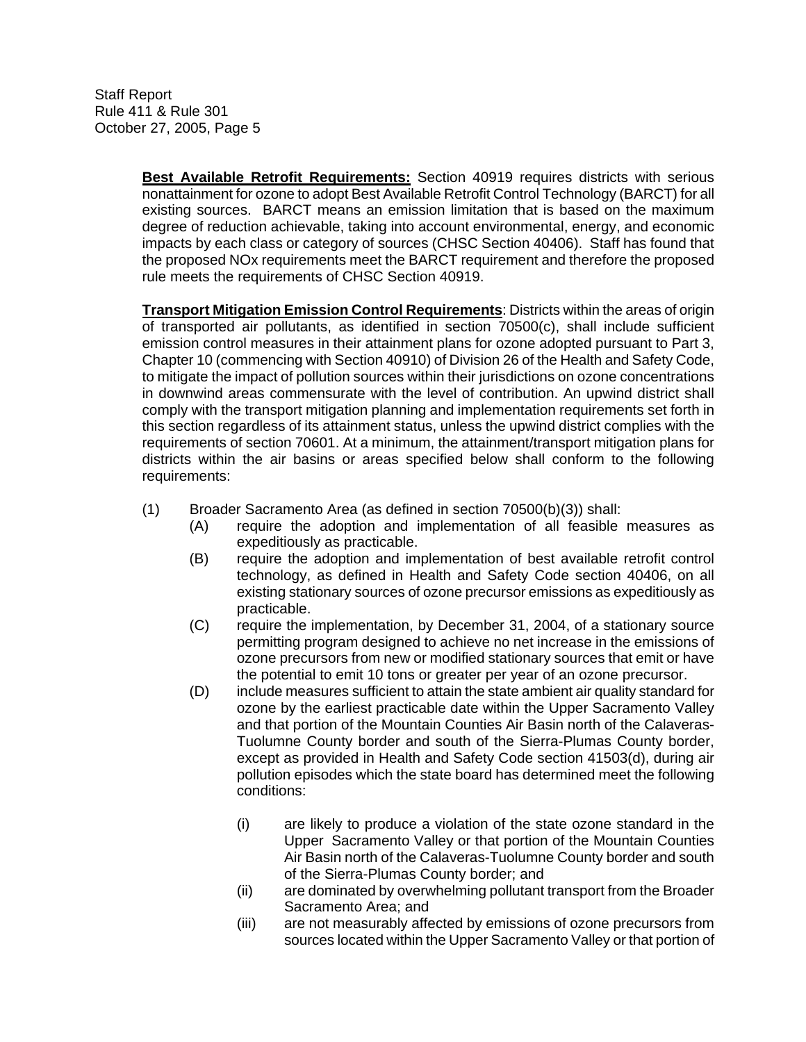**Best Available Retrofit Requirements:** Section 40919 requires districts with serious nonattainment for ozone to adopt Best Available Retrofit Control Technology (BARCT) for all existing sources. BARCT means an emission limitation that is based on the maximum degree of reduction achievable, taking into account environmental, energy, and economic impacts by each class or category of sources (CHSC Section 40406). Staff has found that the proposed NOx requirements meet the BARCT requirement and therefore the proposed rule meets the requirements of CHSC Section 40919.

**Transport Mitigation Emission Control Requirements**: Districts within the areas of origin of transported air pollutants, as identified in section 70500(c), shall include sufficient emission control measures in their attainment plans for ozone adopted pursuant to Part 3, Chapter 10 (commencing with Section 40910) of Division 26 of the Health and Safety Code, to mitigate the impact of pollution sources within their jurisdictions on ozone concentrations in downwind areas commensurate with the level of contribution. An upwind district shall comply with the transport mitigation planning and implementation requirements set forth in this section regardless of its attainment status, unless the upwind district complies with the requirements of section 70601. At a minimum, the attainment/transport mitigation plans for districts within the air basins or areas specified below shall conform to the following requirements:

(1) Broader Sacramento Area (as defined in section 70500(b)(3)) shall:

- (A) require the adoption and implementation of all feasible measures as expeditiously as practicable.
- (B) require the adoption and implementation of best available retrofit control technology, as defined in Health and Safety Code section 40406, on all existing stationary sources of ozone precursor emissions as expeditiously as practicable.
- (C) require the implementation, by December 31, 2004, of a stationary source permitting program designed to achieve no net increase in the emissions of ozone precursors from new or modified stationary sources that emit or have the potential to emit 10 tons or greater per year of an ozone precursor.
- (D) include measures sufficient to attain the state ambient air quality standard for ozone by the earliest practicable date within the Upper Sacramento Valley and that portion of the Mountain Counties Air Basin north of the Calaveras-Tuolumne County border and south of the Sierra-Plumas County border, except as provided in Health and Safety Code section 41503(d), during air pollution episodes which the state board has determined meet the following conditions:
  - (i) are likely to produce a violation of the state ozone standard in the Upper Sacramento Valley or that portion of the Mountain Counties Air Basin north of the Calaveras-Tuolumne County border and south of the Sierra-Plumas County border; and
  - (ii) are dominated by overwhelming pollutant transport from the Broader Sacramento Area; and
  - (iii) are not measurably affected by emissions of ozone precursors from sources located within the Upper Sacramento Valley or that portion of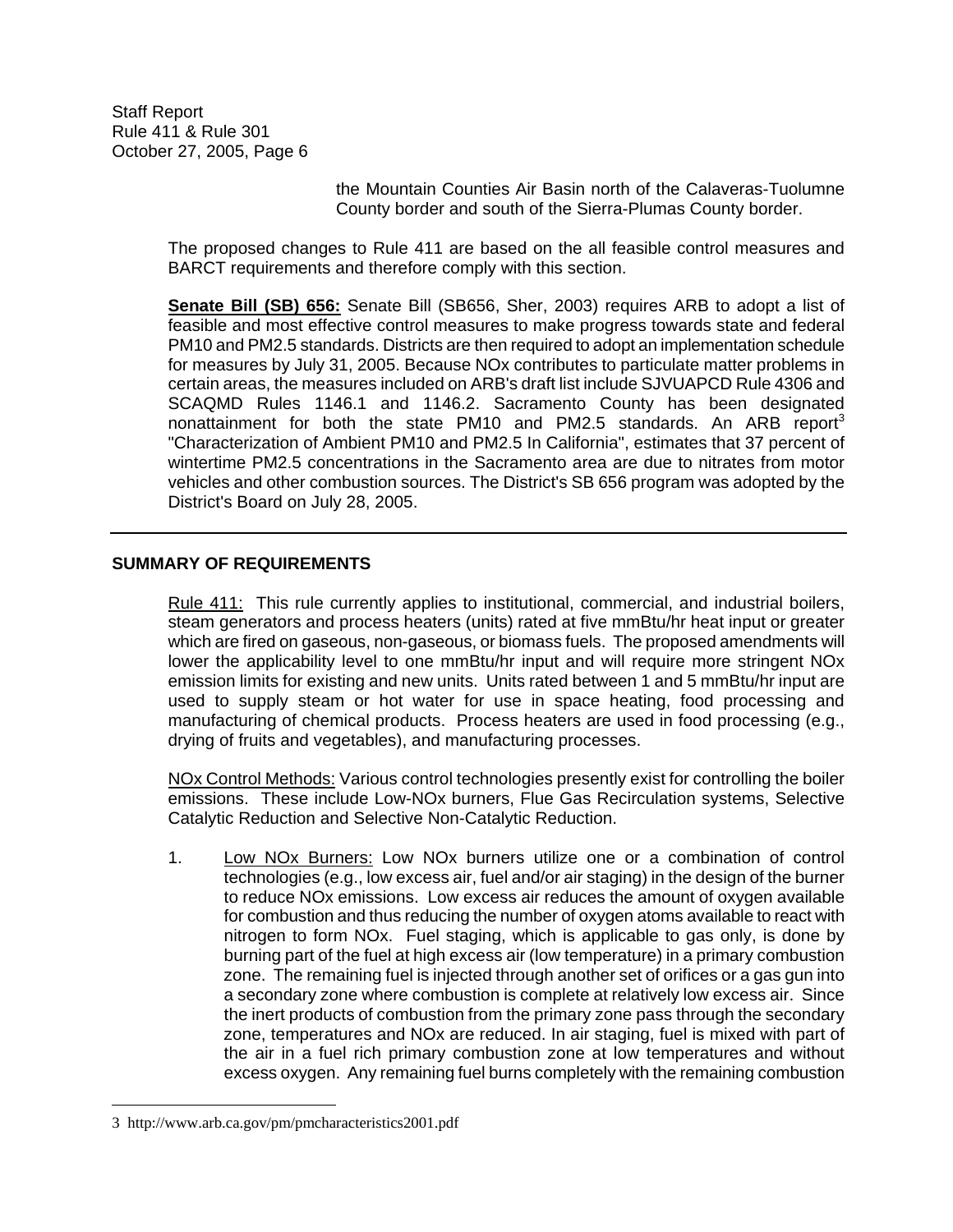the Mountain Counties Air Basin north of the Calaveras-Tuolumne County border and south of the Sierra-Plumas County border.

The proposed changes to Rule 411 are based on the all feasible control measures and BARCT requirements and therefore comply with this section.

**Senate Bill (SB) 656:** Senate Bill (SB656, Sher, 2003) requires ARB to adopt a list of feasible and most effective control measures to make progress towards state and federal PM10 and PM2.5 standards. Districts are then required to adopt an implementation schedule for measures by July 31, 2005. Because NOx contributes to particulate matter problems in certain areas, the measures included on ARB's draft list include SJVUAPCD Rule 4306 and SCAQMD Rules 1146.1 and 1146.2. Sacramento County has been designated nonattainment for both the state PM10 and PM2.5 standards. An ARB report[3] "Characterization of Ambient PM10 and PM2.5 In California", estimates that 37 percent of wintertime PM2.5 concentrations in the Sacramento area are due to nitrates from motor vehicles and other combustion sources. The District's SB 656 program was adopted by the District's Board on July 28, 2005.

---

## SUMMARY OF REQUIREMENTS

Rule 411: This rule currently applies to institutional, commercial, and industrial boilers, steam generators and process heaters (units) rated at five mmBtu/hr heat input or greater which are fired on gaseous, non-gaseous, or biomass fuels. The proposed amendments will lower the applicability level to one mmBtu/hr input and will require more stringent NOx emission limits for existing and new units. Units rated between 1 and 5 mmBtu/hr input are used to supply steam or hot water for use in space heating, food processing and manufacturing of chemical products. Process heaters are used in food processing (e.g., drying of fruits and vegetables), and manufacturing processes.

NOx Control Methods: Various control technologies presently exist for controlling the boiler emissions. These include Low-NOx burners, Flue Gas Recirculation systems, Selective Catalytic Reduction and Selective Non-Catalytic Reduction.

1. Low NOx Burners: Low NOx burners utilize one or a combination of control technologies (e.g., low excess air, fuel and/or air staging) in the design of the burner to reduce NOx emissions. Low excess air reduces the amount of oxygen available for combustion and thus reducing the number of oxygen atoms available to react with nitrogen to form NOx. Fuel staging, which is applicable to gas only, is done by burning part of the fuel at high excess air (low temperature) in a primary combustion zone. The remaining fuel is injected through another set of orifices or a gas gun into a secondary zone where combustion is complete at relatively low excess air. Since the inert products of combustion from the primary zone pass through the secondary zone, temperatures and NOx are reduced. In air staging, fuel is mixed with part of the air in a fuel rich primary combustion zone at low temperatures and without excess oxygen. Any remaining fuel burns completely with the remaining combustion

---

3 http://www.arb.ca.gov/pm/pmcharacteristics2001.pdf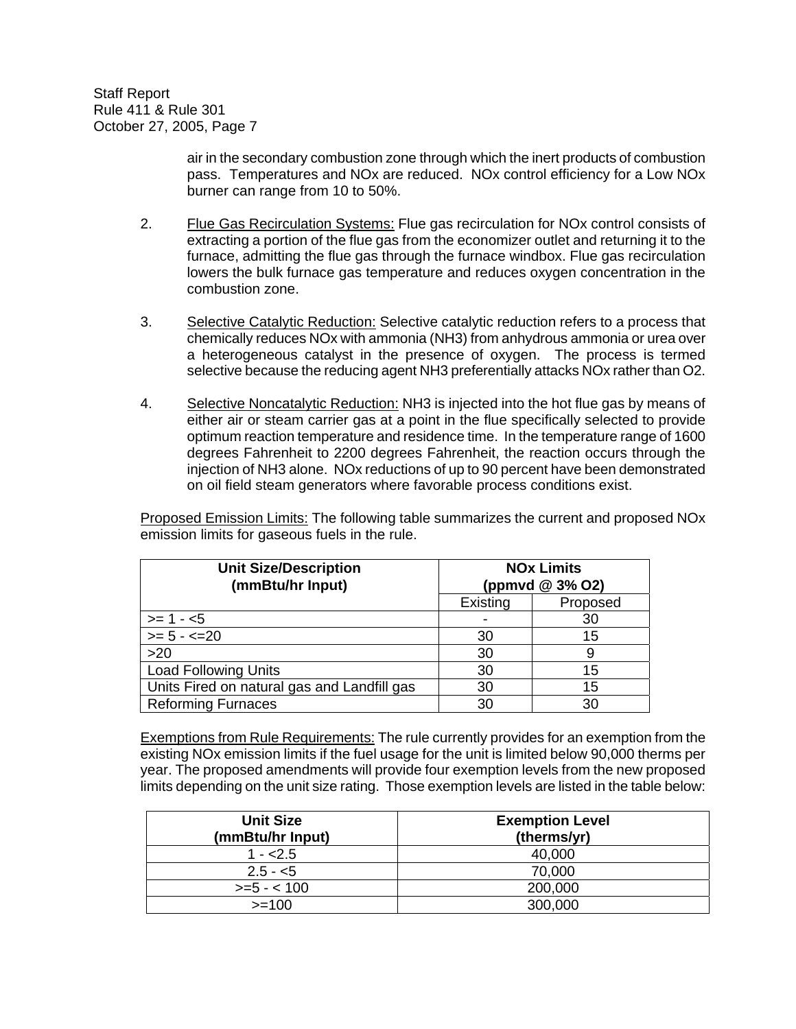air in the secondary combustion zone through which the inert products of combustion pass. Temperatures and NOx are reduced. NOx control efficiency for a Low NOx burner can range from 10 to 50%.

2. Flue Gas Recirculation Systems: Flue gas recirculation for NOx control consists of extracting a portion of the flue gas from the economizer outlet and returning it to the furnace, admitting the flue gas through the furnace windbox. Flue gas recirculation lowers the bulk furnace gas temperature and reduces oxygen concentration in the combustion zone.

3. Selective Catalytic Reduction: Selective catalytic reduction refers to a process that chemically reduces NOx with ammonia ($NH_3$) from anhydrous ammonia or urea over a heterogeneous catalyst in the presence of oxygen. The process is termed selective because the reducing agent $NH_3$ preferentially attacks NOx rather than $O_2$.

4. Selective Noncatalytic Reduction: $NH_3$ is injected into the hot flue gas by means of either air or steam carrier gas at a point in the flue specifically selected to provide optimum reaction temperature and residence time. In the temperature range of 1600 degrees Fahrenheit to 2200 degrees Fahrenheit, the reaction occurs through the injection of $NH_3$ alone. NOx reductions of up to 90 percent have been demonstrated on oil field steam generators where favorable process conditions exist.

Proposed Emission Limits: The following table summarizes the current and proposed NOx emission limits for gaseous fuels in the rule.

| Unit Size/Description (mmBtu/hr Input) | NOx Limits (ppmvd @ 3% O2) | |
|---|---|---|
| | Existing | Proposed |
| >= 1 - <5 | - | 30 |
| >= 5 - <=20 | 30 | 15 |
| >20 | 30 | 9 |
| Load Following Units | 30 | 15 |
| Units Fired on natural gas and Landfill gas | 30 | 15 |
| Reforming Furnaces | 30 | 30 |

Exemptions from Rule Requirements: The rule currently provides for an exemption from the existing NOx emission limits if the fuel usage for the unit is limited below 90,000 therms per year. The proposed amendments will provide four exemption levels from the new proposed limits depending on the unit size rating. Those exemption levels are listed in the table below:

| Unit Size (mmBtu/hr Input) | Exemption Level (therms/yr) |
|---|---|
| 1 - <2.5 | 40,000 |
| 2.5 - <5 | 70,000 |
| >=5 - < 100 | 200,000 |
| >=100 | 300,000 |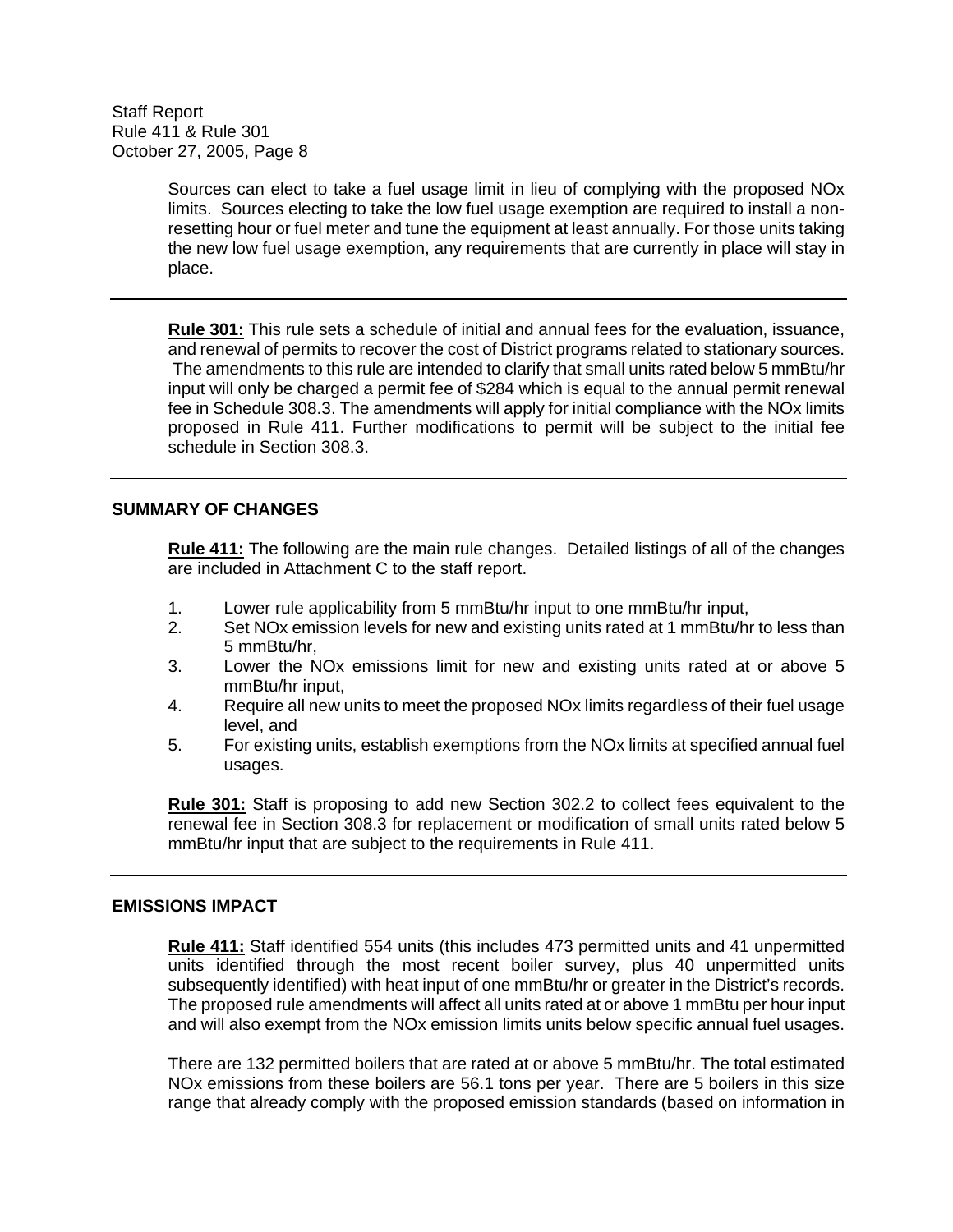Sources can elect to take a fuel usage limit in lieu of complying with the proposed NOx limits. Sources electing to take the low fuel usage exemption are required to install a non-resetting hour or fuel meter and tune the equipment at least annually. For those units taking the new low fuel usage exemption, any requirements that are currently in place will stay in place.

---

**Rule 301:** This rule sets a schedule of initial and annual fees for the evaluation, issuance, and renewal of permits to recover the cost of District programs related to stationary sources. The amendments to this rule are intended to clarify that small units rated below 5 mmBtu/hr input will only be charged a permit fee of $284 which is equal to the annual permit renewal fee in Schedule 308.3. The amendments will apply for initial compliance with the NOx limits proposed in Rule 411. Further modifications to permit will be subject to the initial fee schedule in Section 308.3.

---

## SUMMARY OF CHANGES

**Rule 411:** The following are the main rule changes. Detailed listings of all of the changes are included in Attachment C to the staff report.

1. Lower rule applicability from 5 mmBtu/hr input to one mmBtu/hr input,
2. Set NOx emission levels for new and existing units rated at 1 mmBtu/hr to less than 5 mmBtu/hr,
3. Lower the NOx emissions limit for new and existing units rated at or above 5 mmBtu/hr input,
4. Require all new units to meet the proposed NOx limits regardless of their fuel usage level, and
5. For existing units, establish exemptions from the NOx limits at specified annual fuel usages.

**Rule 301:** Staff is proposing to add new Section 302.2 to collect fees equivalent to the renewal fee in Section 308.3 for replacement or modification of small units rated below 5 mmBtu/hr input that are subject to the requirements in Rule 411.

---

## EMISSIONS IMPACT

**Rule 411:** Staff identified 554 units (this includes 473 permitted units and 41 unpermitted units identified through the most recent boiler survey, plus 40 unpermitted units subsequently identified) with heat input of one mmBtu/hr or greater in the District's records. The proposed rule amendments will affect all units rated at or above 1 mmBtu per hour input and will also exempt from the NOx emission limits units below specific annual fuel usages.

There are 132 permitted boilers that are rated at or above 5 mmBtu/hr. The total estimated NOx emissions from these boilers are 56.1 tons per year. There are 5 boilers in this size range that already comply with the proposed emission standards (based on information in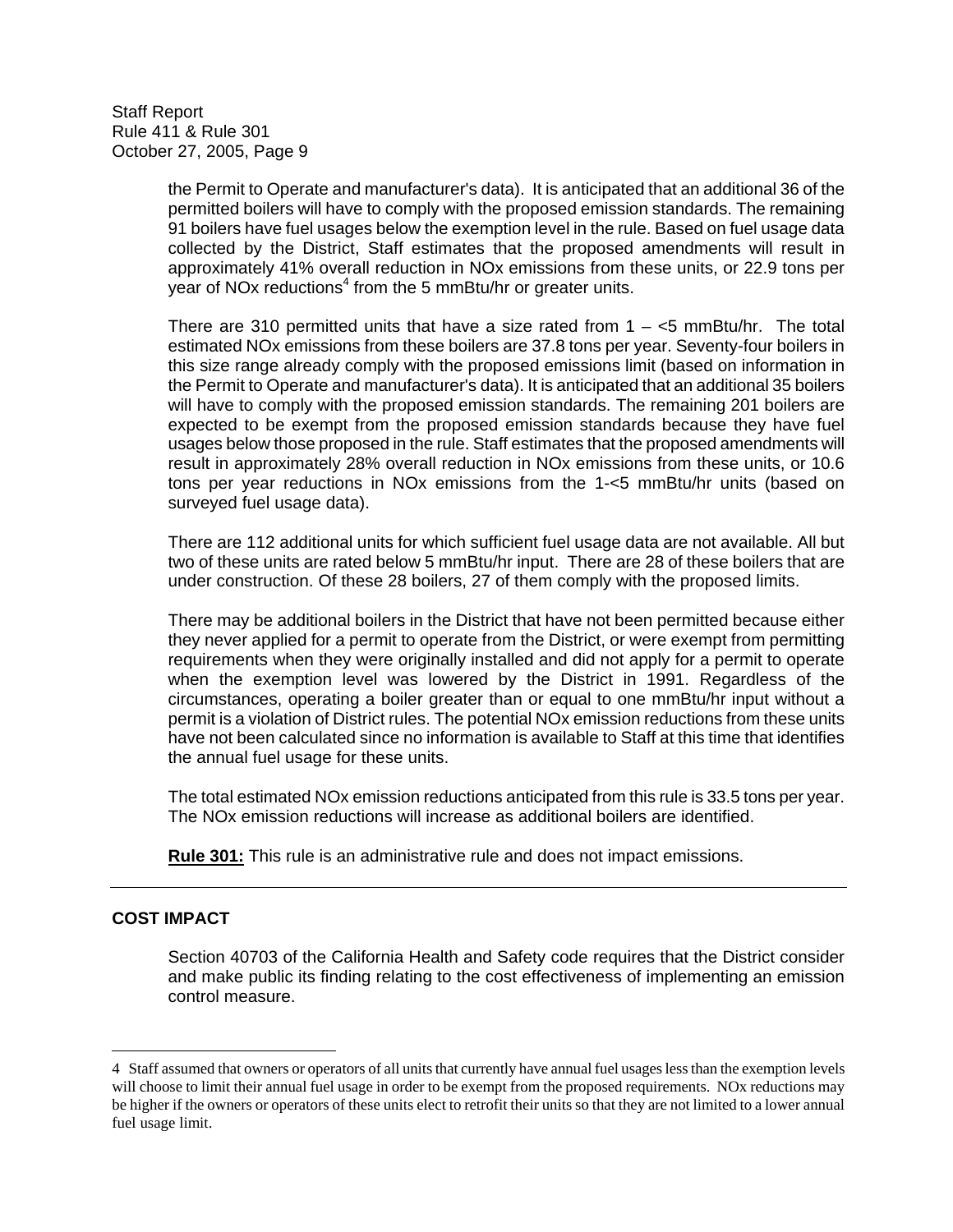the Permit to Operate and manufacturer's data). It is anticipated that an additional 36 of the permitted boilers will have to comply with the proposed emission standards. The remaining 91 boilers have fuel usages below the exemption level in the rule. Based on fuel usage data collected by the District, Staff estimates that the proposed amendments will result in approximately 41% overall reduction in NOx emissions from these units, or 22.9 tons per year of NOx reductions[4] from the 5 mmBtu/hr or greater units.

There are 310 permitted units that have a size rated from 1 – <5 mmBtu/hr. The total estimated NOx emissions from these boilers are 37.8 tons per year. Seventy-four boilers in this size range already comply with the proposed emissions limit (based on information in the Permit to Operate and manufacturer's data). It is anticipated that an additional 35 boilers will have to comply with the proposed emission standards. The remaining 201 boilers are expected to be exempt from the proposed emission standards because they have fuel usages below those proposed in the rule. Staff estimates that the proposed amendments will result in approximately 28% overall reduction in NOx emissions from these units, or 10.6 tons per year reductions in NOx emissions from the 1-<5 mmBtu/hr units (based on surveyed fuel usage data).

There are 112 additional units for which sufficient fuel usage data are not available. All but two of these units are rated below 5 mmBtu/hr input. There are 28 of these boilers that are under construction. Of these 28 boilers, 27 of them comply with the proposed limits.

There may be additional boilers in the District that have not been permitted because either they never applied for a permit to operate from the District, or were exempt from permitting requirements when they were originally installed and did not apply for a permit to operate when the exemption level was lowered by the District in 1991. Regardless of the circumstances, operating a boiler greater than or equal to one mmBtu/hr input without a permit is a violation of District rules. The potential NOx emission reductions from these units have not been calculated since no information is available to Staff at this time that identifies the annual fuel usage for these units.

The total estimated NOx emission reductions anticipated from this rule is 33.5 tons per year. The NOx emission reductions will increase as additional boilers are identified.

**Rule 301:** This rule is an administrative rule and does not impact emissions.

---

## COST IMPACT

Section 40703 of the California Health and Safety code requires that the District consider and make public its finding relating to the cost effectiveness of implementing an emission control measure.

---

4 Staff assumed that owners or operators of all units that currently have annual fuel usages less than the exemption levels will choose to limit their annual fuel usage in order to be exempt from the proposed requirements. NOx reductions may be higher if the owners or operators of these units elect to retrofit their units so that they are not limited to a lower annual fuel usage limit.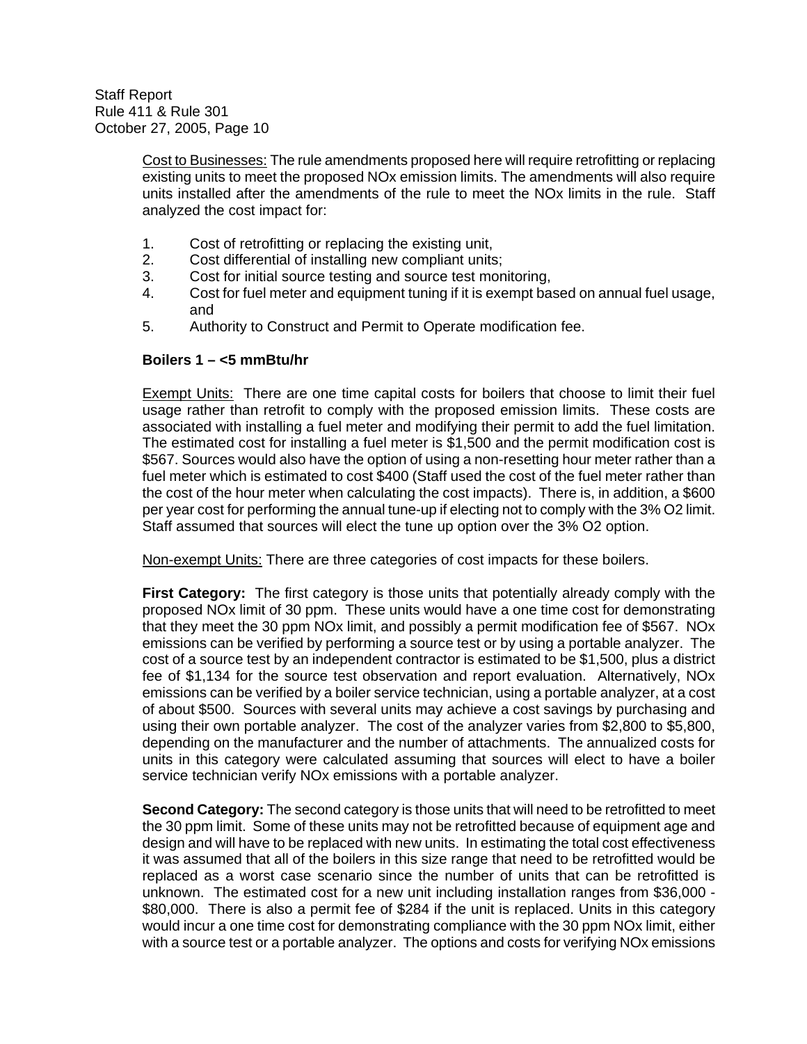Cost to Businesses: The rule amendments proposed here will require retrofitting or replacing existing units to meet the proposed NOx emission limits. The amendments will also require units installed after the amendments of the rule to meet the NOx limits in the rule. Staff analyzed the cost impact for:

1. Cost of retrofitting or replacing the existing unit,
2. Cost differential of installing new compliant units;
3. Cost for initial source testing and source test monitoring,
4. Cost for fuel meter and equipment tuning if it is exempt based on annual fuel usage, and
5. Authority to Construct and Permit to Operate modification fee.

**Boilers 1 – <5 mmBtu/hr**

Exempt Units: There are one time capital costs for boilers that choose to limit their fuel usage rather than retrofit to comply with the proposed emission limits. These costs are associated with installing a fuel meter and modifying their permit to add the fuel limitation. The estimated cost for installing a fuel meter is $1,500 and the permit modification cost is $567. Sources would also have the option of using a non-resetting hour meter rather than a fuel meter which is estimated to cost $400 (Staff used the cost of the fuel meter rather than the cost of the hour meter when calculating the cost impacts). There is, in addition, a $600 per year cost for performing the annual tune-up if electing not to comply with the 3% O2 limit. Staff assumed that sources will elect the tune up option over the 3% O2 option.

Non-exempt Units: There are three categories of cost impacts for these boilers.

**First Category:** The first category is those units that potentially already comply with the proposed NOx limit of 30 ppm. These units would have a one time cost for demonstrating that they meet the 30 ppm NOx limit, and possibly a permit modification fee of $567. NOx emissions can be verified by performing a source test or by using a portable analyzer. The cost of a source test by an independent contractor is estimated to be $1,500, plus a district fee of $1,134 for the source test observation and report evaluation. Alternatively, NOx emissions can be verified by a boiler service technician, using a portable analyzer, at a cost of about $500. Sources with several units may achieve a cost savings by purchasing and using their own portable analyzer. The cost of the analyzer varies from $2,800 to $5,800, depending on the manufacturer and the number of attachments. The annualized costs for units in this category were calculated assuming that sources will elect to have a boiler service technician verify NOx emissions with a portable analyzer.

**Second Category:** The second category is those units that will need to be retrofitted to meet the 30 ppm limit. Some of these units may not be retrofitted because of equipment age and design and will have to be replaced with new units. In estimating the total cost effectiveness it was assumed that all of the boilers in this size range that need to be retrofitted would be replaced as a worst case scenario since the number of units that can be retrofitted is unknown. The estimated cost for a new unit including installation ranges from $36,000 - $80,000. There is also a permit fee of $284 if the unit is replaced. Units in this category would incur a one time cost for demonstrating compliance with the 30 ppm NOx limit, either with a source test or a portable analyzer. The options and costs for verifying NOx emissions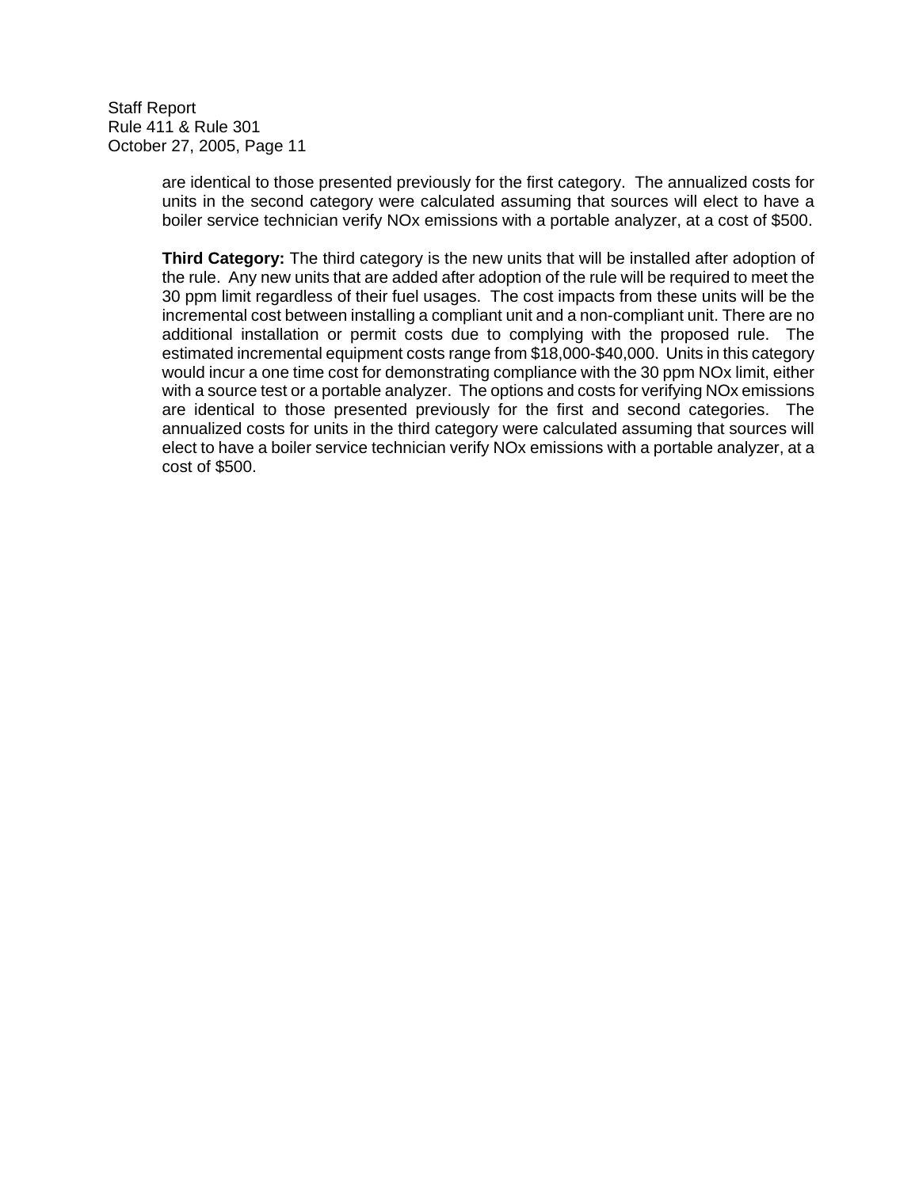are identical to those presented previously for the first category. The annualized costs for units in the second category were calculated assuming that sources will elect to have a boiler service technician verify NOx emissions with a portable analyzer, at a cost of $500.

**Third Category:** The third category is the new units that will be installed after adoption of the rule. Any new units that are added after adoption of the rule will be required to meet the 30 ppm limit regardless of their fuel usages. The cost impacts from these units will be the incremental cost between installing a compliant unit and a non-compliant unit. There are no additional installation or permit costs due to complying with the proposed rule. The estimated incremental equipment costs range from $18,000-$40,000. Units in this category would incur a one time cost for demonstrating compliance with the 30 ppm NOx limit, either with a source test or a portable analyzer. The options and costs for verifying NOx emissions are identical to those presented previously for the first and second categories. The annualized costs for units in the third category were calculated assuming that sources will elect to have a boiler service technician verify NOx emissions with a portable analyzer, at a cost of $500.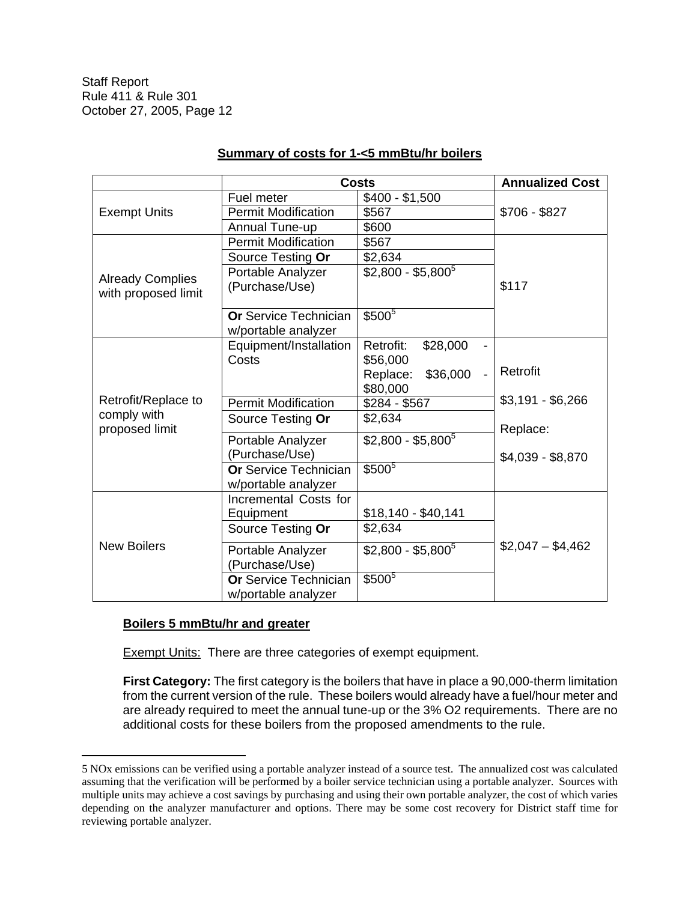**Summary of costs for 1-<5 mmBtu/hr boilers**

| | Costs | | Annualized Cost |
|---|---|---|---|
| Exempt Units | Fuel meter | \$400 - \$1,500 | \$706 - \$827 |
| | Permit Modification | \$567 | |
| | Annual Tune-up | \$600 | |
| Already Complies with proposed limit | Permit Modification | \$567 | \$117 |
| | Source Testing **Or** | \$2,634 | |
| | Portable Analyzer (Purchase/Use) | \$2,800 - \$5,800[5] | |
| | **Or** Service Technician w/portable analyzer | \$500[5] | |
| Retrofit/Replace to comply with proposed limit | Equipment/Installation Costs | Retrofit: \$28,000 - \$56,000 Replace: \$36,000 - \$80,000 | Retrofit \$3,191 - \$6,266 Replace: \$4,039 - \$8,870 |
| | Permit Modification | \$284 - \$567 | |
| | Source Testing **Or** | \$2,634 | |
| | Portable Analyzer (Purchase/Use) | \$2,800 - \$5,800[5] | |
| | **Or** Service Technician w/portable analyzer | \$500[5] | |
| New Boilers | Incremental Costs for Equipment | \$18,140 - \$40,141 | \$2,047 – \$4,462 |
| | Source Testing **Or** | \$2,634 | |
| | Portable Analyzer (Purchase/Use) | \$2,800 - \$5,800[5] | |
| | **Or** Service Technician w/portable analyzer | \$500[5] | |

**Boilers 5 mmBtu/hr and greater**

Exempt Units: There are three categories of exempt equipment.

**First Category:** The first category is the boilers that have in place a 90,000-therm limitation from the current version of the rule. These boilers would already have a fuel/hour meter and are already required to meet the annual tune-up or the 3% O2 requirements. There are no additional costs for these boilers from the proposed amendments to the rule.

---

5 NOx emissions can be verified using a portable analyzer instead of a source test. The annualized cost was calculated assuming that the verification will be performed by a boiler service technician using a portable analyzer. Sources with multiple units may achieve a cost savings by purchasing and using their own portable analyzer, the cost of which varies depending on the analyzer manufacturer and options. There may be some cost recovery for District staff time for reviewing portable analyzer.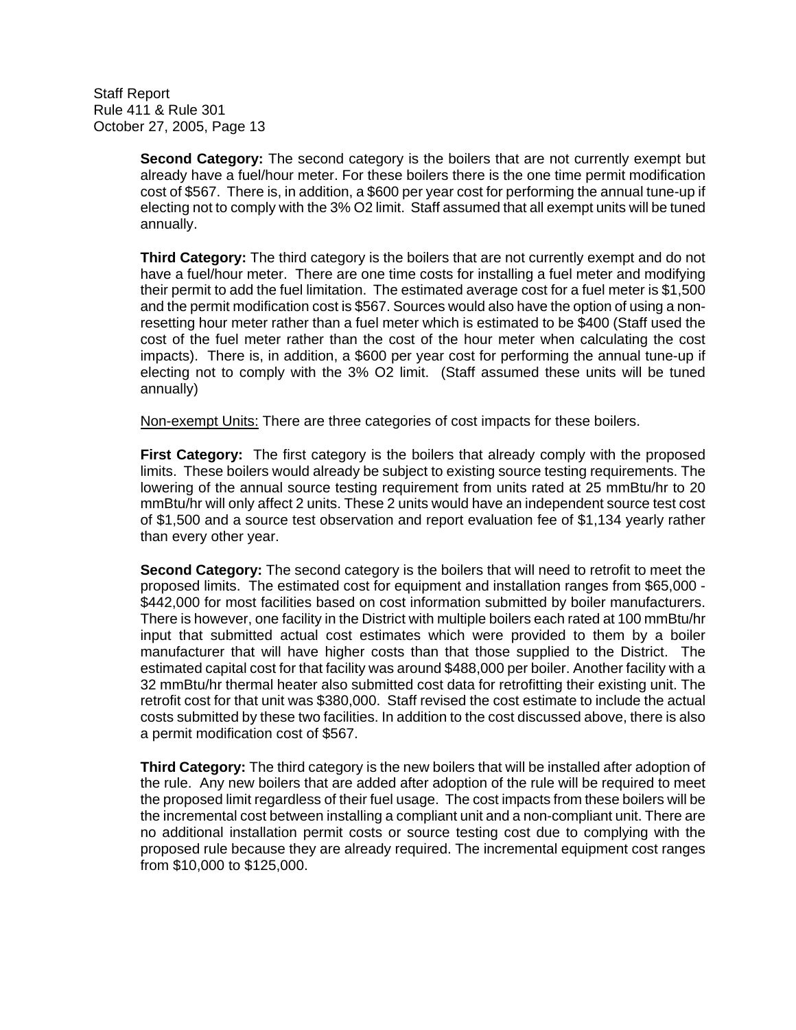**Second Category:** The second category is the boilers that are not currently exempt but already have a fuel/hour meter. For these boilers there is the one time permit modification cost of $567. There is, in addition, a $600 per year cost for performing the annual tune-up if electing not to comply with the 3% O2 limit. Staff assumed that all exempt units will be tuned annually.

**Third Category:** The third category is the boilers that are not currently exempt and do not have a fuel/hour meter. There are one time costs for installing a fuel meter and modifying their permit to add the fuel limitation. The estimated average cost for a fuel meter is $1,500 and the permit modification cost is $567. Sources would also have the option of using a non-resetting hour meter rather than a fuel meter which is estimated to be $400 (Staff used the cost of the fuel meter rather than the cost of the hour meter when calculating the cost impacts). There is, in addition, a $600 per year cost for performing the annual tune-up if electing not to comply with the 3% O2 limit. (Staff assumed these units will be tuned annually)

<u>Non-exempt Units:</u> There are three categories of cost impacts for these boilers.

**First Category:** The first category is the boilers that already comply with the proposed limits. These boilers would already be subject to existing source testing requirements. The lowering of the annual source testing requirement from units rated at 25 mmBtu/hr to 20 mmBtu/hr will only affect 2 units. These 2 units would have an independent source test cost of $1,500 and a source test observation and report evaluation fee of $1,134 yearly rather than every other year.

**Second Category:** The second category is the boilers that will need to retrofit to meet the proposed limits. The estimated cost for equipment and installation ranges from $65,000 - $442,000 for most facilities based on cost information submitted by boiler manufacturers. There is however, one facility in the District with multiple boilers each rated at 100 mmBtu/hr input that submitted actual cost estimates which were provided to them by a boiler manufacturer that will have higher costs than that those supplied to the District. The estimated capital cost for that facility was around $488,000 per boiler. Another facility with a 32 mmBtu/hr thermal heater also submitted cost data for retrofitting their existing unit. The retrofit cost for that unit was $380,000. Staff revised the cost estimate to include the actual costs submitted by these two facilities. In addition to the cost discussed above, there is also a permit modification cost of $567.

**Third Category:** The third category is the new boilers that will be installed after adoption of the rule. Any new boilers that are added after adoption of the rule will be required to meet the proposed limit regardless of their fuel usage. The cost impacts from these boilers will be the incremental cost between installing a compliant unit and a non-compliant unit. There are no additional installation permit costs or source testing cost due to complying with the proposed rule because they are already required. The incremental equipment cost ranges from $10,000 to $125,000.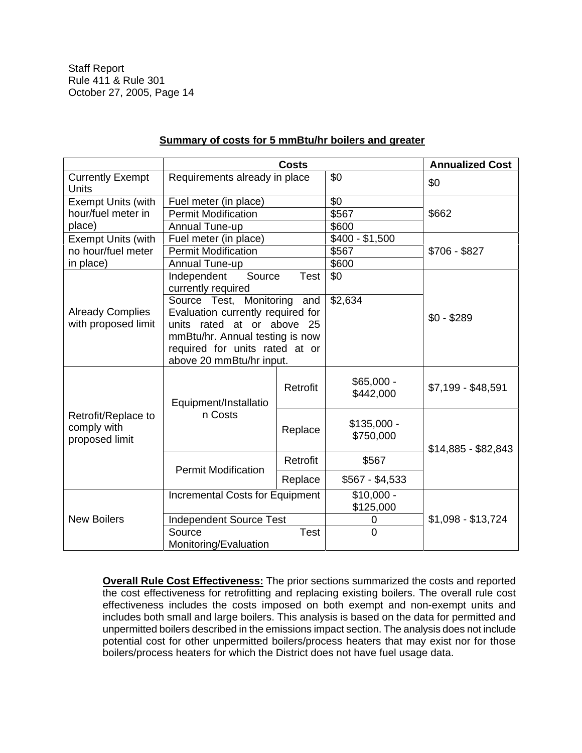**Summary of costs for 5 mmBtu/hr boilers and greater**

| | Costs | | | Annualized Cost |
|---|---|---|---|---|
| Currently Exempt Units | Requirements already in place | | $0 | $0 |
| Exempt Units (with hour/fuel meter in place) | Fuel meter (in place) | | $0 | $662 |
| | Permit Modification | | $567 | |
| | Annual Tune-up | | $600 | |
| Exempt Units (with no hour/fuel meter in place) | Fuel meter (in place) | | $400 - $1,500 | $706 - $827 |
| | Permit Modification | | $567 | |
| | Annual Tune-up | | $600 | |
| Already Complies with proposed limit | Independent Source Test currently required | | $0 | $0 - $289 |
| | Source Test, Monitoring and Evaluation currently required for units rated at or above 25 mmBtu/hr. Annual testing is now required for units rated at or above 20 mmBtu/hr input. | | $2,634 | |
| Retrofit/Replace to comply with proposed limit | Equipment/Installation Costs | Retrofit | $65,000 - $442,000 | $7,199 - $48,591 |
| | | Replace | $135,000 - $750,000 | $14,885 - $82,843 |
| | Permit Modification | Retrofit | $567 | |
| | | Replace | $567 - $4,533 | |
| New Boilers | Incremental Costs for Equipment | | $10,000 - $125,000 | $1,098 - $13,724 |
| | Independent Source Test | | 0 | |
| | Source Test Monitoring/Evaluation | | 0 | |

**Overall Rule Cost Effectiveness:** The prior sections summarized the costs and reported the cost effectiveness for retrofitting and replacing existing boilers. The overall rule cost effectiveness includes the costs imposed on both exempt and non-exempt units and includes both small and large boilers. This analysis is based on the data for permitted and unpermitted boilers described in the emissions impact section. The analysis does not include potential cost for other unpermitted boilers/process heaters that may exist nor for those boilers/process heaters for which the District does not have fuel usage data.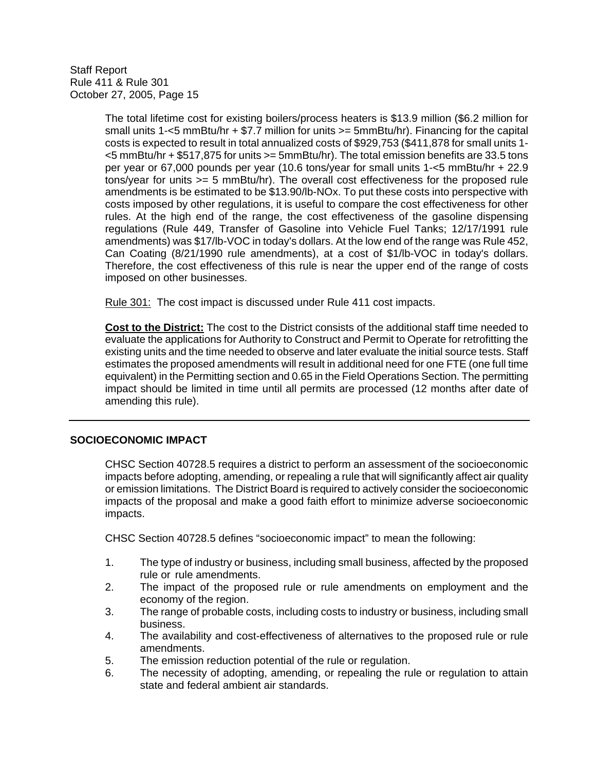The total lifetime cost for existing boilers/process heaters is $13.9 million ($6.2 million for small units 1-<5 mmBtu/hr + $7.7 million for units >= 5mmBtu/hr). Financing for the capital costs is expected to result in total annualized costs of $929,753 ($411,878 for small units 1-<5 mmBtu/hr + $517,875 for units >= 5mmBtu/hr). The total emission benefits are 33.5 tons per year or 67,000 pounds per year (10.6 tons/year for small units 1-<5 mmBtu/hr + 22.9 tons/year for units >= 5 mmBtu/hr). The overall cost effectiveness for the proposed rule amendments is be estimated to be $13.90/lb-NOx. To put these costs into perspective with costs imposed by other regulations, it is useful to compare the cost effectiveness for other rules. At the high end of the range, the cost effectiveness of the gasoline dispensing regulations (Rule 449, Transfer of Gasoline into Vehicle Fuel Tanks; 12/17/1991 rule amendments) was $17/lb-VOC in today's dollars. At the low end of the range was Rule 452, Can Coating (8/21/1990 rule amendments), at a cost of $1/lb-VOC in today's dollars. Therefore, the cost effectiveness of this rule is near the upper end of the range of costs imposed on other businesses.

Rule 301: The cost impact is discussed under Rule 411 cost impacts.

**Cost to the District:** The cost to the District consists of the additional staff time needed to evaluate the applications for Authority to Construct and Permit to Operate for retrofitting the existing units and the time needed to observe and later evaluate the initial source tests. Staff estimates the proposed amendments will result in additional need for one FTE (one full time equivalent) in the Permitting section and 0.65 in the Field Operations Section. The permitting impact should be limited in time until all permits are processed (12 months after date of amending this rule).

---

## SOCIOECONOMIC IMPACT

CHSC Section 40728.5 requires a district to perform an assessment of the socioeconomic impacts before adopting, amending, or repealing a rule that will significantly affect air quality or emission limitations. The District Board is required to actively consider the socioeconomic impacts of the proposal and make a good faith effort to minimize adverse socioeconomic impacts.

CHSC Section 40728.5 defines "socioeconomic impact" to mean the following:

1. The type of industry or business, including small business, affected by the proposed rule or rule amendments.
2. The impact of the proposed rule or rule amendments on employment and the economy of the region.
3. The range of probable costs, including costs to industry or business, including small business.
4. The availability and cost-effectiveness of alternatives to the proposed rule or rule amendments.
5. The emission reduction potential of the rule or regulation.
6. The necessity of adopting, amending, or repealing the rule or regulation to attain state and federal ambient air standards.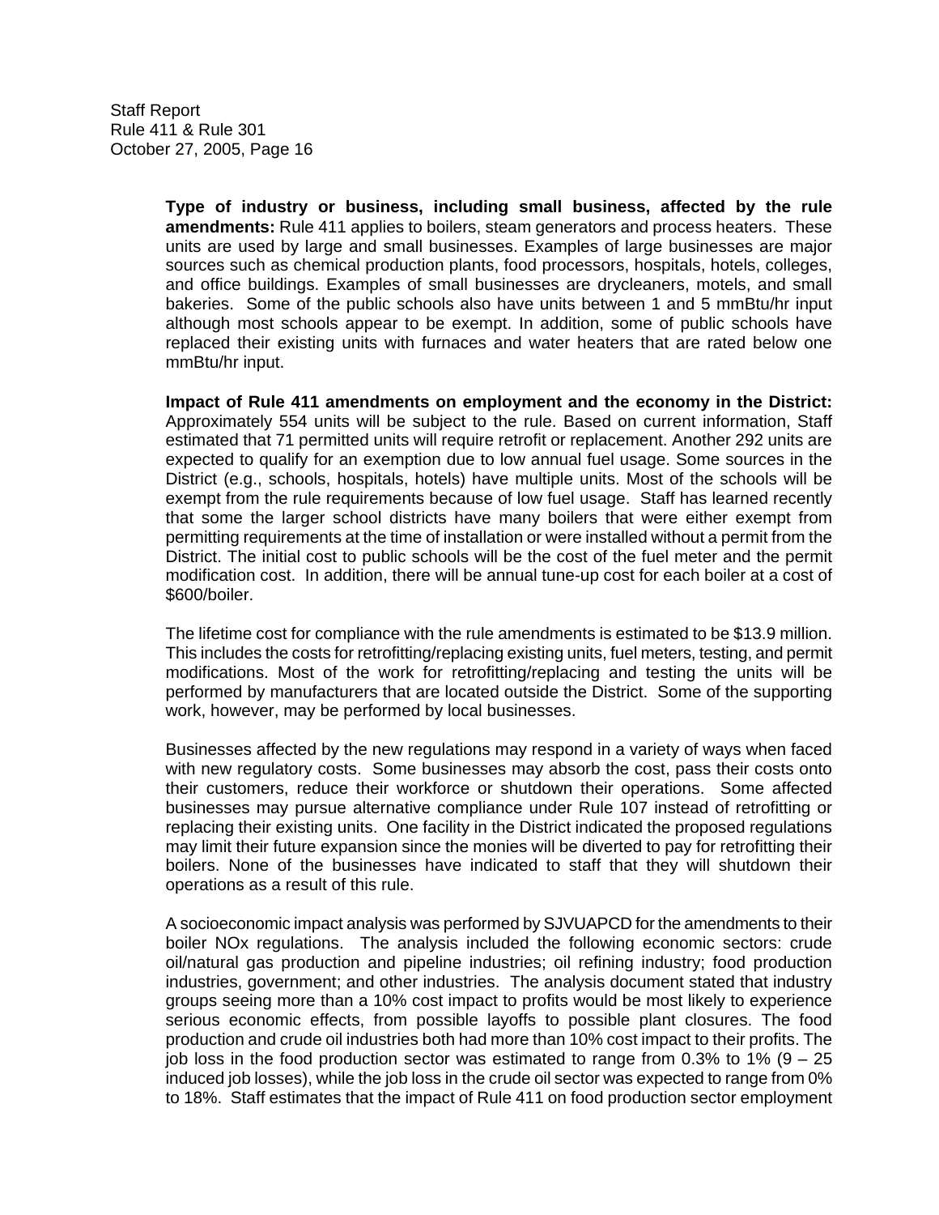**Type of industry or business, including small business, affected by the rule amendments:** Rule 411 applies to boilers, steam generators and process heaters. These units are used by large and small businesses. Examples of large businesses are major sources such as chemical production plants, food processors, hospitals, hotels, colleges, and office buildings. Examples of small businesses are drycleaners, motels, and small bakeries. Some of the public schools also have units between 1 and 5 mmBtu/hr input although most schools appear to be exempt. In addition, some of public schools have replaced their existing units with furnaces and water heaters that are rated below one mmBtu/hr input.

**Impact of Rule 411 amendments on employment and the economy in the District:** Approximately 554 units will be subject to the rule. Based on current information, Staff estimated that 71 permitted units will require retrofit or replacement. Another 292 units are expected to qualify for an exemption due to low annual fuel usage. Some sources in the District (e.g., schools, hospitals, hotels) have multiple units. Most of the schools will be exempt from the rule requirements because of low fuel usage. Staff has learned recently that some the larger school districts have many boilers that were either exempt from permitting requirements at the time of installation or were installed without a permit from the District. The initial cost to public schools will be the cost of the fuel meter and the permit modification cost. In addition, there will be annual tune-up cost for each boiler at a cost of $600/boiler.

The lifetime cost for compliance with the rule amendments is estimated to be $13.9 million. This includes the costs for retrofitting/replacing existing units, fuel meters, testing, and permit modifications. Most of the work for retrofitting/replacing and testing the units will be performed by manufacturers that are located outside the District. Some of the supporting work, however, may be performed by local businesses.

Businesses affected by the new regulations may respond in a variety of ways when faced with new regulatory costs. Some businesses may absorb the cost, pass their costs onto their customers, reduce their workforce or shutdown their operations. Some affected businesses may pursue alternative compliance under Rule 107 instead of retrofitting or replacing their existing units. One facility in the District indicated the proposed regulations may limit their future expansion since the monies will be diverted to pay for retrofitting their boilers. None of the businesses have indicated to staff that they will shutdown their operations as a result of this rule.

A socioeconomic impact analysis was performed by SJVUAPCD for the amendments to their boiler NOx regulations. The analysis included the following economic sectors: crude oil/natural gas production and pipeline industries; oil refining industry; food production industries, government; and other industries. The analysis document stated that industry groups seeing more than a 10% cost impact to profits would be most likely to experience serious economic effects, from possible layoffs to possible plant closures. The food production and crude oil industries both had more than 10% cost impact to their profits. The job loss in the food production sector was estimated to range from 0.3% to 1% (9 – 25 induced job losses), while the job loss in the crude oil sector was expected to range from 0% to 18%. Staff estimates that the impact of Rule 411 on food production sector employment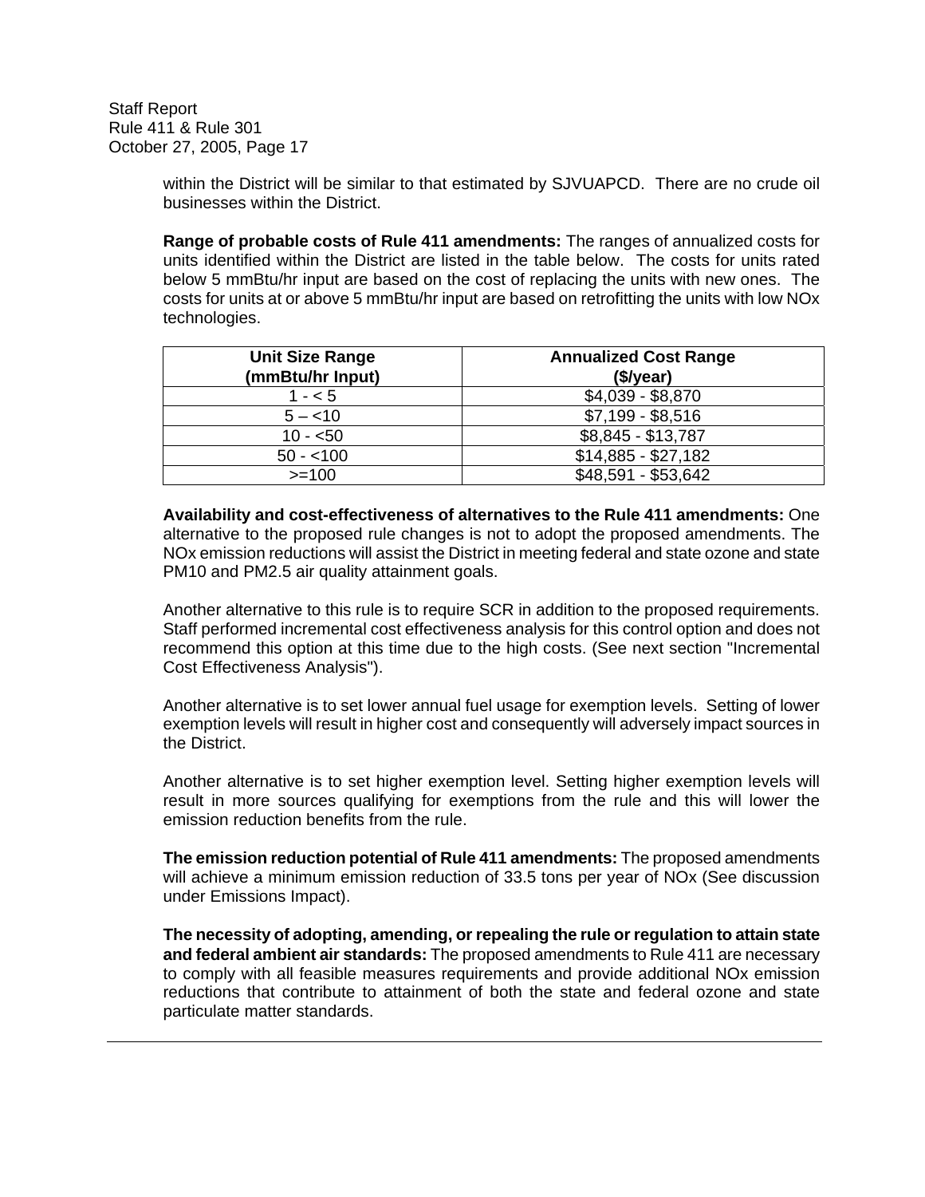within the District will be similar to that estimated by SJVUAPCD. There are no crude oil businesses within the District.

**Range of probable costs of Rule 411 amendments:** The ranges of annualized costs for units identified within the District are listed in the table below. The costs for units rated below 5 mmBtu/hr input are based on the cost of replacing the units with new ones. The costs for units at or above 5 mmBtu/hr input are based on retrofitting the units with low NOx technologies.

| Unit Size Range (mmBtu/hr Input) | Annualized Cost Range ($/year) |
|---|---|
| 1 - < 5 | $4,039 - $8,870 |
| 5 – <10 | $7,199 - $8,516 |
| 10 - <50 | $8,845 - $13,787 |
| 50 - <100 | $14,885 - $27,182 |
| >=100 | $48,591 - $53,642 |

**Availability and cost-effectiveness of alternatives to the Rule 411 amendments:** One alternative to the proposed rule changes is not to adopt the proposed amendments. The NOx emission reductions will assist the District in meeting federal and state ozone and state PM10 and PM2.5 air quality attainment goals.

Another alternative to this rule is to require SCR in addition to the proposed requirements. Staff performed incremental cost effectiveness analysis for this control option and does not recommend this option at this time due to the high costs. (See next section "Incremental Cost Effectiveness Analysis").

Another alternative is to set lower annual fuel usage for exemption levels. Setting of lower exemption levels will result in higher cost and consequently will adversely impact sources in the District.

Another alternative is to set higher exemption level. Setting higher exemption levels will result in more sources qualifying for exemptions from the rule and this will lower the emission reduction benefits from the rule.

**The emission reduction potential of Rule 411 amendments:** The proposed amendments will achieve a minimum emission reduction of 33.5 tons per year of NOx (See discussion under Emissions Impact).

**The necessity of adopting, amending, or repealing the rule or regulation to attain state and federal ambient air standards:** The proposed amendments to Rule 411 are necessary to comply with all feasible measures requirements and provide additional NOx emission reductions that contribute to attainment of both the state and federal ozone and state particulate matter standards.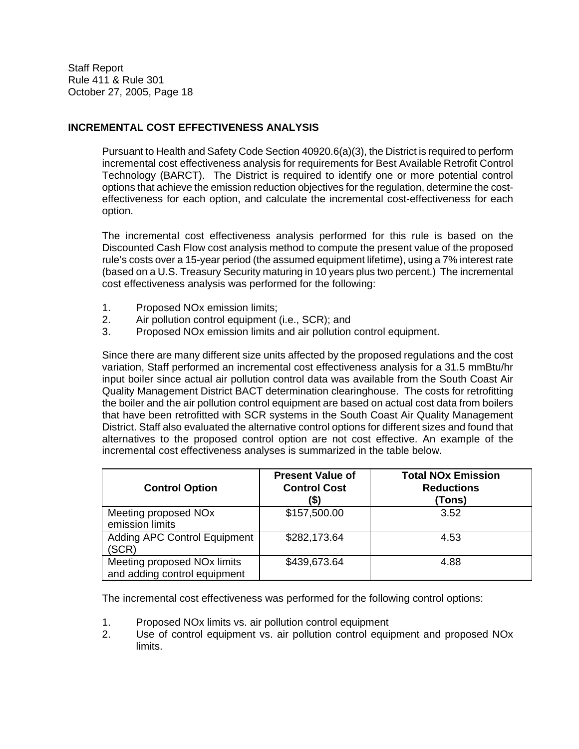## INCREMENTAL COST EFFECTIVENESS ANALYSIS

Pursuant to Health and Safety Code Section 40920.6(a)(3), the District is required to perform incremental cost effectiveness analysis for requirements for Best Available Retrofit Control Technology (BARCT). The District is required to identify one or more potential control options that achieve the emission reduction objectives for the regulation, determine the cost-effectiveness for each option, and calculate the incremental cost-effectiveness for each option.

The incremental cost effectiveness analysis performed for this rule is based on the Discounted Cash Flow cost analysis method to compute the present value of the proposed rule's costs over a 15-year period (the assumed equipment lifetime), using a 7% interest rate (based on a U.S. Treasury Security maturing in 10 years plus two percent.) The incremental cost effectiveness analysis was performed for the following:

1. Proposed NOx emission limits;
2. Air pollution control equipment (i.e., SCR); and
3. Proposed NOx emission limits and air pollution control equipment.

Since there are many different size units affected by the proposed regulations and the cost variation, Staff performed an incremental cost effectiveness analysis for a 31.5 mmBtu/hr input boiler since actual air pollution control data was available from the South Coast Air Quality Management District BACT determination clearinghouse. The costs for retrofitting the boiler and the air pollution control equipment are based on actual cost data from boilers that have been retrofitted with SCR systems in the South Coast Air Quality Management District. Staff also evaluated the alternative control options for different sizes and found that alternatives to the proposed control option are not cost effective. An example of the incremental cost effectiveness analyses is summarized in the table below.

| Control Option | Present Value of Control Cost ($) | Total NOx Emission Reductions (Tons) |
|---|---|---|
| Meeting proposed NOx emission limits | $157,500.00 | 3.52 |
| Adding APC Control Equipment (SCR) | $282,173.64 | 4.53 |
| Meeting proposed NOx limits and adding control equipment | $439,673.64 | 4.88 |

The incremental cost effectiveness was performed for the following control options:

1. Proposed NOx limits vs. air pollution control equipment
2. Use of control equipment vs. air pollution control equipment and proposed NOx limits.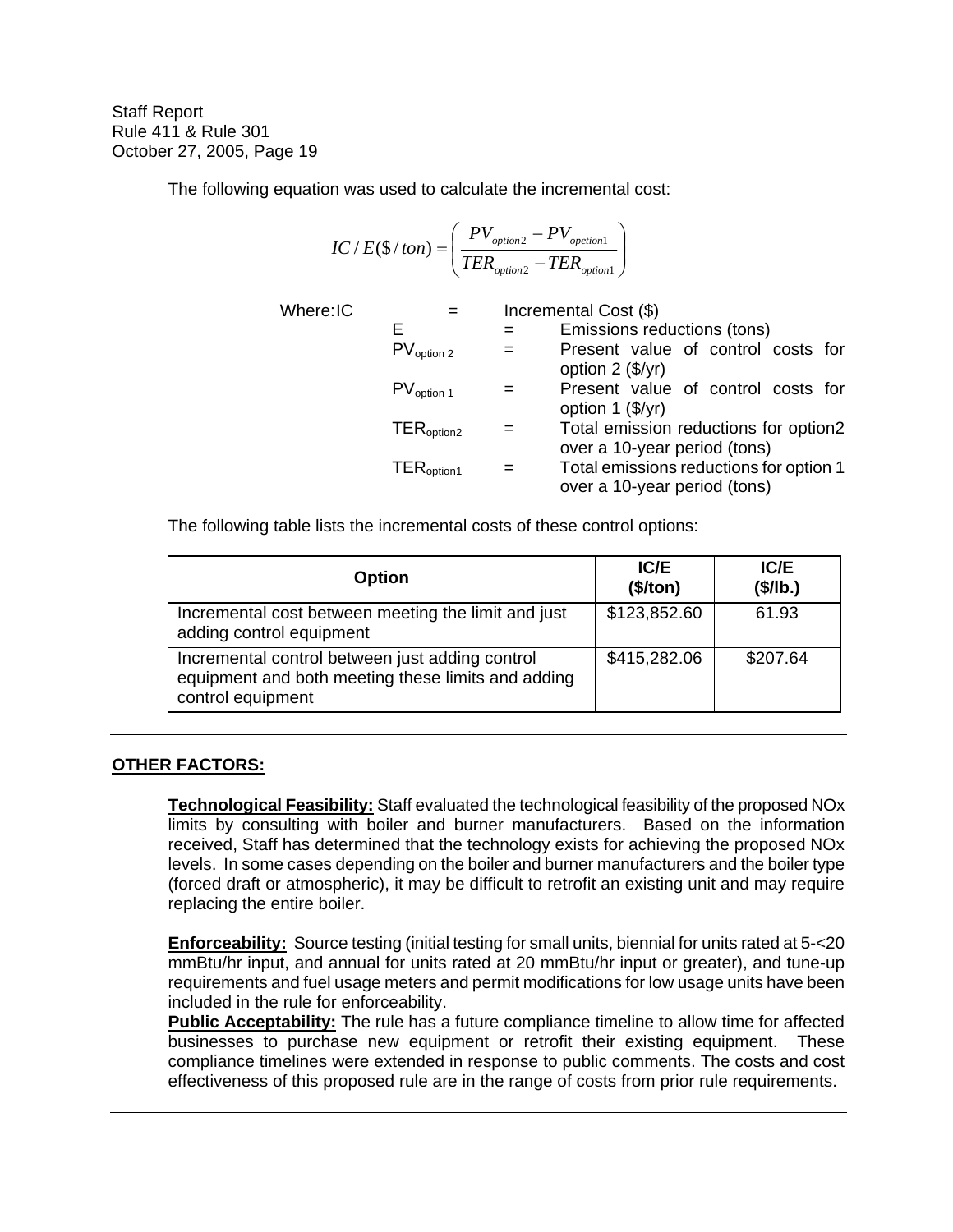The following equation was used to calculate the incremental cost:

$$IC/E(\$/ton) = \left( \frac{PV_{option2} - PV_{opetion1}}{TER_{option2} - TER_{option1}} \right)$$

Where: IC = Incremental Cost ($)
- E = Emissions reductions (tons)
- $PV_{option\ 2}$ = Present value of control costs for option 2 ($/yr)
- $PV_{option\ 1}$ = Present value of control costs for option 1 ($/yr)
- $TER_{option2}$ = Total emission reductions for option2 over a 10-year period (tons)
- $TER_{option1}$ = Total emissions reductions for option 1 over a 10-year period (tons)

The following table lists the incremental costs of these control options:

| Option | IC/E ($/ton) | IC/E ($/lb.) |
|---|---|---|
| Incremental cost between meeting the limit and just adding control equipment | $123,852.60 | 61.93 |
| Incremental control between just adding control equipment and both meeting these limits and adding control equipment | $415,282.06 | $207.64 |

## OTHER FACTORS:

**Technological Feasibility:** Staff evaluated the technological feasibility of the proposed NOx limits by consulting with boiler and burner manufacturers. Based on the information received, Staff has determined that the technology exists for achieving the proposed NOx levels. In some cases depending on the boiler and burner manufacturers and the boiler type (forced draft or atmospheric), it may be difficult to retrofit an existing unit and may require replacing the entire boiler.

**Enforceability:** Source testing (initial testing for small units, biennial for units rated at 5-<20 mmBtu/hr input, and annual for units rated at 20 mmBtu/hr input or greater), and tune-up requirements and fuel usage meters and permit modifications for low usage units have been included in the rule for enforceability.

**Public Acceptability:** The rule has a future compliance timeline to allow time for affected businesses to purchase new equipment or retrofit their existing equipment. These compliance timelines were extended in response to public comments. The costs and cost effectiveness of this proposed rule are in the range of costs from prior rule requirements.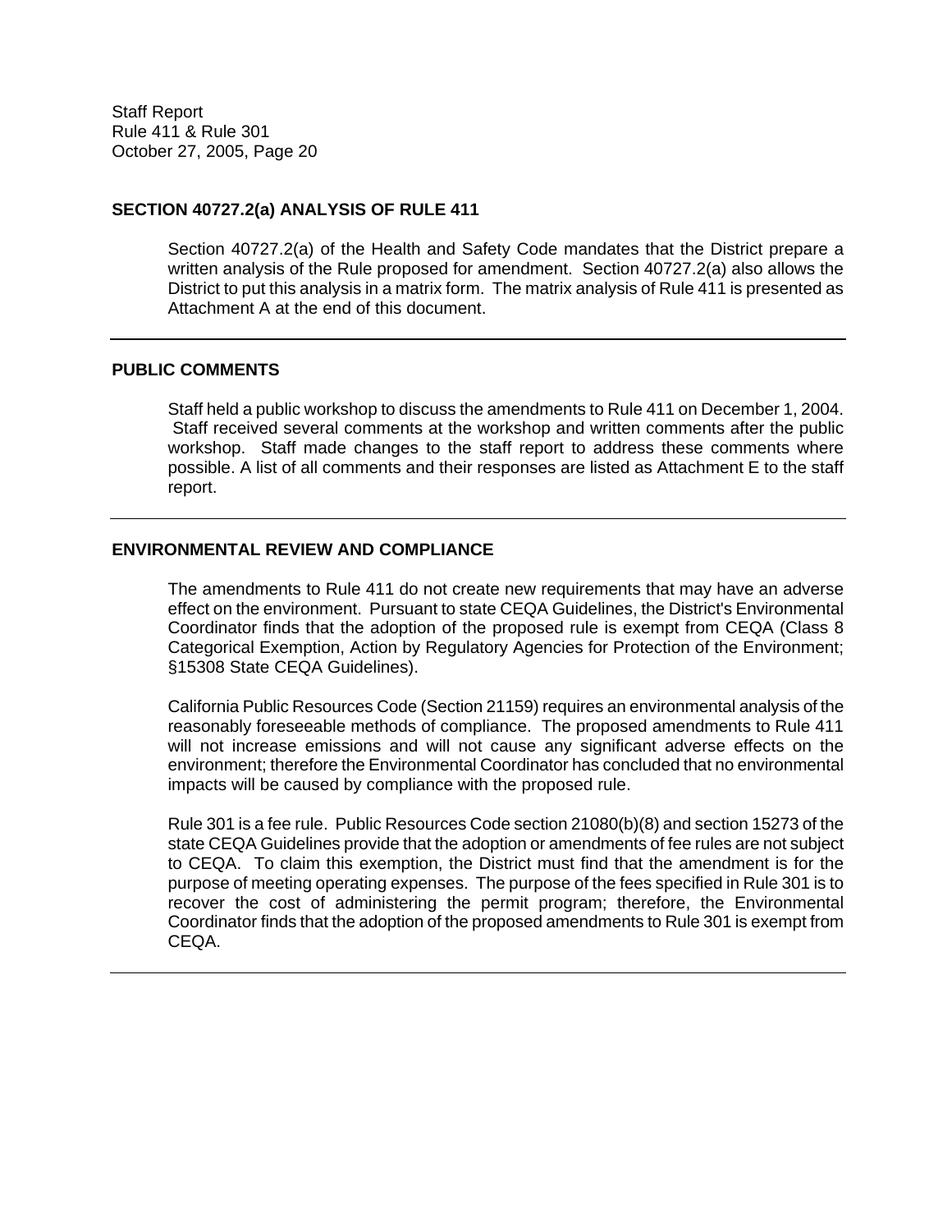## SECTION 40727.2(a) ANALYSIS OF RULE 411

Section 40727.2(a) of the Health and Safety Code mandates that the District prepare a written analysis of the Rule proposed for amendment. Section 40727.2(a) also allows the District to put this analysis in a matrix form. The matrix analysis of Rule 411 is presented as Attachment A at the end of this document.

---

## PUBLIC COMMENTS

Staff held a public workshop to discuss the amendments to Rule 411 on December 1, 2004. Staff received several comments at the workshop and written comments after the public workshop. Staff made changes to the staff report to address these comments where possible. A list of all comments and their responses are listed as Attachment E to the staff report.

---

## ENVIRONMENTAL REVIEW AND COMPLIANCE

The amendments to Rule 411 do not create new requirements that may have an adverse effect on the environment. Pursuant to state CEQA Guidelines, the District's Environmental Coordinator finds that the adoption of the proposed rule is exempt from CEQA (Class 8 Categorical Exemption, Action by Regulatory Agencies for Protection of the Environment; §15308 State CEQA Guidelines).

California Public Resources Code (Section 21159) requires an environmental analysis of the reasonably foreseeable methods of compliance. The proposed amendments to Rule 411 will not increase emissions and will not cause any significant adverse effects on the environment; therefore the Environmental Coordinator has concluded that no environmental impacts will be caused by compliance with the proposed rule.

Rule 301 is a fee rule. Public Resources Code section 21080(b)(8) and section 15273 of the state CEQA Guidelines provide that the adoption or amendments of fee rules are not subject to CEQA. To claim this exemption, the District must find that the amendment is for the purpose of meeting operating expenses. The purpose of the fees specified in Rule 301 is to recover the cost of administering the permit program; therefore, the Environmental Coordinator finds that the adoption of the proposed amendments to Rule 301 is exempt from CEQA.

---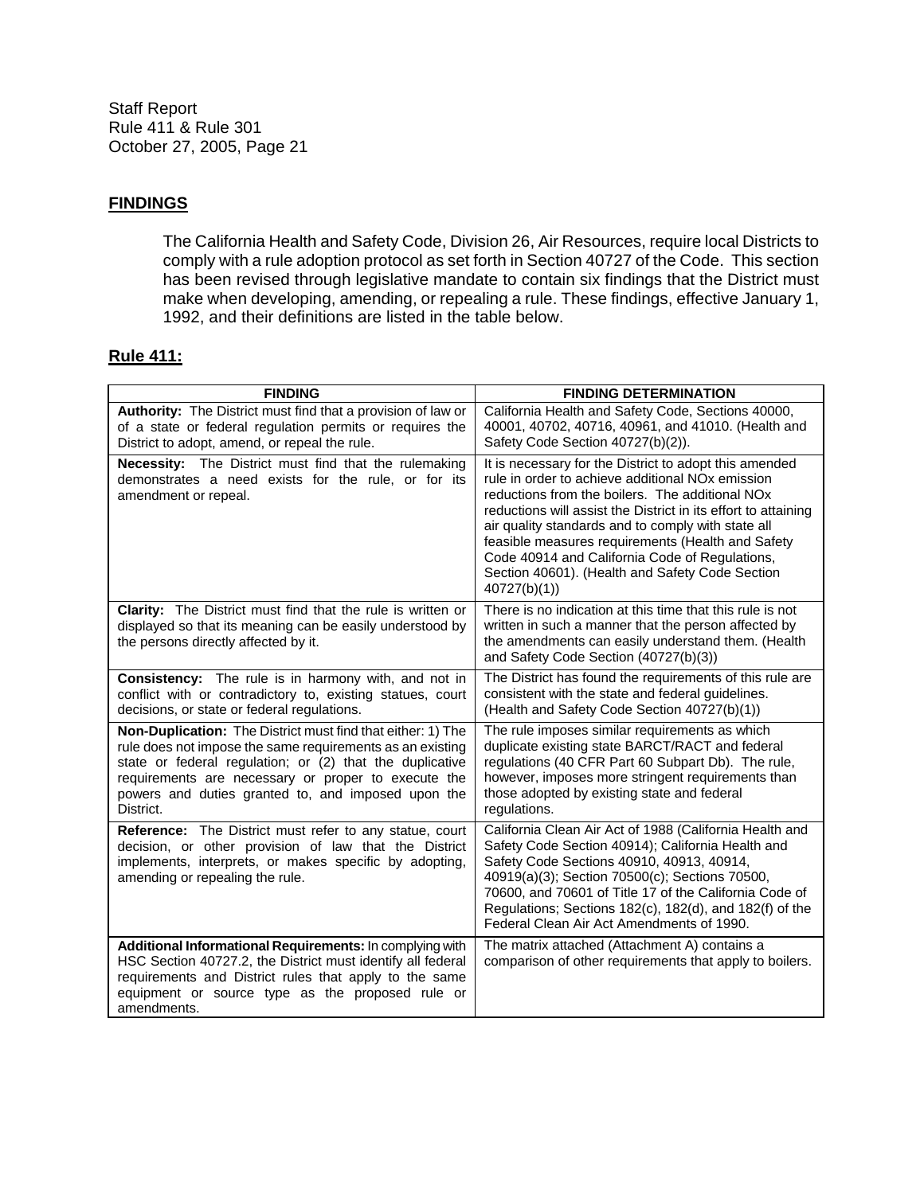## FINDINGS

The California Health and Safety Code, Division 26, Air Resources, require local Districts to comply with a rule adoption protocol as set forth in Section 40727 of the Code. This section has been revised through legislative mandate to contain six findings that the District must make when developing, amending, or repealing a rule. These findings, effective January 1, 1992, and their definitions are listed in the table below.

## Rule 411:

| FINDING | FINDING DETERMINATION |
|---|---|
| **Authority:** The District must find that a provision of law or of a state or federal regulation permits or requires the District to adopt, amend, or repeal the rule. | California Health and Safety Code, Sections 40000, 40001, 40702, 40716, 40961, and 41010. (Health and Safety Code Section 40727(b)(2)). |
| **Necessity:** The District must find that the rulemaking demonstrates a need exists for the rule, or for its amendment or repeal. | It is necessary for the District to adopt this amended rule in order to achieve additional NOx emission reductions from the boilers. The additional NOx reductions will assist the District in its effort to attaining air quality standards and to comply with state all feasible measures requirements (Health and Safety Code 40914 and California Code of Regulations, Section 40601). (Health and Safety Code Section 40727(b)(1)) |
| **Clarity:** The District must find that the rule is written or displayed so that its meaning can be easily understood by the persons directly affected by it. | There is no indication at this time that this rule is not written in such a manner that the person affected by the amendments can easily understand them. (Health and Safety Code Section (40727(b)(3)) |
| **Consistency:** The rule is in harmony with, and not in conflict with or contradictory to, existing statues, court decisions, or state or federal regulations. | The District has found the requirements of this rule are consistent with the state and federal guidelines. (Health and Safety Code Section 40727(b)(1)) |
| **Non-Duplication:** The District must find that either: 1) The rule does not impose the same requirements as an existing state or federal regulation; or (2) that the duplicative requirements are necessary or proper to execute the powers and duties granted to, and imposed upon the District. | The rule imposes similar requirements as which duplicate existing state BARCT/RACT and federal regulations (40 CFR Part 60 Subpart Db). The rule, however, imposes more stringent requirements than those adopted by existing state and federal regulations. |
| **Reference:** The District must refer to any statue, court decision, or other provision of law that the District implements, interprets, or makes specific by adopting, amending or repealing the rule. | California Clean Air Act of 1988 (California Health and Safety Code Section 40914); California Health and Safety Code Sections 40910, 40913, 40914, 40919(a)(3); Section 70500(c); Sections 70500, 70600, and 70601 of Title 17 of the California Code of Regulations; Sections 182(c), 182(d), and 182(f) of the Federal Clean Air Act Amendments of 1990. |
| **Additional Informational Requirements:** In complying with HSC Section 40727.2, the District must identify all federal requirements and District rules that apply to the same equipment or source type as the proposed rule or amendments. | The matrix attached (Attachment A) contains a comparison of other requirements that apply to boilers. |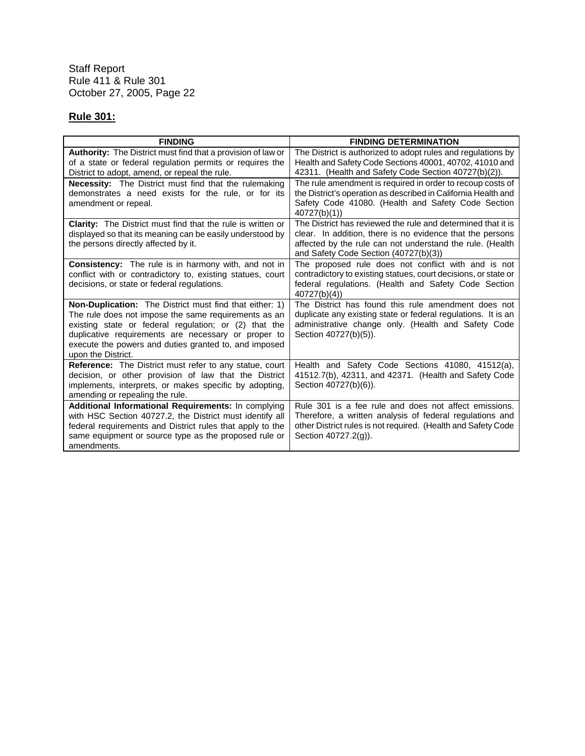## Rule 301:

| FINDING | FINDING DETERMINATION |
|---|---|
| **Authority:** The District must find that a provision of law or of a state or federal regulation permits or requires the District to adopt, amend, or repeal the rule. | The District is authorized to adopt rules and regulations by Health and Safety Code Sections 40001, 40702, 41010 and 42311. (Health and Safety Code Section 40727(b)(2)). |
| **Necessity:** The District must find that the rulemaking demonstrates a need exists for the rule, or for its amendment or repeal. | The rule amendment is required in order to recoup costs of the District's operation as described in California Health and Safety Code 41080. (Health and Safety Code Section 40727(b)(1)) |
| **Clarity:** The District must find that the rule is written or displayed so that its meaning can be easily understood by the persons directly affected by it. | The District has reviewed the rule and determined that it is clear. In addition, there is no evidence that the persons affected by the rule can not understand the rule. (Health and Safety Code Section (40727(b)(3)) |
| **Consistency:** The rule is in harmony with, and not in conflict with or contradictory to, existing statues, court decisions, or state or federal regulations. | The proposed rule does not conflict with and is not contradictory to existing statues, court decisions, or state or federal regulations. (Health and Safety Code Section 40727(b)(4)) |
| **Non-Duplication:** The District must find that either: 1) The rule does not impose the same requirements as an existing state or federal regulation; or (2) that the duplicative requirements are necessary or proper to execute the powers and duties granted to, and imposed upon the District. | The District has found this rule amendment does not duplicate any existing state or federal regulations. It is an administrative change only. (Health and Safety Code Section 40727(b)(5)). |
| **Reference:** The District must refer to any statue, court decision, or other provision of law that the District implements, interprets, or makes specific by adopting, amending or repealing the rule. | Health and Safety Code Sections 41080, 41512(a), 41512.7(b), 42311, and 42371. (Health and Safety Code Section 40727(b)(6)). |
| **Additional Informational Requirements:** In complying with HSC Section 40727.2, the District must identify all federal requirements and District rules that apply to the same equipment or source type as the proposed rule or amendments. | Rule 301 is a fee rule and does not affect emissions. Therefore, a written analysis of federal regulations and other District rules is not required. (Health and Safety Code Section 40727.2(g)). |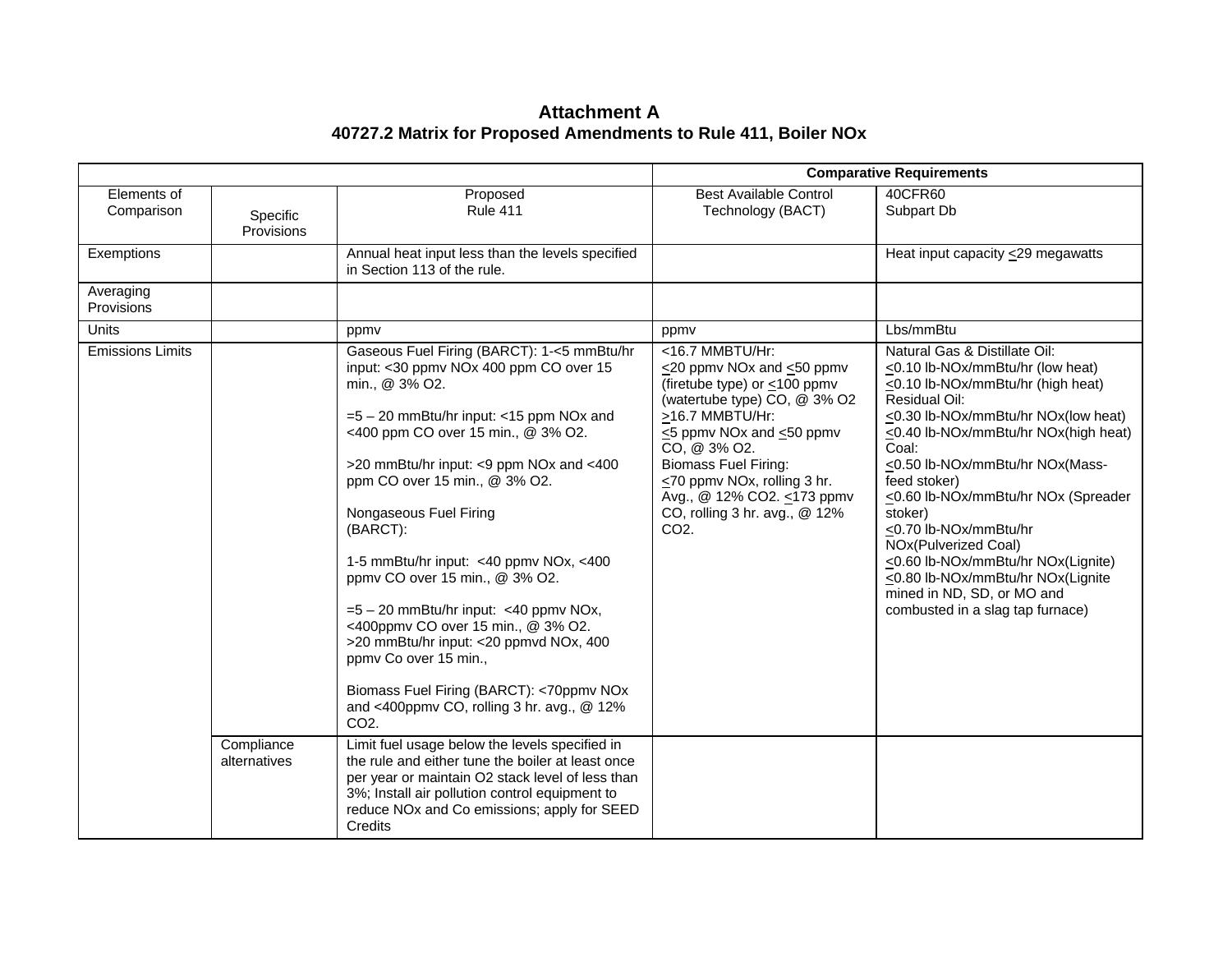# Attachment A

## 40727.2 Matrix for Proposed Amendments to Rule 411, Boiler NOx

| | | | Comparative Requirements | |
|---|---|---|---|---|
| Elements of Comparison | Specific Provisions | Proposed Rule 411 | Best Available Control Technology (BACT) | 40CFR60 Subpart Db |
| Exemptions | | Annual heat input less than the levels specified in Section 113 of the rule. | | Heat input capacity <u><</u>29 megawatts |
| Averaging Provisions | | | | |
| Units | | ppmv | ppmv | Lbs/mmBtu |
| Emissions Limits | | Gaseous Fuel Firing (BARCT): 1-<5 mmBtu/hr input: <30 ppmv NOx 400 ppm CO over 15 min., @ 3% O2.<br><br>=5 – 20 mmBtu/hr input: <15 ppm NOx and <400 ppm CO over 15 min., @ 3% O2.<br><br>>20 mmBtu/hr input: <9 ppm NOx and <400 ppm CO over 15 min., @ 3% O2.<br><br>Nongaseous Fuel Firing (BARCT):<br><br>1-5 mmBtu/hr input: <40 ppmv NOx, <400 ppmv CO over 15 min., @ 3% O2.<br><br>=5 – 20 mmBtu/hr input: <40 ppmv NOx, <400ppmv CO over 15 min., @ 3% O2.<br>>20 mmBtu/hr input: <20 ppmvd NOx, 400 ppmv Co over 15 min.,<br><br>Biomass Fuel Firing (BARCT): <70ppmv NOx and <400ppmv CO, rolling 3 hr. avg., @ 12% CO2. | <16.7 MMBTU/Hr:<br><u><</u>20 ppmv NOx and <u><</u>50 ppmv (firetube type) or <u><</u>100 ppmv (watertube type) CO, @ 3% O2<br><u>></u>16.7 MMBTU/Hr:<br><u><</u>5 ppmv NOx and <u><</u>50 ppmv CO, @ 3% O2.<br>Biomass Fuel Firing:<br><u><</u>70 ppmv NOx, rolling 3 hr. Avg., @ 12% CO2. <u><</u>173 ppmv CO, rolling 3 hr. avg., @ 12% CO2. | Natural Gas & Distillate Oil:<br><u><</u>0.10 lb-NOx/mmBtu/hr (low heat)<br><u><</u>0.10 lb-NOx/mmBtu/hr (high heat)<br>Residual Oil:<br><u><</u>0.30 lb-NOx/mmBtu/hr NOx(low heat)<br><u><</u>0.40 lb-NOx/mmBtu/hr NOx(high heat)<br>Coal:<br><u><</u>0.50 lb-NOx/mmBtu/hr NOx(Mass-feed stoker)<br><u><</u>0.60 lb-NOx/mmBtu/hr NOx (Spreader stoker)<br><u><</u>0.70 lb-NOx/mmBtu/hr NOx(Pulverized Coal)<br><u><</u>0.60 lb-NOx/mmBtu/hr NOx(Lignite)<br><u><</u>0.80 lb-NOx/mmBtu/hr NOx(Lignite mined in ND, SD, or MO and combusted in a slag tap furnace) |
| | Compliance alternatives | Limit fuel usage below the levels specified in the rule and either tune the boiler at least once per year or maintain O2 stack level of less than 3%; Install air pollution control equipment to reduce NOx and Co emissions; apply for SEED Credits | | |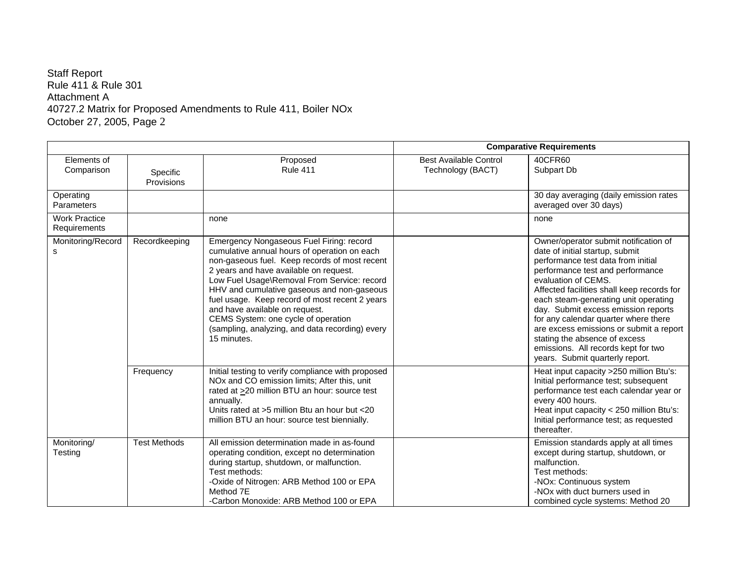Staff Report
Rule 411 & Rule 301
Attachment A
40727.2 Matrix for Proposed Amendments to Rule 411, Boiler NOx
October 27, 2005, Page 2

| | | | Comparative Requirements | |
|---|---|---|---|---|
| Elements of Comparison | Specific Provisions | Proposed Rule 411 | Best Available Control Technology (BACT) | 40CFR60 Subpart Db |
| Operating Parameters | | | | 30 day averaging (daily emission rates averaged over 30 days) |
| Work Practice Requirements | | none | | none |
| Monitoring/Records | Recordkeeping | Emergency Nongaseous Fuel Firing: record cumulative annual hours of operation on each non-gaseous fuel. Keep records of most recent 2 years and have available on request.<br>Low Fuel Usage\Removal From Service: record HHV and cumulative gaseous and non-gaseous fuel usage. Keep record of most recent 2 years and have available on request.<br>CEMS System: one cycle of operation (sampling, analyzing, and data recording) every 15 minutes. | | Owner/operator submit notification of date of initial startup, submit performance test data from initial performance test and performance evaluation of CEMS.<br>Affected facilities shall keep records for each steam-generating unit operating day. Submit excess emission reports for any calendar quarter where there are excess emissions or submit a report stating the absence of excess emissions. All records kept for two years. Submit quarterly report. |
| | Frequency | Initial testing to verify compliance with proposed NOx and CO emission limits; After this, unit rated at ≥20 million BTU an hour: source test annually.<br>Units rated at >5 million Btu an hour but <20 million BTU an hour: source test biennially. | | Heat input capacity >250 million Btu's: Initial performance test; subsequent performance test each calendar year or every 400 hours.<br>Heat input capacity < 250 million Btu's: Initial performance test; as requested thereafter. |
| Monitoring/ Testing | Test Methods | All emission determination made in as-found operating condition, except no determination during startup, shutdown, or malfunction.<br>Test methods:<br>-Oxide of Nitrogen: ARB Method 100 or EPA Method 7E<br>-Carbon Monoxide: ARB Method 100 or EPA | | Emission standards apply at all times except during startup, shutdown, or malfunction.<br>Test methods:<br>-NOx: Continuous system<br>-NOx with duct burners used in combined cycle systems: Method 20 |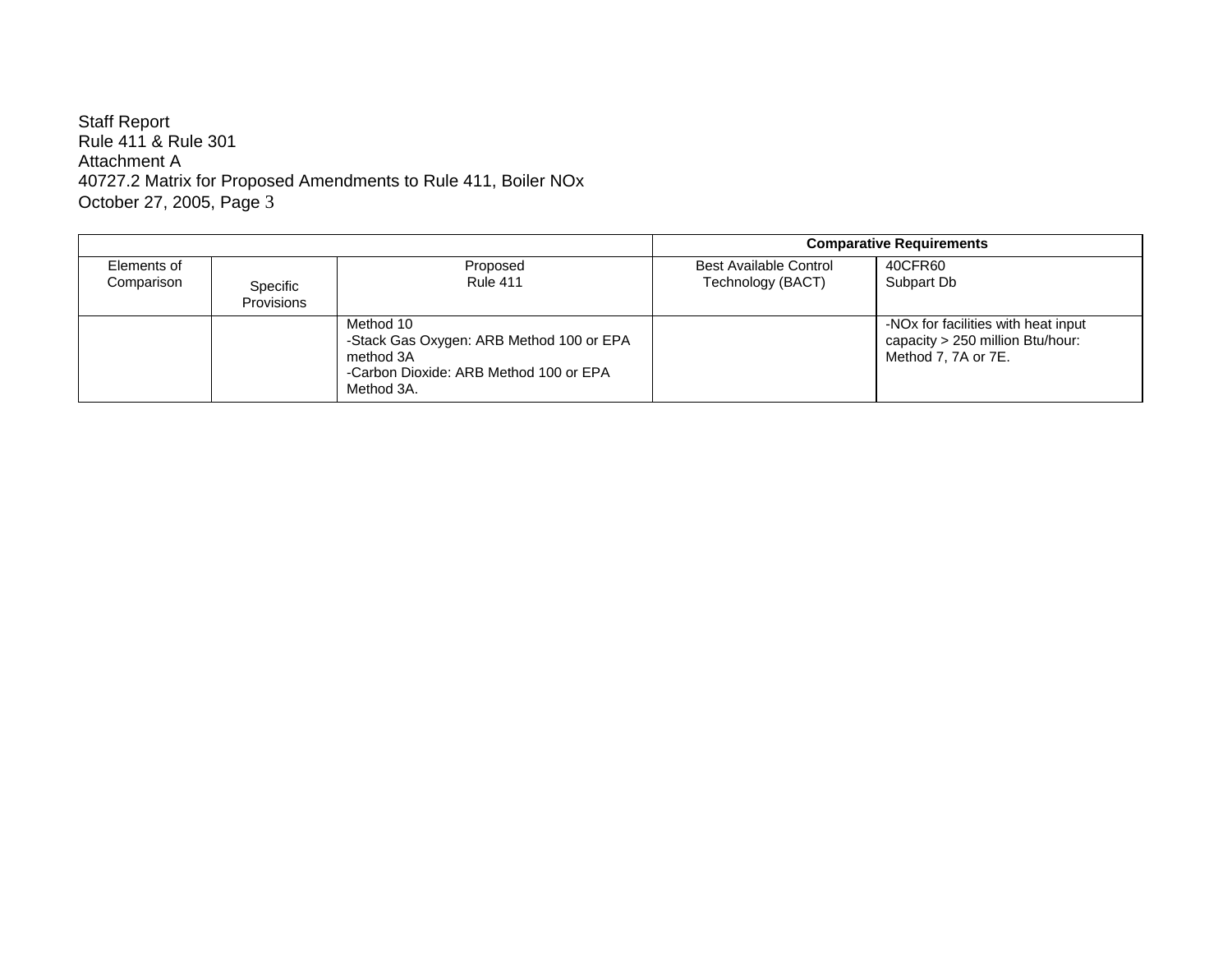Staff Report
Rule 411 & Rule 301
Attachment A
40727.2 Matrix for Proposed Amendments to Rule 411, Boiler NOx
October 27, 2005, Page 3

| | | | Comparative Requirements | |
|---|---|---|---|---|
| Elements of Comparison | Specific Provisions | Proposed Rule 411 | Best Available Control Technology (BACT) | 40CFR60 Subpart Db |
| | | Method 10<br>-Stack Gas Oxygen: ARB Method 100 or EPA method 3A<br>-Carbon Dioxide: ARB Method 100 or EPA Method 3A. | | -NOx for facilities with heat input capacity > 250 million Btu/hour: Method 7, 7A or 7E. |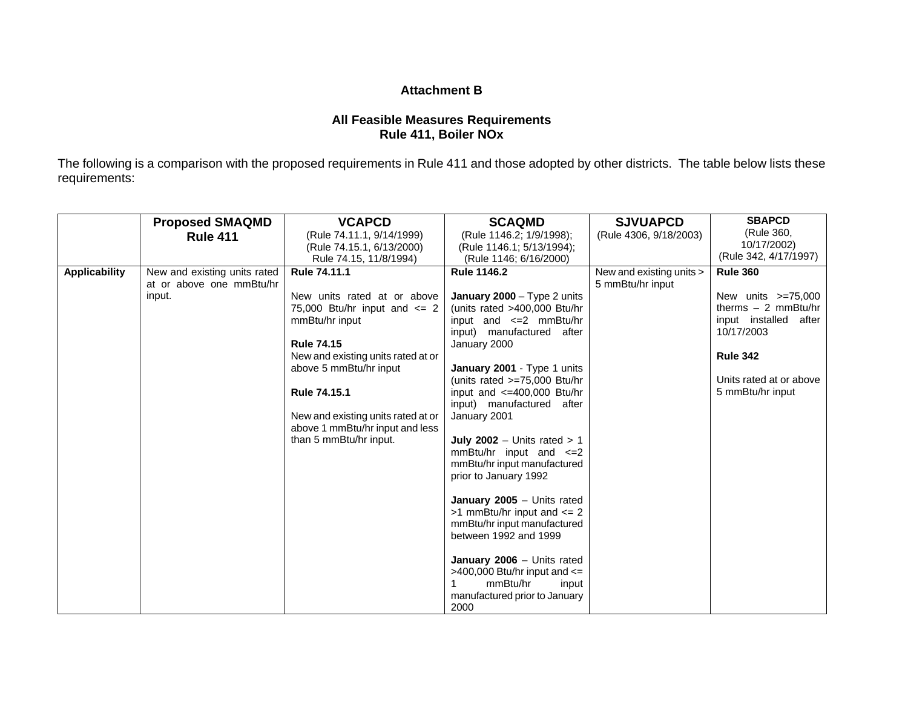**Attachment B**

**All Feasible Measures Requirements**
**Rule 411, Boiler NOx**

The following is a comparison with the proposed requirements in Rule 411 and those adopted by other districts. The table below lists these requirements:

| | **Proposed SMAQMD Rule 411** | **VCAPCD** (Rule 74.11.1, 9/14/1999) (Rule 74.15.1, 6/13/2000) Rule 74.15, 11/8/1994) | **SCAQMD** (Rule 1146.2; 1/9/1998); (Rule 1146.1; 5/13/1994); (Rule 1146; 6/16/2000) | **SJVUAPCD** (Rule 4306, 9/18/2003) | **SBAPCD** (Rule 360, 10/17/2002) (Rule 342, 4/17/1997) |
|---|---|---|---|---|---|
| **Applicability** | New and existing units rated at or above one mmBtu/hr input. | **Rule 74.11.1**<br><br>New units rated at or above 75,000 Btu/hr input and <= 2 mmBtu/hr input<br><br>**Rule 74.15**<br>New and existing units rated at or above 5 mmBtu/hr input<br><br>**Rule 74.15.1**<br><br>New and existing units rated at or above 1 mmBtu/hr input and less than 5 mmBtu/hr input. | **Rule 1146.2**<br><br>**January 2000** – Type 2 units (units rated >400,000 Btu/hr input and <=2 mmBtu/hr input) manufactured after January 2000<br><br>**January 2001** - Type 1 units (units rated >=75,000 Btu/hr input and <=400,000 Btu/hr input) manufactured after January 2001<br><br>**July 2002** – Units rated > 1 mmBtu/hr input and <=2 mmBtu/hr input manufactured prior to January 1992<br><br>**January 2005** – Units rated >1 mmBtu/hr input and <= 2 mmBtu/hr input manufactured between 1992 and 1999<br><br>**January 2006** – Units rated >400,000 Btu/hr input and <= 1 mmBtu/hr input manufactured prior to January 2000 | New and existing units > 5 mmBtu/hr input | **Rule 360**<br><br>New units >=75,000 therms – 2 mmBtu/hr input installed after 10/17/2003<br><br>**Rule 342**<br><br>Units rated at or above 5 mmBtu/hr input |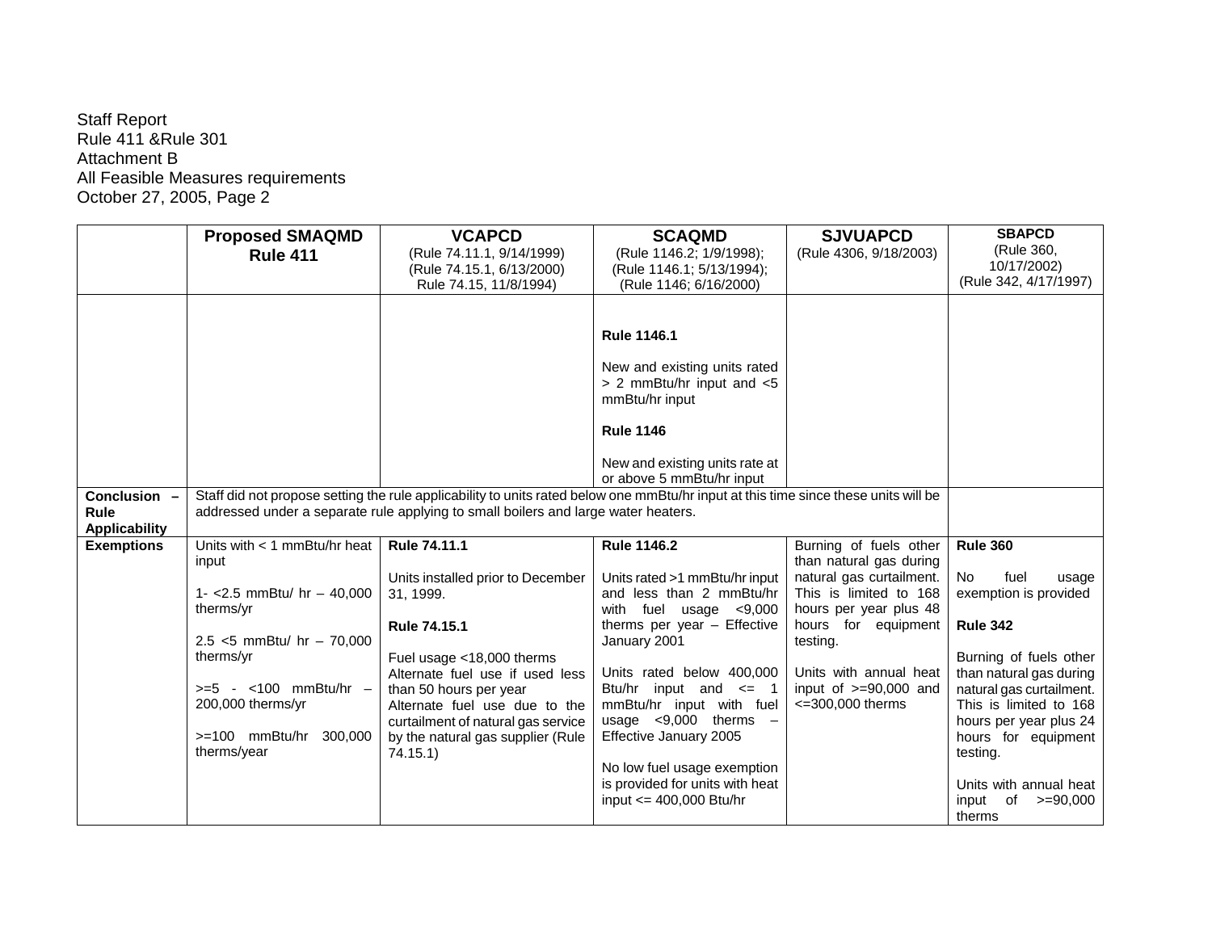Staff Report
Rule 411 &Rule 301
Attachment B
All Feasible Measures requirements
October 27, 2005, Page 2

| | **Proposed SMAQMD Rule 411** | **VCAPCD** (Rule 74.11.1, 9/14/1999) (Rule 74.15.1, 6/13/2000) Rule 74.15, 11/8/1994) | **SCAQMD** (Rule 1146.2; 1/9/1998); (Rule 1146.1; 5/13/1994); (Rule 1146; 6/16/2000) | **SJVUAPCD** (Rule 4306, 9/18/2003) | **SBAPCD** (Rule 360, 10/17/2002) (Rule 342, 4/17/1997) |
|---|---|---|---|---|---|
| | | | **Rule 1146.1**<br><br>New and existing units rated > 2 mmBtu/hr input and <5 mmBtu/hr input<br><br>**Rule 1146**<br><br>New and existing units rate at or above 5 mmBtu/hr input | | |
| **Conclusion – Rule Applicability** | Staff did not propose setting the rule applicability to units rated below one mmBtu/hr input at this time since these units will be addressed under a separate rule applying to small boilers and large water heaters. | | | | |
| **Exemptions** | Units with < 1 mmBtu/hr heat input<br><br>1- <2.5 mmBtu/ hr – 40,000 therms/yr<br><br>2.5 <5 mmBtu/ hr – 70,000 therms/yr<br><br>>=5 - <100 mmBtu/hr – 200,000 therms/yr<br><br>>=100 mmBtu/hr 300,000 therms/year | **Rule 74.11.1**<br><br>Units installed prior to December 31, 1999.<br><br>**Rule 74.15.1**<br><br>Fuel usage <18,000 therms<br>Alternate fuel use if used less than 50 hours per year<br>Alternate fuel use due to the curtailment of natural gas service by the natural gas supplier (Rule 74.15.1) | **Rule 1146.2**<br><br>Units rated >1 mmBtu/hr input and less than 2 mmBtu/hr with fuel usage <9,000 therms per year – Effective January 2001<br><br>Units rated below 400,000 Btu/hr input and <= 1 mmBtu/hr input with fuel usage <9,000 therms – Effective January 2005<br><br>No low fuel usage exemption is provided for units with heat input <= 400,000 Btu/hr | Burning of fuels other than natural gas during natural gas curtailment. This is limited to 168 hours per year plus 48 hours for equipment testing.<br><br>Units with annual heat input of >=90,000 and <=300,000 therms | **Rule 360**<br><br>No fuel usage exemption is provided<br><br>**Rule 342**<br><br>Burning of fuels other than natural gas during natural gas curtailment. This is limited to 168 hours per year plus 24 hours for equipment testing.<br><br>Units with annual heat input of >=90,000 therms |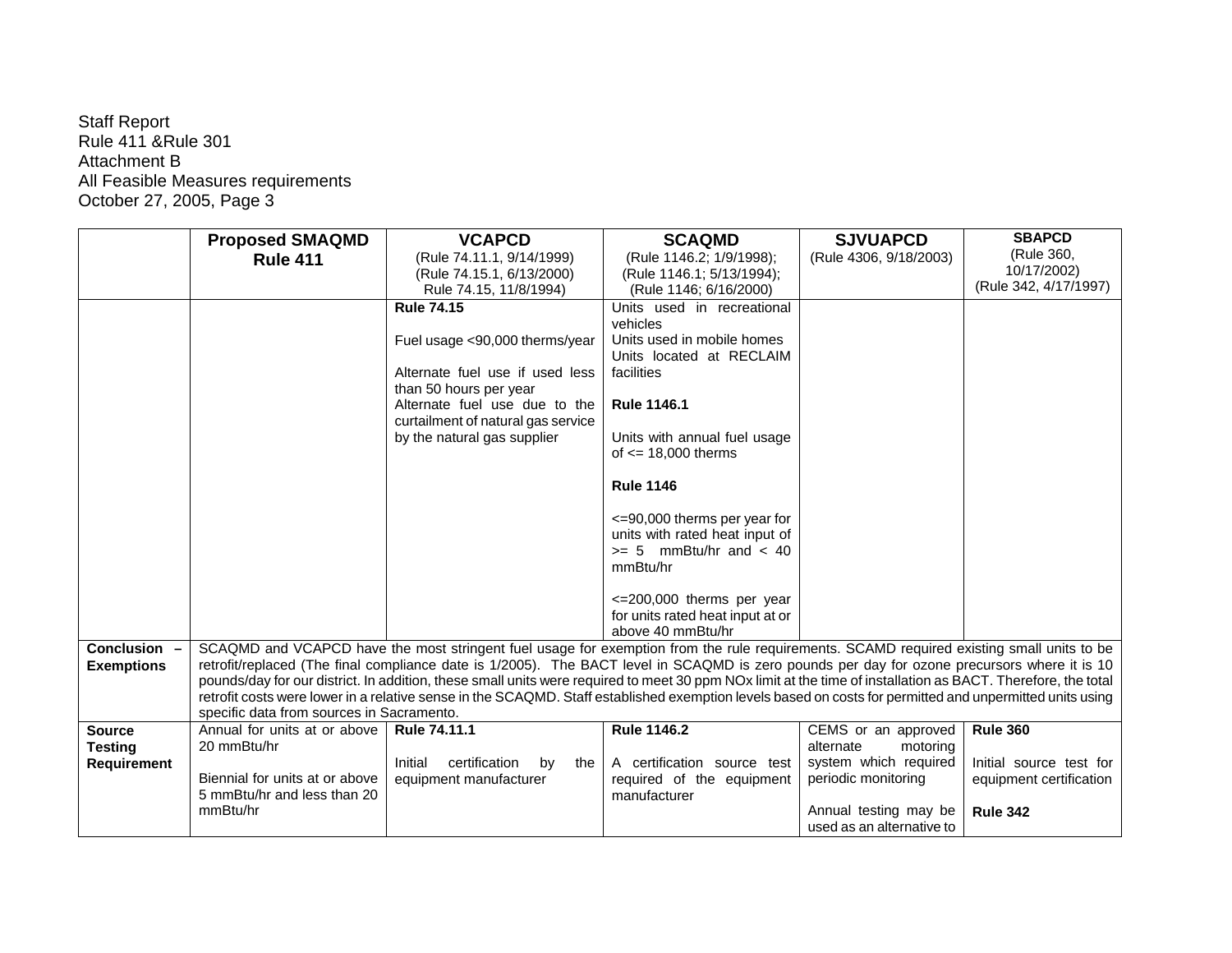Staff Report
Rule 411 &Rule 301
Attachment B
All Feasible Measures requirements
October 27, 2005, Page 3

| | **Proposed SMAQMD Rule 411** | **VCAPCD** (Rule 74.11.1, 9/14/1999) (Rule 74.15.1, 6/13/2000) Rule 74.15, 11/8/1994) | **SCAQMD** (Rule 1146.2; 1/9/1998); (Rule 1146.1; 5/13/1994); (Rule 1146; 6/16/2000) | **SJVUAPCD** (Rule 4306, 9/18/2003) | **SBAPCD** (Rule 360, 10/17/2002) (Rule 342, 4/17/1997) |
|---|---|---|---|---|---|
| | | **Rule 74.15**<br><br>Fuel usage <90,000 therms/year<br><br>Alternate fuel use if used less than 50 hours per year<br>Alternate fuel use due to the curtailment of natural gas service by the natural gas supplier | Units used in recreational vehicles<br>Units used in mobile homes<br>Units located at RECLAIM facilities<br><br>**Rule 1146.1**<br><br>Units with annual fuel usage of <= 18,000 therms<br><br>**Rule 1146**<br><br><=90,000 therms per year for units with rated heat input of >= 5 mmBtu/hr and < 40 mmBtu/hr<br><br><=200,000 therms per year for units rated heat input at or above 40 mmBtu/hr | | |
| **Conclusion – Exemptions** | SCAQMD and VCAPCD have the most stringent fuel usage for exemption from the rule requirements. SCAMD required existing small units to be retrofit/replaced (The final compliance date is 1/2005). The BACT level in SCAQMD is zero pounds per day for ozone precursors where it is 10 pounds/day for our district. In addition, these small units were required to meet 30 ppm NOx limit at the time of installation as BACT. Therefore, the total retrofit costs were lower in a relative sense in the SCAQMD. Staff established exemption levels based on costs for permitted and unpermitted units using specific data from sources in Sacramento. | | | | |
| **Source Testing Requirement** | Annual for units at or above 20 mmBtu/hr<br><br>Biennial for units at or above 5 mmBtu/hr and less than 20 mmBtu/hr | **Rule 74.11.1**<br><br>Initial certification by the equipment manufacturer | **Rule 1146.2**<br><br>A certification source test required of the equipment manufacturer | CEMS or an approved alternate motoring system which required periodic monitoring<br><br>Annual testing may be used as an alternative to | **Rule 360**<br><br>Initial source test for equipment certification<br><br>**Rule 342** |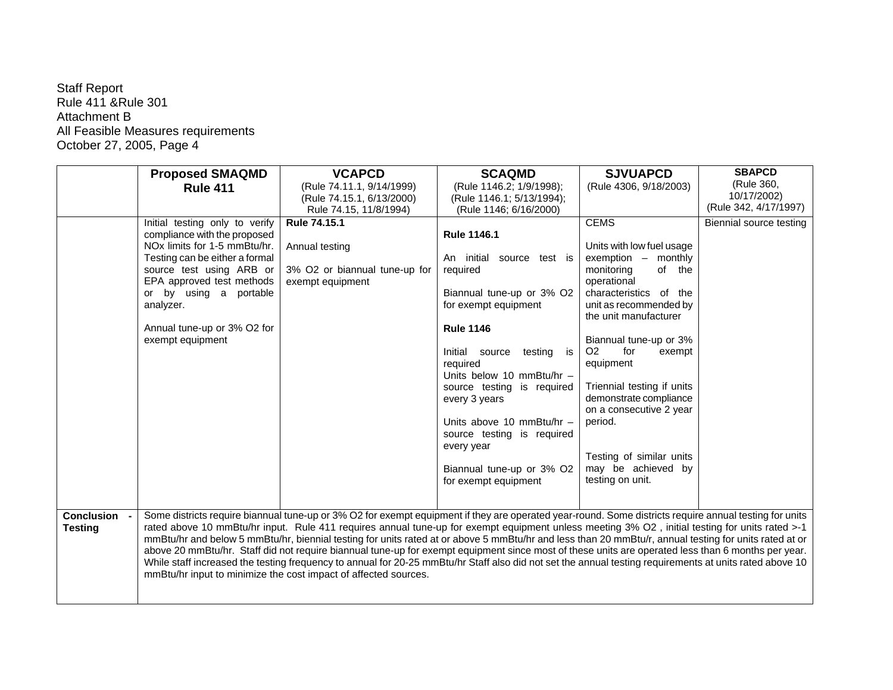Staff Report
Rule 411 &Rule 301
Attachment B
All Feasible Measures requirements
October 27, 2005, Page 4

| | **Proposed SMAQMD Rule 411** | **VCAPCD** (Rule 74.11.1, 9/14/1999) (Rule 74.15.1, 6/13/2000) Rule 74.15, 11/8/1994) | **SCAQMD** (Rule 1146.2; 1/9/1998); (Rule 1146.1; 5/13/1994); (Rule 1146; 6/16/2000) | **SJVUAPCD** (Rule 4306, 9/18/2003) | **SBAPCD** (Rule 360, 10/17/2002) (Rule 342, 4/17/1997) |
|---|---|---|---|---|---|
| | Initial testing only to verify compliance with the proposed NOx limits for 1-5 mmBtu/hr. Testing can be either a formal source test using ARB or EPA approved test methods or by using a portable analyzer.<br><br>Annual tune-up or 3% O2 for exempt equipment | **Rule 74.15.1**<br><br>Annual testing<br><br>3% O2 or biannual tune-up for exempt equipment | **Rule 1146.1**<br><br>An initial source test is required<br><br>Biannual tune-up or 3% O2 for exempt equipment<br><br>**Rule 1146**<br><br>Initial source testing is required<br>Units below 10 mmBtu/hr – source testing is required every 3 years<br><br>Units above 10 mmBtu/hr – source testing is required every year<br><br>Biannual tune-up or 3% O2 for exempt equipment | CEMS<br><br>Units with low fuel usage exemption – monthly monitoring of the operational characteristics of the unit as recommended by the unit manufacturer<br><br>Biannual tune-up or 3% O2 for exempt equipment<br><br>Triennial testing if units demonstrate compliance on a consecutive 2 year period.<br><br>Testing of similar units may be achieved by testing on unit. | Biennial source testing |
| **Conclusion - Testing** | Some districts require biannual tune-up or 3% O2 for exempt equipment if they are operated year-round. Some districts require annual testing for units rated above 10 mmBtu/hr input. Rule 411 requires annual tune-up for exempt equipment unless meeting 3% O2 , initial testing for units rated >-1 mmBtu/hr and below 5 mmBtu/hr, biennial testing for units rated at or above 5 mmBtu/hr and less than 20 mmBtu/r, annual testing for units rated at or above 20 mmBtu/hr. Staff did not require biannual tune-up for exempt equipment since most of these units are operated less than 6 months per year. While staff increased the testing frequency to annual for 20-25 mmBtu/hr Staff also did not set the annual testing requirements at units rated above 10 mmBtu/hr input to minimize the cost impact of affected sources. | | | | |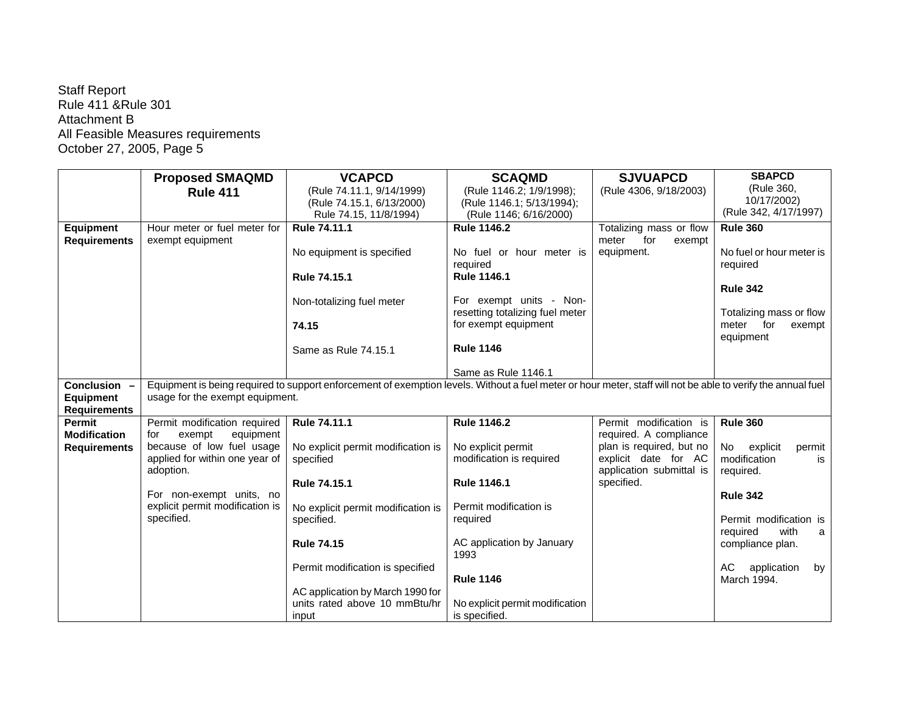Staff Report
Rule 411 &Rule 301
Attachment B
All Feasible Measures requirements
October 27, 2005, Page 5

| | **Proposed SMAQMD Rule 411** | **VCAPCD** (Rule 74.11.1, 9/14/1999) (Rule 74.15.1, 6/13/2000) Rule 74.15, 11/8/1994) | **SCAQMD** (Rule 1146.2; 1/9/1998); (Rule 1146.1; 5/13/1994); (Rule 1146; 6/16/2000) | **SJVUAPCD** (Rule 4306, 9/18/2003) | **SBAPCD** (Rule 360, 10/17/2002) (Rule 342, 4/17/1997) |
|---|---|---|---|---|---|
| **Equipment Requirements** | Hour meter or fuel meter for exempt equipment | **Rule 74.11.1**<br><br>No equipment is specified<br><br>**Rule 74.15.1**<br><br>Non-totalizing fuel meter<br><br>**74.15**<br><br>Same as Rule 74.15.1 | **Rule 1146.2**<br><br>No fuel or hour meter is required<br>**Rule 1146.1**<br><br>For exempt units - Non-resetting totalizing fuel meter for exempt equipment<br><br>**Rule 1146**<br><br>Same as Rule 1146.1 | Totalizing mass or flow meter for exempt equipment. | **Rule 360**<br><br>No fuel or hour meter is required<br><br>**Rule 342**<br><br>Totalizing mass or flow meter for exempt equipment |
| **Conclusion – Equipment Requirements** | Equipment is being required to support enforcement of exemption levels. Without a fuel meter or hour meter, staff will not be able to verify the annual fuel usage for the exempt equipment. | | | | |
| **Permit Modification Requirements** | Permit modification required for exempt equipment because of low fuel usage applied for within one year of adoption.<br><br>For non-exempt units, no explicit permit modification is specified. | **Rule 74.11.1**<br><br>No explicit permit modification is specified<br><br>**Rule 74.15.1**<br><br>No explicit permit modification is specified.<br><br>**Rule 74.15**<br><br>Permit modification is specified<br><br>AC application by March 1990 for units rated above 10 mmBtu/hr input | **Rule 1146.2**<br><br>No explicit permit modification is required<br><br>**Rule 1146.1**<br><br>Permit modification is required<br><br>AC application by January 1993<br><br>**Rule 1146**<br><br>No explicit permit modification is specified. | Permit modification is required. A compliance plan is required, but no explicit date for AC application submittal is specified. | **Rule 360**<br><br>No explicit permit modification is required.<br><br>**Rule 342**<br><br>Permit modification is required with a compliance plan.<br><br>AC application by March 1994. |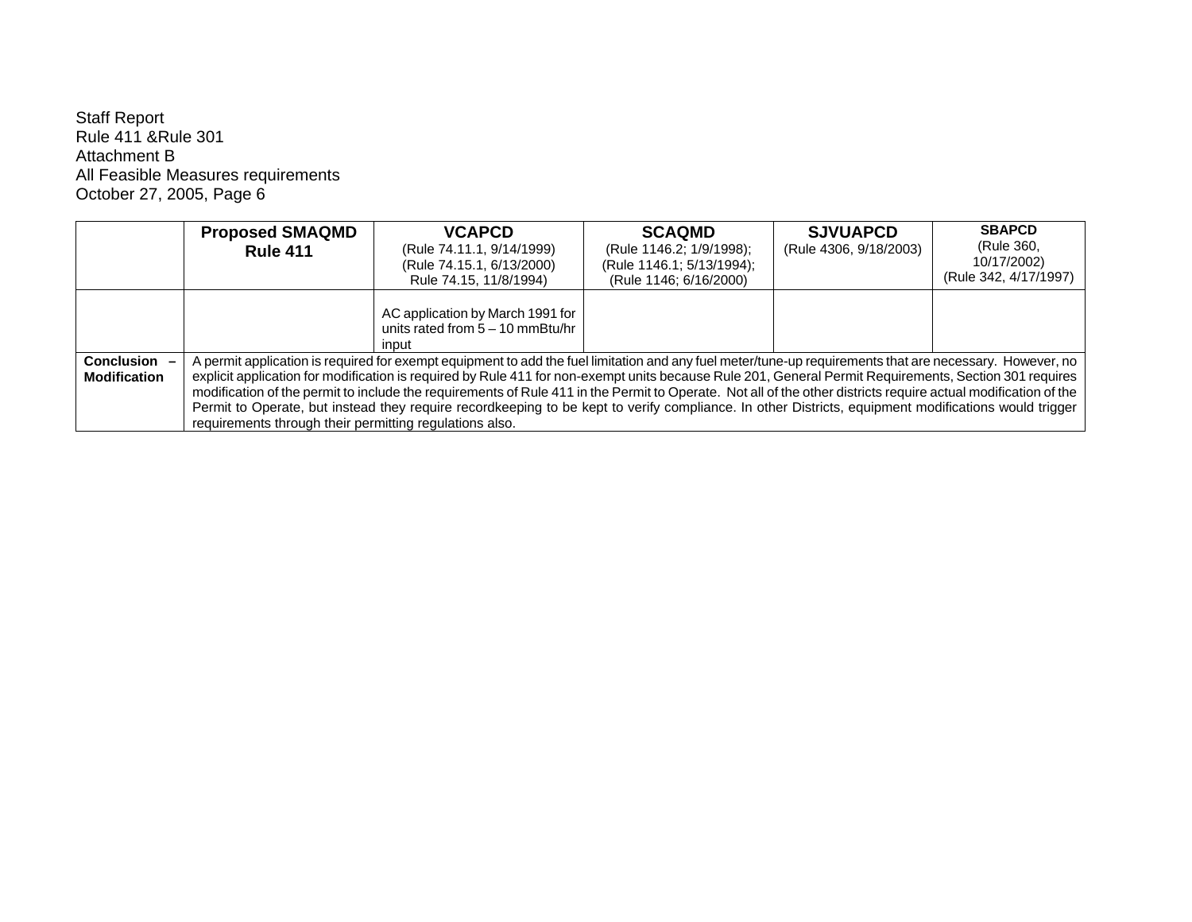Staff Report
Rule 411 &Rule 301
Attachment B
All Feasible Measures requirements
October 27, 2005, Page 6

| | **Proposed SMAQMD Rule 411** | **VCAPCD** (Rule 74.11.1, 9/14/1999) (Rule 74.15.1, 6/13/2000) Rule 74.15, 11/8/1994) | **SCAQMD** (Rule 1146.2; 1/9/1998); (Rule 1146.1; 5/13/1994); (Rule 1146; 6/16/2000) | **SJVUAPCD** (Rule 4306, 9/18/2003) | **SBAPCD** (Rule 360, 10/17/2002) (Rule 342, 4/17/1997) |
|---|---|---|---|---|---|
| | | AC application by March 1991 for units rated from 5 – 10 mmBtu/hr input | | | |
| **Conclusion – Modification** | A permit application is required for exempt equipment to add the fuel limitation and any fuel meter/tune-up requirements that are necessary. However, no explicit application for modification is required by Rule 411 for non-exempt units because Rule 201, General Permit Requirements, Section 301 requires modification of the permit to include the requirements of Rule 411 in the Permit to Operate. Not all of the other districts require actual modification of the Permit to Operate, but instead they require recordkeeping to be kept to verify compliance. In other Districts, equipment modifications would trigger requirements through their permitting regulations also. | | | | |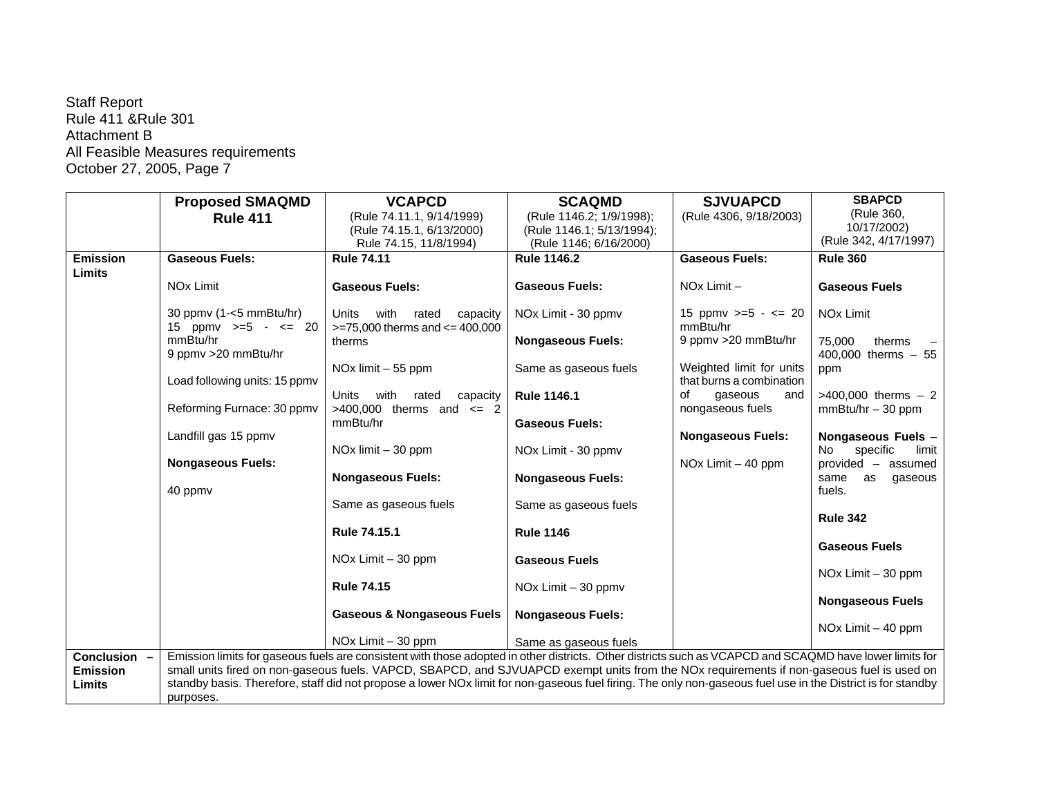Staff Report
Rule 411 &Rule 301
Attachment B
All Feasible Measures requirements
October 27, 2005, Page 7

| | Proposed SMAQMD Rule 411 | VCAPCD (Rule 74.11.1, 9/14/1999) (Rule 74.15.1, 6/13/2000) Rule 74.15, 11/8/1994) | SCAQMD (Rule 1146.2; 1/9/1998); (Rule 1146.1; 5/13/1994); (Rule 1146; 6/16/2000) | SJVUAPCD (Rule 4306, 9/18/2003) | SBAPCD (Rule 360, 10/17/2002) (Rule 342, 4/17/1997) |
|---|---|---|---|---|---|
| **Emission Limits** | **Gaseous Fuels:**<br><br>NOx Limit<br><br>30 ppmv (1-<5 mmBtu/hr)<br>15 ppmv >=5 - <= 20 mmBtu/hr<br>9 ppmv >20 mmBtu/hr<br><br>Load following units: 15 ppmv<br><br>Reforming Furnace: 30 ppmv<br><br>Landfill gas 15 ppmv<br><br>**Nongaseous Fuels:**<br><br>40 ppmv | **Rule 74.11**<br><br>**Gaseous Fuels:**<br><br>Units with rated capacity >=75,000 therms and <= 400,000 therms<br><br>NOx limit – 55 ppm<br><br>Units with rated capacity >400,000 therms and <= 2 mmBtu/hr<br><br>NOx limit – 30 ppm<br><br>**Nongaseous Fuels:**<br><br>Same as gaseous fuels<br><br>**Rule 74.15.1**<br><br>NOx Limit – 30 ppm<br><br>**Rule 74.15**<br><br>**Gaseous & Nongaseous Fuels**<br><br>NOx Limit – 30 ppm | **Rule 1146.2**<br><br>**Gaseous Fuels:**<br><br>NOx Limit - 30 ppmv<br><br>**Nongaseous Fuels:**<br><br>Same as gaseous fuels<br><br>**Rule 1146.1**<br><br>**Gaseous Fuels:**<br><br>NOx Limit - 30 ppmv<br><br>**Nongaseous Fuels:**<br><br>Same as gaseous fuels<br><br>**Rule 1146**<br><br>**Gaseous Fuels**<br><br>NOx Limit – 30 ppmv<br><br>**Nongaseous Fuels:**<br><br>Same as gaseous fuels | **Gaseous Fuels:**<br><br>NOx Limit –<br><br>15 ppmv >=5 - <= 20 mmBtu/hr<br>9 ppmv >20 mmBtu/hr<br><br>Weighted limit for units that burns a combination of gaseous and nongaseous fuels<br><br>**Nongaseous Fuels:**<br><br>NOx Limit – 40 ppm | **Rule 360**<br><br>**Gaseous Fuels**<br><br>NOx Limit<br><br>75,000 therms – 400,000 therms – 55 ppm<br><br>>400,000 therms – 2 mmBtu/hr – 30 ppm<br><br>**Nongaseous Fuels** – No specific limit provided – assumed same as gaseous fuels.<br><br>**Rule 342**<br><br>**Gaseous Fuels**<br><br>NOx Limit – 30 ppm<br><br>**Nongaseous Fuels**<br><br>NOx Limit – 40 ppm |
| **Conclusion – Emission Limits** | Emission limits for gaseous fuels are consistent with those adopted in other districts. Other districts such as VCAPCD and SCAQMD have lower limits for small units fired on non-gaseous fuels. VAPCD, SBAPCD, and SJVUAPCD exempt units from the NOx requirements if non-gaseous fuel is used on standby basis. Therefore, staff did not propose a lower NOx limit for non-gaseous fuel firing. The only non-gaseous fuel use in the District is for standby purposes. | | | | |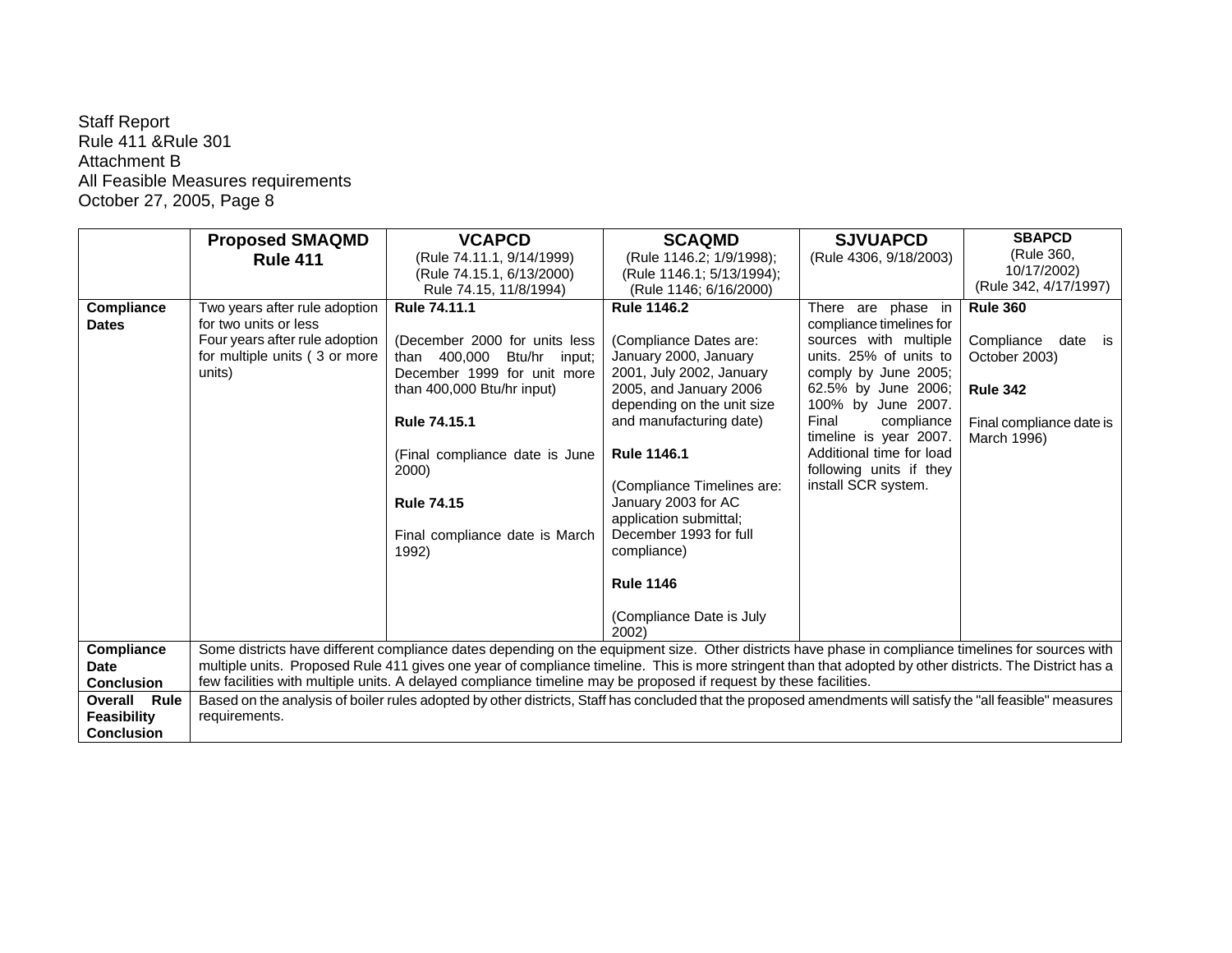Staff Report
Rule 411 &Rule 301
Attachment B
All Feasible Measures requirements
October 27, 2005, Page 8

| | **Proposed SMAQMD Rule 411** | **VCAPCD** (Rule 74.11.1, 9/14/1999) (Rule 74.15.1, 6/13/2000) Rule 74.15, 11/8/1994) | **SCAQMD** (Rule 1146.2; 1/9/1998); (Rule 1146.1; 5/13/1994); (Rule 1146; 6/16/2000) | **SJVUAPCD** (Rule 4306, 9/18/2003) | **SBAPCD** (Rule 360, 10/17/2002) (Rule 342, 4/17/1997) |
|---|---|---|---|---|---|
| **Compliance Dates** | Two years after rule adoption for two units or less<br>Four years after rule adoption for multiple units ( 3 or more units) | **Rule 74.11.1**<br><br>(December 2000 for units less than 400,000 Btu/hr input; December 1999 for unit more than 400,000 Btu/hr input)<br><br>**Rule 74.15.1**<br><br>(Final compliance date is June 2000)<br><br>**Rule 74.15**<br><br>Final compliance date is March 1992) | **Rule 1146.2**<br><br>(Compliance Dates are: January 2000, January 2001, July 2002, January 2005, and January 2006 depending on the unit size and manufacturing date)<br><br>**Rule 1146.1**<br><br>(Compliance Timelines are: January 2003 for AC application submittal; December 1993 for full compliance)<br><br>**Rule 1146**<br><br>(Compliance Date is July 2002) | There are phase in compliance timelines for sources with multiple units. 25% of units to comply by June 2005; 62.5% by June 2006; 100% by June 2007. Final compliance timeline is year 2007. Additional time for load following units if they install SCR system. | **Rule 360**<br><br>Compliance date is October 2003)<br><br>**Rule 342**<br><br>Final compliance date is March 1996) |
| **Compliance Date Conclusion** | Some districts have different compliance dates depending on the equipment size. Other districts have phase in compliance timelines for sources with multiple units. Proposed Rule 411 gives one year of compliance timeline. This is more stringent than that adopted by other districts. The District has a few facilities with multiple units. A delayed compliance timeline may be proposed if request by these facilities. | | | | |
| **Overall Rule Feasibility Conclusion** | Based on the analysis of boiler rules adopted by other districts, Staff has concluded that the proposed amendments will satisfy the "all feasible" measures requirements. | | | | |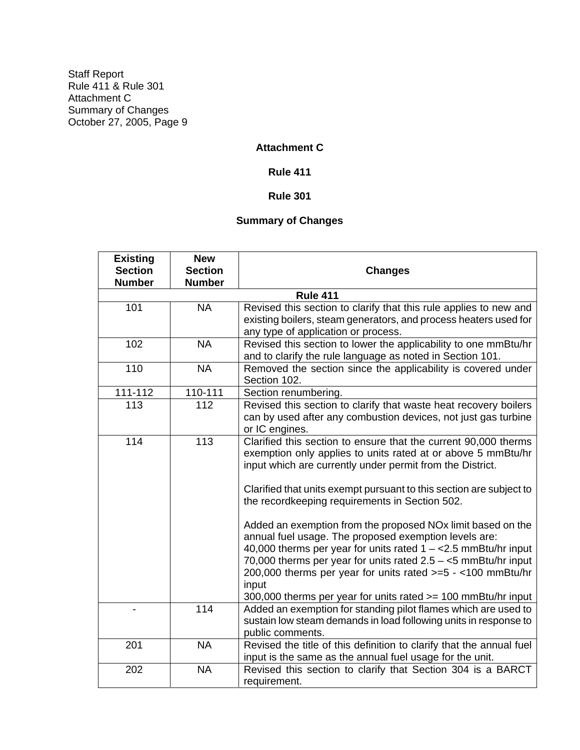Staff Report
Rule 411 & Rule 301
Attachment C
Summary of Changes
October 27, 2005, Page 9

**Attachment C**

**Rule 411**

**Rule 301**

**Summary of Changes**

| Existing Section Number | New Section Number | Changes |
|---|---|---|
| **Rule 411** | | |
| 101 | NA | Revised this section to clarify that this rule applies to new and existing boilers, steam generators, and process heaters used for any type of application or process. |
| 102 | NA | Revised this section to lower the applicability to one mmBtu/hr and to clarify the rule language as noted in Section 101. |
| 110 | NA | Removed the section since the applicability is covered under Section 102. |
| 111-112 | 110-111 | Section renumbering. |
| 113 | 112 | Revised this section to clarify that waste heat recovery boilers can by used after any combustion devices, not just gas turbine or IC engines. |
| 114 | 113 | Clarified this section to ensure that the current 90,000 therms exemption only applies to units rated at or above 5 mmBtu/hr input which are currently under permit from the District.<br><br>Clarified that units exempt pursuant to this section are subject to the recordkeeping requirements in Section 502.<br><br>Added an exemption from the proposed NOx limit based on the annual fuel usage. The proposed exemption levels are:<br>40,000 therms per year for units rated 1 – <2.5 mmBtu/hr input<br>70,000 therms per year for units rated 2.5 – <5 mmBtu/hr input<br>200,000 therms per year for units rated >=5 - <100 mmBtu/hr input<br>300,000 therms per year for units rated >= 100 mmBtu/hr input |
| - | 114 | Added an exemption for standing pilot flames which are used to sustain low steam demands in load following units in response to public comments. |
| 201 | NA | Revised the title of this definition to clarify that the annual fuel input is the same as the annual fuel usage for the unit. |
| 202 | NA | Revised this section to clarify that Section 304 is a BARCT requirement. |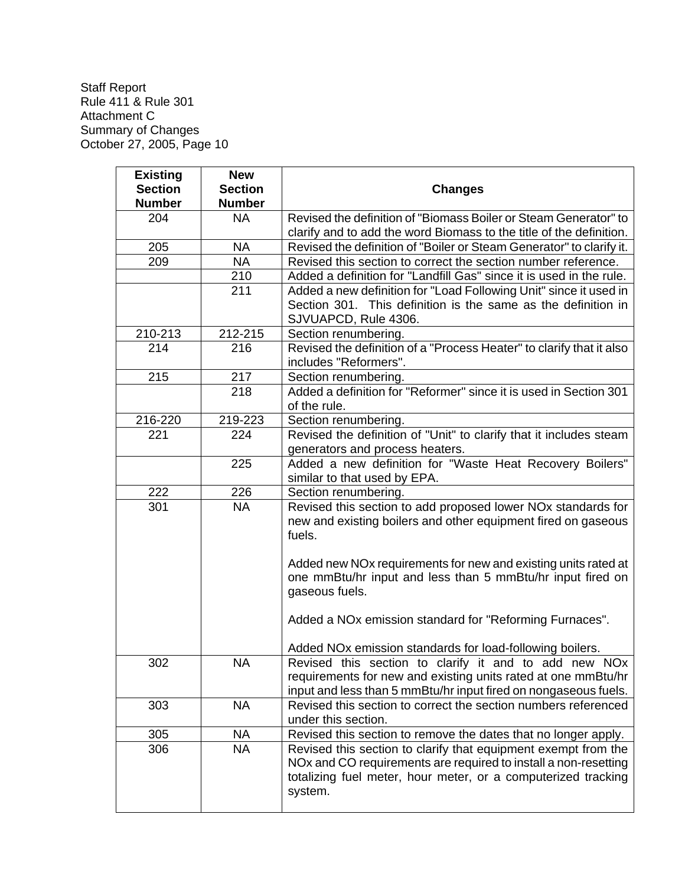Staff Report
Rule 411 & Rule 301
Attachment C
Summary of Changes
October 27, 2005, Page 10

| Existing Section Number | New Section Number | Changes |
|---|---|---|
| 204 | NA | Revised the definition of "Biomass Boiler or Steam Generator" to clarify and to add the word Biomass to the title of the definition. |
| 205 | NA | Revised the definition of "Boiler or Steam Generator" to clarify it. |
| 209 | NA | Revised this section to correct the section number reference. |
| | 210 | Added a definition for "Landfill Gas" since it is used in the rule. |
| | 211 | Added a new definition for "Load Following Unit" since it used in Section 301. This definition is the same as the definition in SJVUAPCD, Rule 4306. |
| 210-213 | 212-215 | Section renumbering. |
| 214 | 216 | Revised the definition of a "Process Heater" to clarify that it also includes "Reformers". |
| 215 | 217 | Section renumbering. |
| | 218 | Added a definition for "Reformer" since it is used in Section 301 of the rule. |
| 216-220 | 219-223 | Section renumbering. |
| 221 | 224 | Revised the definition of "Unit" to clarify that it includes steam generators and process heaters. |
| | 225 | Added a new definition for "Waste Heat Recovery Boilers" similar to that used by EPA. |
| 222 | 226 | Section renumbering. |
| 301 | NA | Revised this section to add proposed lower NOx standards for new and existing boilers and other equipment fired on gaseous fuels.<br><br>Added new NOx requirements for new and existing units rated at one mmBtu/hr input and less than 5 mmBtu/hr input fired on gaseous fuels.<br><br>Added a NOx emission standard for "Reforming Furnaces".<br><br>Added NOx emission standards for load-following boilers. |
| 302 | NA | Revised this section to clarify it and to add new NOx requirements for new and existing units rated at one mmBtu/hr input and less than 5 mmBtu/hr input fired on nongaseous fuels. |
| 303 | NA | Revised this section to correct the section numbers referenced under this section. |
| 305 | NA | Revised this section to remove the dates that no longer apply. |
| 306 | NA | Revised this section to clarify that equipment exempt from the NOx and CO requirements are required to install a non-resetting totalizing fuel meter, hour meter, or a computerized tracking system. |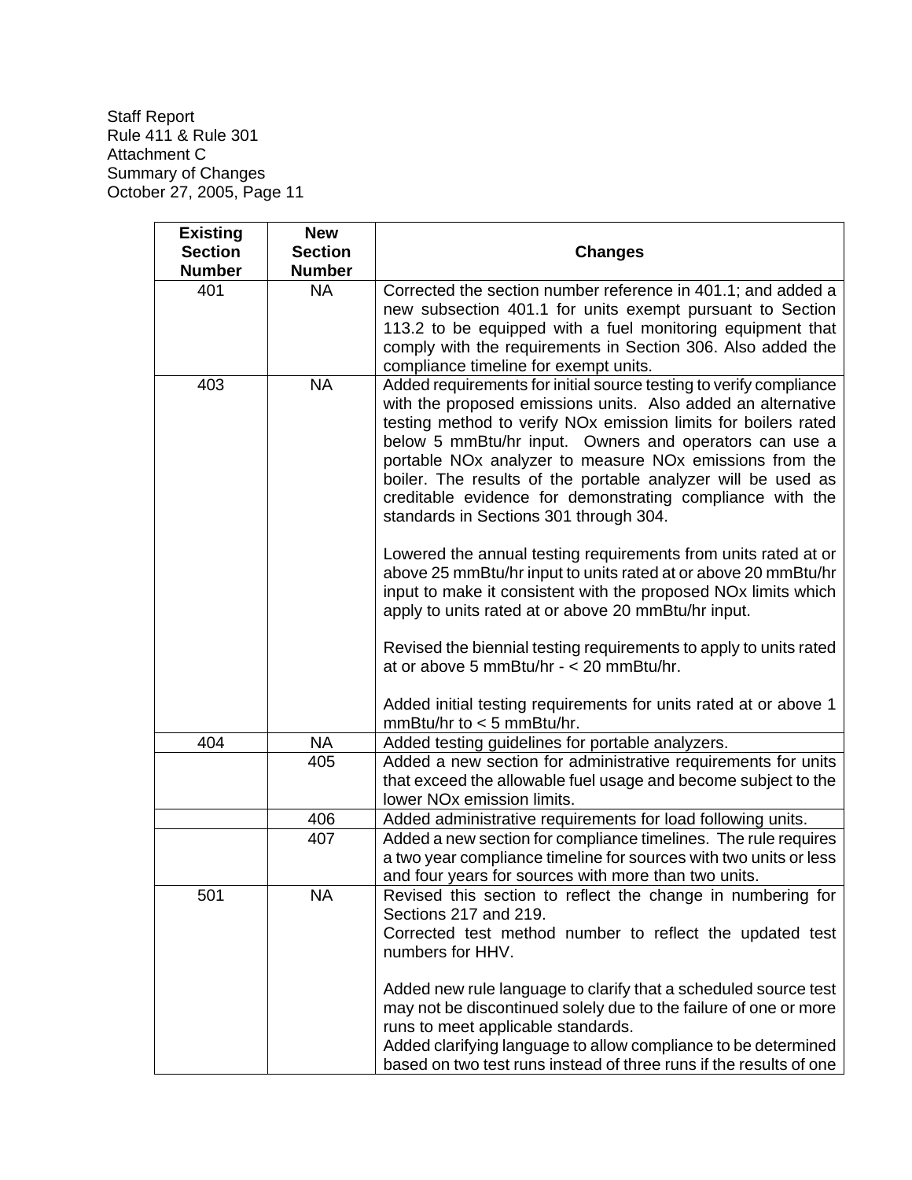| Existing Section Number | New Section Number | Changes |
| --- | --- | --- |
| 401 | NA | Corrected the section number reference in 401.1; and added a new subsection 401.1 for units exempt pursuant to Section 113.2 to be equipped with a fuel monitoring equipment that comply with the requirements in Section 306. Also added the compliance timeline for exempt units. |
| 403 | NA | Added requirements for initial source testing to verify compliance with the proposed emissions units. Also added an alternative testing method to verify NOx emission limits for boilers rated below 5 mmBtu/hr input. Owners and operators can use a portable NOx analyzer to measure NOx emissions from the boiler. The results of the portable analyzer will be used as creditable evidence for demonstrating compliance with the standards in Sections 301 through 304.<br><br>Lowered the annual testing requirements from units rated at or above 25 mmBtu/hr input to units rated at or above 20 mmBtu/hr input to make it consistent with the proposed NOx limits which apply to units rated at or above 20 mmBtu/hr input.<br><br>Revised the biennial testing requirements to apply to units rated at or above 5 mmBtu/hr - < 20 mmBtu/hr.<br><br>Added initial testing requirements for units rated at or above 1 mmBtu/hr to < 5 mmBtu/hr. |
| 404 | NA | Added testing guidelines for portable analyzers. |
| | 405 | Added a new section for administrative requirements for units that exceed the allowable fuel usage and become subject to the lower NOx emission limits. |
| | 406 | Added administrative requirements for load following units. |
| | 407 | Added a new section for compliance timelines. The rule requires a two year compliance timeline for sources with two units or less and four years for sources with more than two units. |
| 501 | NA | Revised this section to reflect the change in numbering for Sections 217 and 219.<br>Corrected test method number to reflect the updated test numbers for HHV.<br><br>Added new rule language to clarify that a scheduled source test may not be discontinued solely due to the failure of one or more runs to meet applicable standards.<br>Added clarifying language to allow compliance to be determined based on two test runs instead of three runs if the results of one |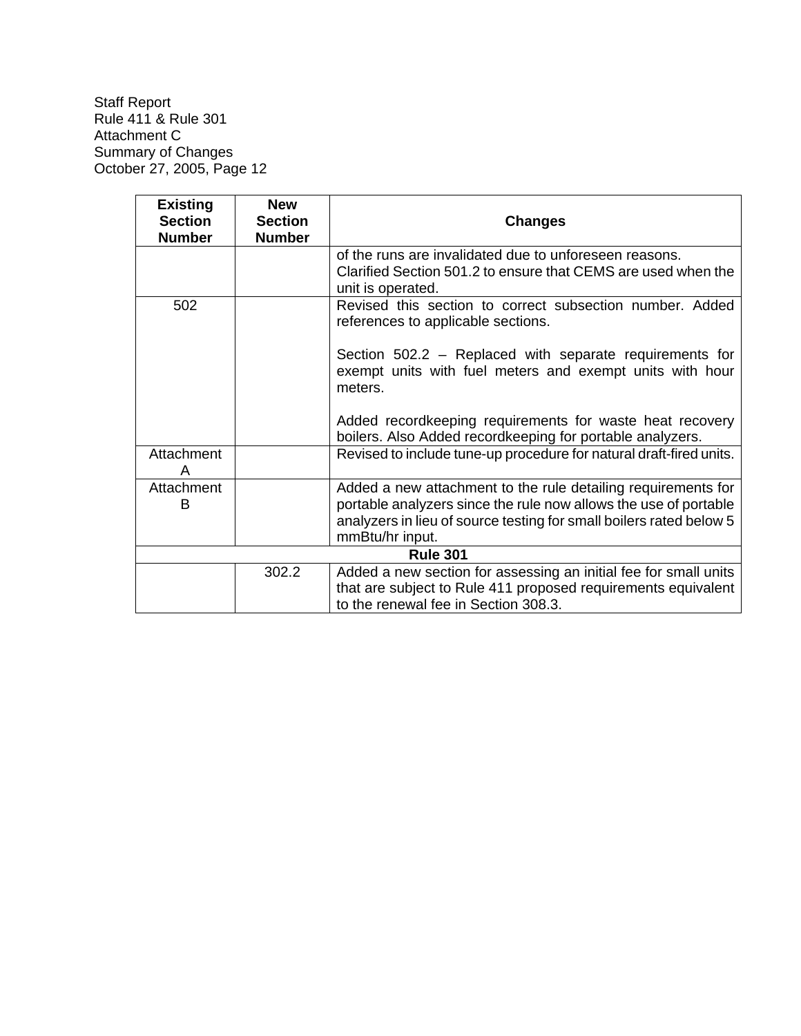| Existing Section Number | New Section Number | Changes |
|---|---|---|
| | | of the runs are invalidated due to unforeseen reasons. Clarified Section 501.2 to ensure that CEMS are used when the unit is operated. |
| 502 | | Revised this section to correct subsection number. Added references to applicable sections.<br><br>Section 502.2 – Replaced with separate requirements for exempt units with fuel meters and exempt units with hour meters.<br><br>Added recordkeeping requirements for waste heat recovery boilers. Also Added recordkeeping for portable analyzers. |
| Attachment A | | Revised to include tune-up procedure for natural draft-fired units. |
| Attachment B | | Added a new attachment to the rule detailing requirements for portable analyzers since the rule now allows the use of portable analyzers in lieu of source testing for small boilers rated below 5 mmBtu/hr input. |
| **Rule 301** | | |
| | 302.2 | Added a new section for assessing an initial fee for small units that are subject to Rule 411 proposed requirements equivalent to the renewal fee in Section 308.3. |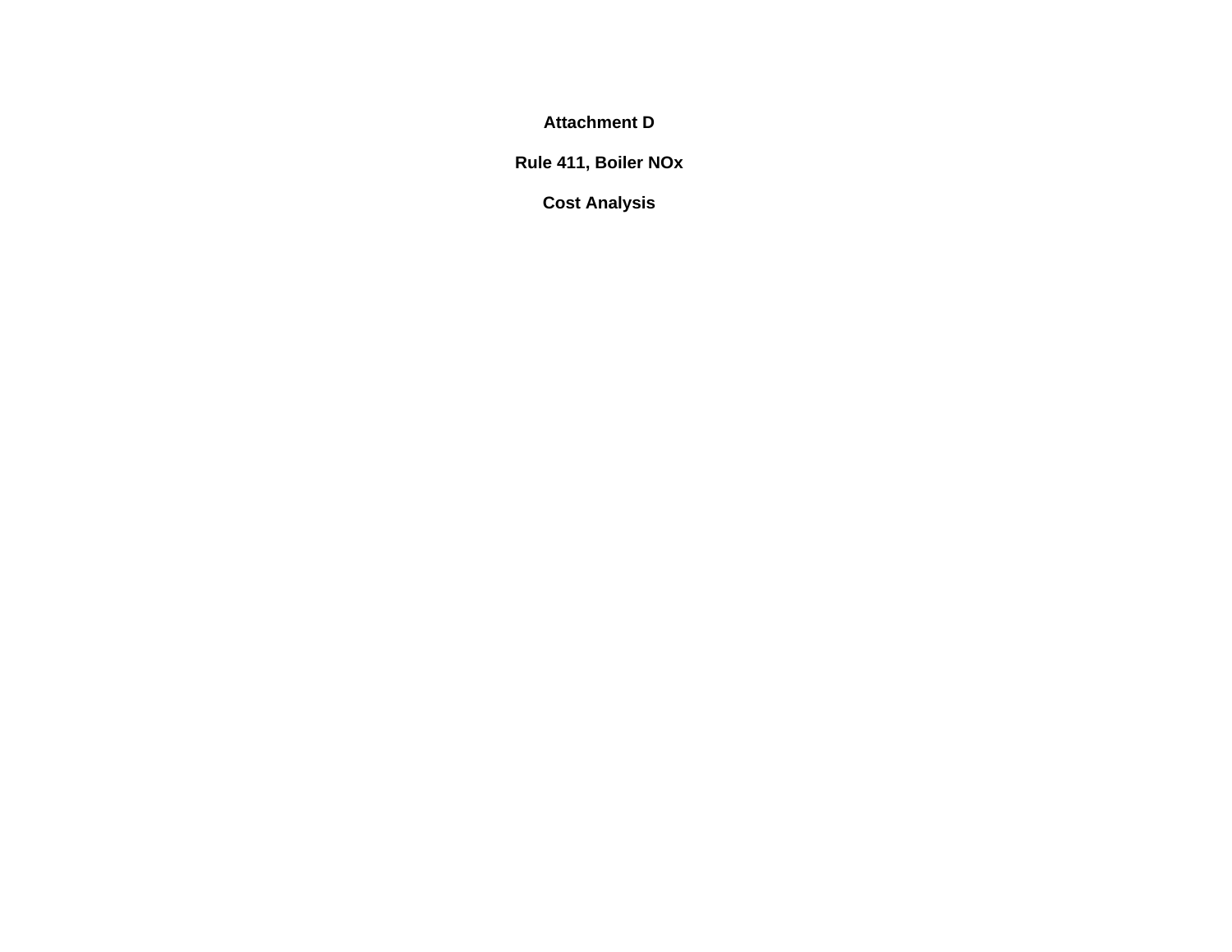# Attachment D

# Rule 411, Boiler NOx

# Cost Analysis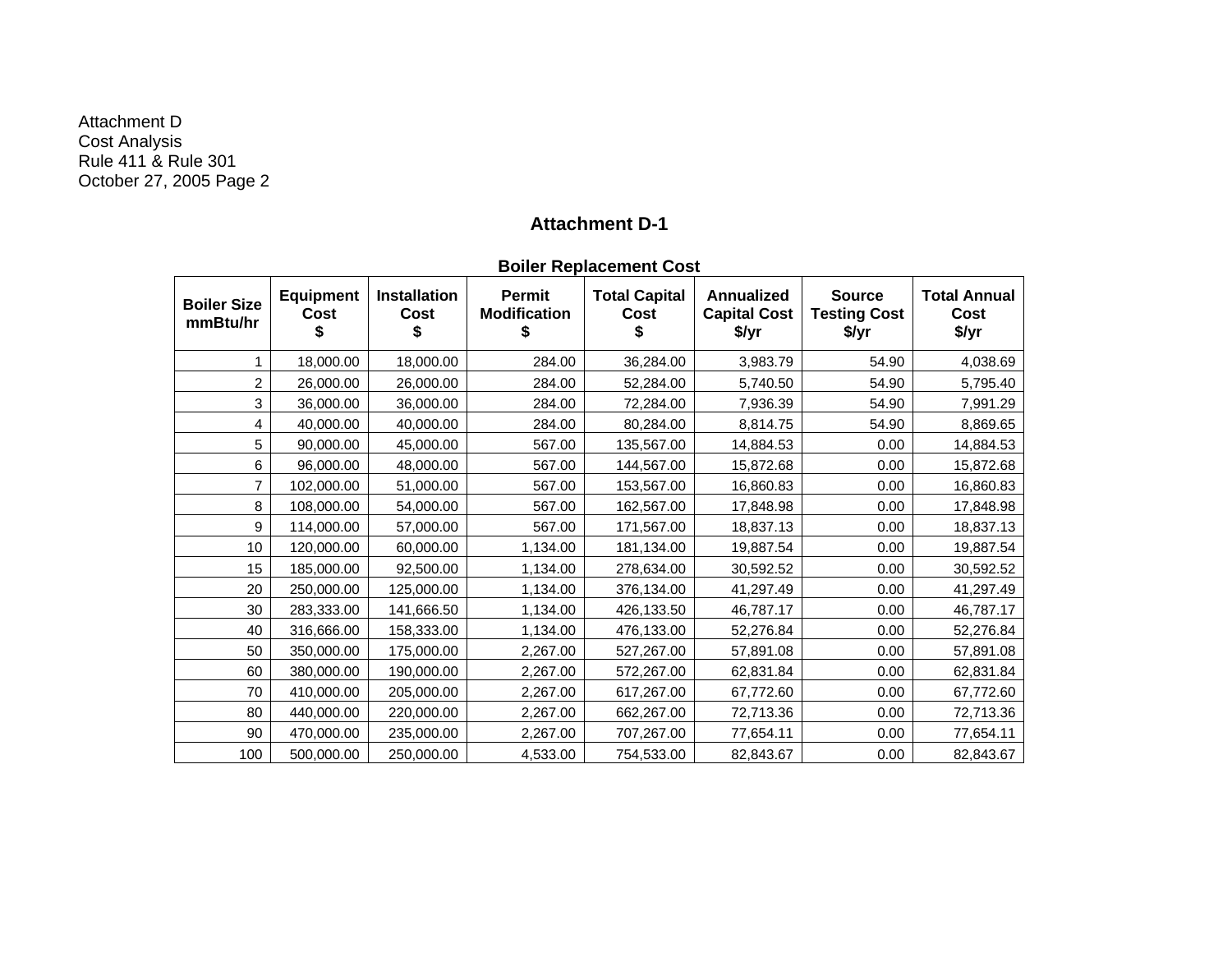Attachment D
Cost Analysis
Rule 411 & Rule 301
October 27, 2005 Page 2

## Attachment D-1

### Boiler Replacement Cost

| Boiler Size mmBtu/hr | Equipment Cost $ | Installation Cost $ | Permit Modification $ | Total Capital Cost $ | Annualized Capital Cost $/yr | Source Testing Cost $/yr | Total Annual Cost $/yr |
|---|---|---|---|---|---|---|---|
| 1 | 18,000.00 | 18,000.00 | 284.00 | 36,284.00 | 3,983.79 | 54.90 | 4,038.69 |
| 2 | 26,000.00 | 26,000.00 | 284.00 | 52,284.00 | 5,740.50 | 54.90 | 5,795.40 |
| 3 | 36,000.00 | 36,000.00 | 284.00 | 72,284.00 | 7,936.39 | 54.90 | 7,991.29 |
| 4 | 40,000.00 | 40,000.00 | 284.00 | 80,284.00 | 8,814.75 | 54.90 | 8,869.65 |
| 5 | 90,000.00 | 45,000.00 | 567.00 | 135,567.00 | 14,884.53 | 0.00 | 14,884.53 |
| 6 | 96,000.00 | 48,000.00 | 567.00 | 144,567.00 | 15,872.68 | 0.00 | 15,872.68 |
| 7 | 102,000.00 | 51,000.00 | 567.00 | 153,567.00 | 16,860.83 | 0.00 | 16,860.83 |
| 8 | 108,000.00 | 54,000.00 | 567.00 | 162,567.00 | 17,848.98 | 0.00 | 17,848.98 |
| 9 | 114,000.00 | 57,000.00 | 567.00 | 171,567.00 | 18,837.13 | 0.00 | 18,837.13 |
| 10 | 120,000.00 | 60,000.00 | 1,134.00 | 181,134.00 | 19,887.54 | 0.00 | 19,887.54 |
| 15 | 185,000.00 | 92,500.00 | 1,134.00 | 278,634.00 | 30,592.52 | 0.00 | 30,592.52 |
| 20 | 250,000.00 | 125,000.00 | 1,134.00 | 376,134.00 | 41,297.49 | 0.00 | 41,297.49 |
| 30 | 283,333.00 | 141,666.50 | 1,134.00 | 426,133.50 | 46,787.17 | 0.00 | 46,787.17 |
| 40 | 316,666.00 | 158,333.00 | 1,134.00 | 476,133.00 | 52,276.84 | 0.00 | 52,276.84 |
| 50 | 350,000.00 | 175,000.00 | 2,267.00 | 527,267.00 | 57,891.08 | 0.00 | 57,891.08 |
| 60 | 380,000.00 | 190,000.00 | 2,267.00 | 572,267.00 | 62,831.84 | 0.00 | 62,831.84 |
| 70 | 410,000.00 | 205,000.00 | 2,267.00 | 617,267.00 | 67,772.60 | 0.00 | 67,772.60 |
| 80 | 440,000.00 | 220,000.00 | 2,267.00 | 662,267.00 | 72,713.36 | 0.00 | 72,713.36 |
| 90 | 470,000.00 | 235,000.00 | 2,267.00 | 707,267.00 | 77,654.11 | 0.00 | 77,654.11 |
| 100 | 500,000.00 | 250,000.00 | 4,533.00 | 754,533.00 | 82,843.67 | 0.00 | 82,843.67 |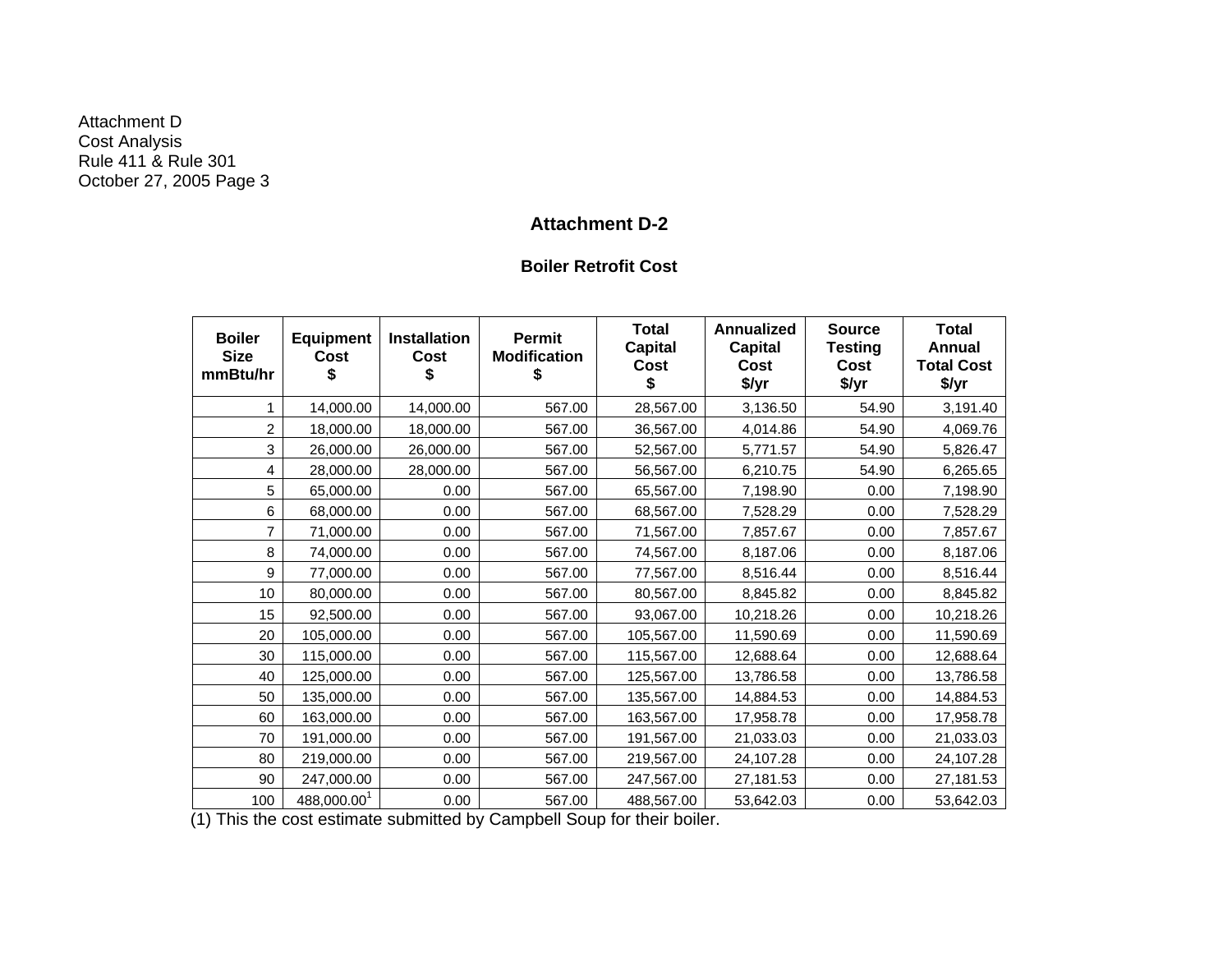Attachment D
Cost Analysis
Rule 411 & Rule 301
October 27, 2005 Page 3

## Attachment D-2

### Boiler Retrofit Cost

| Boiler Size mmBtu/hr | Equipment Cost $ | Installation Cost $ | Permit Modification $ | Total Capital Cost $ | Annualized Capital Cost $/yr | Source Testing Cost $/yr | Total Annual Total Cost $/yr |
|---|---|---|---|---|---|---|---|
| 1 | 14,000.00 | 14,000.00 | 567.00 | 28,567.00 | 3,136.50 | 54.90 | 3,191.40 |
| 2 | 18,000.00 | 18,000.00 | 567.00 | 36,567.00 | 4,014.86 | 54.90 | 4,069.76 |
| 3 | 26,000.00 | 26,000.00 | 567.00 | 52,567.00 | 5,771.57 | 54.90 | 5,826.47 |
| 4 | 28,000.00 | 28,000.00 | 567.00 | 56,567.00 | 6,210.75 | 54.90 | 6,265.65 |
| 5 | 65,000.00 | 0.00 | 567.00 | 65,567.00 | 7,198.90 | 0.00 | 7,198.90 |
| 6 | 68,000.00 | 0.00 | 567.00 | 68,567.00 | 7,528.29 | 0.00 | 7,528.29 |
| 7 | 71,000.00 | 0.00 | 567.00 | 71,567.00 | 7,857.67 | 0.00 | 7,857.67 |
| 8 | 74,000.00 | 0.00 | 567.00 | 74,567.00 | 8,187.06 | 0.00 | 8,187.06 |
| 9 | 77,000.00 | 0.00 | 567.00 | 77,567.00 | 8,516.44 | 0.00 | 8,516.44 |
| 10 | 80,000.00 | 0.00 | 567.00 | 80,567.00 | 8,845.82 | 0.00 | 8,845.82 |
| 15 | 92,500.00 | 0.00 | 567.00 | 93,067.00 | 10,218.26 | 0.00 | 10,218.26 |
| 20 | 105,000.00 | 0.00 | 567.00 | 105,567.00 | 11,590.69 | 0.00 | 11,590.69 |
| 30 | 115,000.00 | 0.00 | 567.00 | 115,567.00 | 12,688.64 | 0.00 | 12,688.64 |
| 40 | 125,000.00 | 0.00 | 567.00 | 125,567.00 | 13,786.58 | 0.00 | 13,786.58 |
| 50 | 135,000.00 | 0.00 | 567.00 | 135,567.00 | 14,884.53 | 0.00 | 14,884.53 |
| 60 | 163,000.00 | 0.00 | 567.00 | 163,567.00 | 17,958.78 | 0.00 | 17,958.78 |
| 70 | 191,000.00 | 0.00 | 567.00 | 191,567.00 | 21,033.03 | 0.00 | 21,033.03 |
| 80 | 219,000.00 | 0.00 | 567.00 | 219,567.00 | 24,107.28 | 0.00 | 24,107.28 |
| 90 | 247,000.00 | 0.00 | 567.00 | 247,567.00 | 27,181.53 | 0.00 | 27,181.53 |
| 100 | 488,000.00[1] | 0.00 | 567.00 | 488,567.00 | 53,642.03 | 0.00 | 53,642.03 |

(1) This the cost estimate submitted by Campbell Soup for their boiler.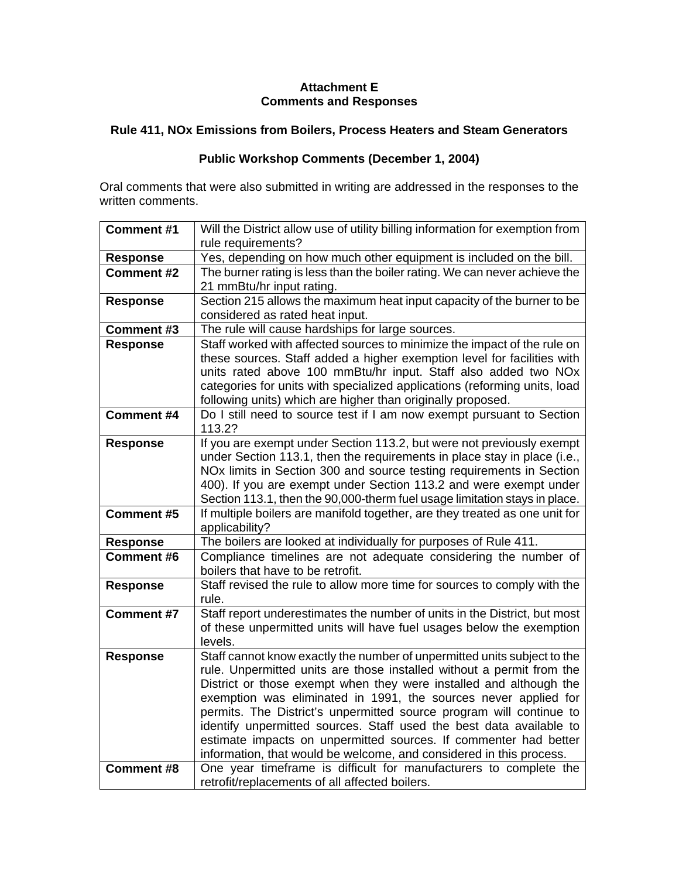**Attachment E**
**Comments and Responses**

**Rule 411, NOx Emissions from Boilers, Process Heaters and Steam Generators**

**Public Workshop Comments (December 1, 2004)**

Oral comments that were also submitted in writing are addressed in the responses to the written comments.

| | |
|---|---|
| **Comment #1** | Will the District allow use of utility billing information for exemption from rule requirements? |
| **Response** | Yes, depending on how much other equipment is included on the bill. |
| **Comment #2** | The burner rating is less than the boiler rating. We can never achieve the 21 mmBtu/hr input rating. |
| **Response** | Section 215 allows the maximum heat input capacity of the burner to be considered as rated heat input. |
| **Comment #3** | The rule will cause hardships for large sources. |
| **Response** | Staff worked with affected sources to minimize the impact of the rule on these sources. Staff added a higher exemption level for facilities with units rated above 100 mmBtu/hr input. Staff also added two NOx categories for units with specialized applications (reforming units, load following units) which are higher than originally proposed. |
| **Comment #4** | Do I still need to source test if I am now exempt pursuant to Section 113.2? |
| **Response** | If you are exempt under Section 113.2, but were not previously exempt under Section 113.1, then the requirements in place stay in place (i.e., NOx limits in Section 300 and source testing requirements in Section 400). If you are exempt under Section 113.2 and were exempt under Section 113.1, then the 90,000-therm fuel usage limitation stays in place. |
| **Comment #5** | If multiple boilers are manifold together, are they treated as one unit for applicability? |
| **Response** | The boilers are looked at individually for purposes of Rule 411. |
| **Comment #6** | Compliance timelines are not adequate considering the number of boilers that have to be retrofit. |
| **Response** | Staff revised the rule to allow more time for sources to comply with the rule. |
| **Comment #7** | Staff report underestimates the number of units in the District, but most of these unpermitted units will have fuel usages below the exemption levels. |
| **Response** | Staff cannot know exactly the number of unpermitted units subject to the rule. Unpermitted units are those installed without a permit from the District or those exempt when they were installed and although the exemption was eliminated in 1991, the sources never applied for permits. The District's unpermitted source program will continue to identify unpermitted sources. Staff used the best data available to estimate impacts on unpermitted sources. If commenter had better information, that would be welcome, and considered in this process. |
| **Comment #8** | One year timeframe is difficult for manufacturers to complete the retrofit/replacements of all affected boilers. |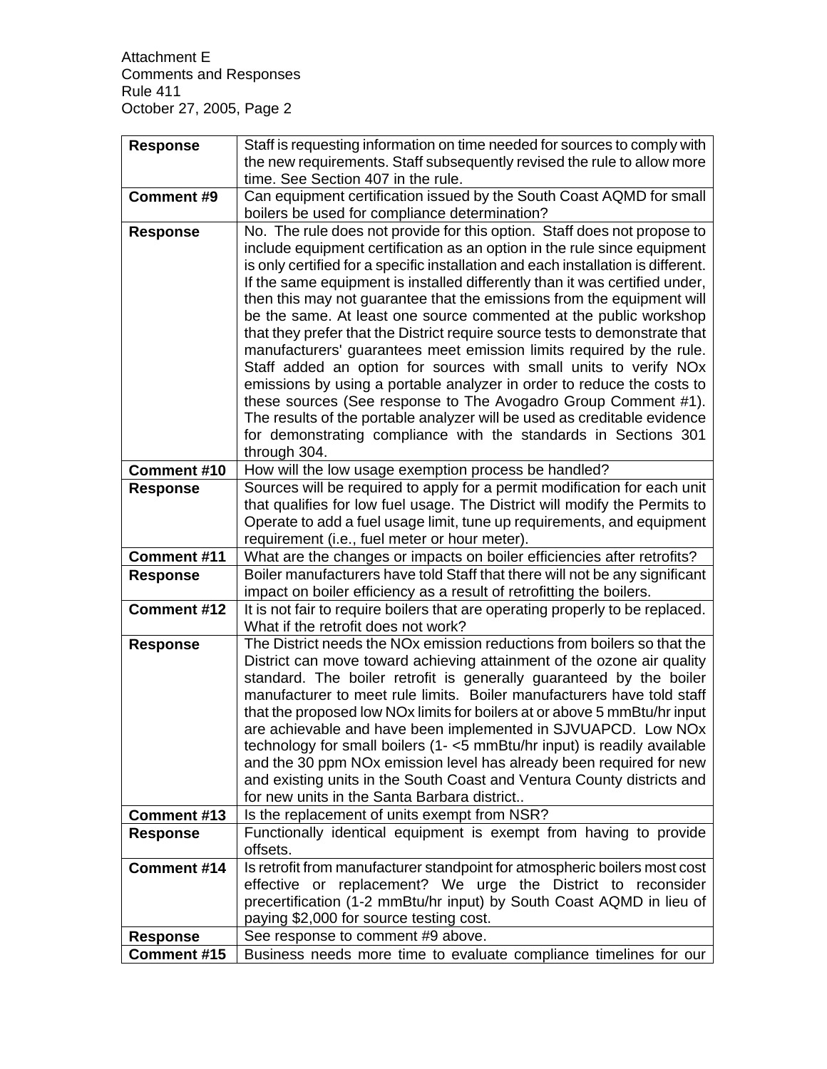Attachment E
Comments and Responses
Rule 411
October 27, 2005, Page 2

| | |
|---|---|
| **Response** | Staff is requesting information on time needed for sources to comply with the new requirements. Staff subsequently revised the rule to allow more time. See Section 407 in the rule. |
| **Comment #9** | Can equipment certification issued by the South Coast AQMD for small boilers be used for compliance determination? |
| **Response** | No. The rule does not provide for this option. Staff does not propose to include equipment certification as an option in the rule since equipment is only certified for a specific installation and each installation is different. If the same equipment is installed differently than it was certified under, then this may not guarantee that the emissions from the equipment will be the same. At least one source commented at the public workshop that they prefer that the District require source tests to demonstrate that manufacturers' guarantees meet emission limits required by the rule. Staff added an option for sources with small units to verify NOx emissions by using a portable analyzer in order to reduce the costs to these sources (See response to The Avogadro Group Comment #1). The results of the portable analyzer will be used as creditable evidence for demonstrating compliance with the standards in Sections 301 through 304. |
| **Comment #10** | How will the low usage exemption process be handled? |
| **Response** | Sources will be required to apply for a permit modification for each unit that qualifies for low fuel usage. The District will modify the Permits to Operate to add a fuel usage limit, tune up requirements, and equipment requirement (i.e., fuel meter or hour meter). |
| **Comment #11** | What are the changes or impacts on boiler efficiencies after retrofits? |
| **Response** | Boiler manufacturers have told Staff that there will not be any significant impact on boiler efficiency as a result of retrofitting the boilers. |
| **Comment #12** | It is not fair to require boilers that are operating properly to be replaced. What if the retrofit does not work? |
| **Response** | The District needs the NOx emission reductions from boilers so that the District can move toward achieving attainment of the ozone air quality standard. The boiler retrofit is generally guaranteed by the boiler manufacturer to meet rule limits. Boiler manufacturers have told staff that the proposed low NOx limits for boilers at or above 5 mmBtu/hr input are achievable and have been implemented in SJVUAPCD. Low NOx technology for small boilers (1- <5 mmBtu/hr input) is readily available and the 30 ppm NOx emission level has already been required for new and existing units in the South Coast and Ventura County districts and for new units in the Santa Barbara district.. |
| **Comment #13** | Is the replacement of units exempt from NSR? |
| **Response** | Functionally identical equipment is exempt from having to provide offsets. |
| **Comment #14** | Is retrofit from manufacturer standpoint for atmospheric boilers most cost effective or replacement? We urge the District to reconsider precertification (1-2 mmBtu/hr input) by South Coast AQMD in lieu of paying $2,000 for source testing cost. |
| **Response** | See response to comment #9 above. |
| **Comment #15** | Business needs more time to evaluate compliance timelines for our |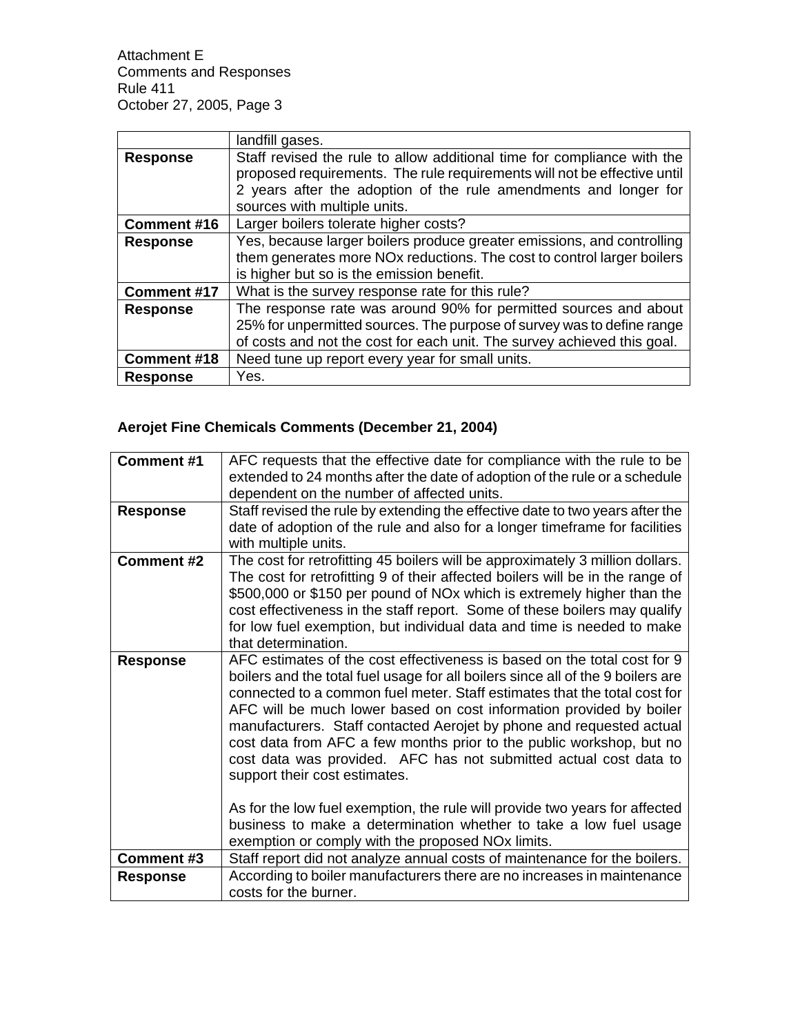| | landfill gases. |
|---|---|
| **Response** | Staff revised the rule to allow additional time for compliance with the proposed requirements. The rule requirements will not be effective until 2 years after the adoption of the rule amendments and longer for sources with multiple units. |
| **Comment #16** | Larger boilers tolerate higher costs? |
| **Response** | Yes, because larger boilers produce greater emissions, and controlling them generates more NOx reductions. The cost to control larger boilers is higher but so is the emission benefit. |
| **Comment #17** | What is the survey response rate for this rule? |
| **Response** | The response rate was around 90% for permitted sources and about 25% for unpermitted sources. The purpose of survey was to define range of costs and not the cost for each unit. The survey achieved this goal. |
| **Comment #18** | Need tune up report every year for small units. |
| **Response** | Yes. |

**Aerojet Fine Chemicals Comments (December 21, 2004)**

| **Comment #1** | AFC requests that the effective date for compliance with the rule to be extended to 24 months after the date of adoption of the rule or a schedule dependent on the number of affected units. |
|---|---|
| **Response** | Staff revised the rule by extending the effective date to two years after the date of adoption of the rule and also for a longer timeframe for facilities with multiple units. |
| **Comment #2** | The cost for retrofitting 45 boilers will be approximately 3 million dollars. The cost for retrofitting 9 of their affected boilers will be in the range of $500,000 or $150 per pound of NOx which is extremely higher than the cost effectiveness in the staff report. Some of these boilers may qualify for low fuel exemption, but individual data and time is needed to make that determination. |
| **Response** | AFC estimates of the cost effectiveness is based on the total cost for 9 boilers and the total fuel usage for all boilers since all of the 9 boilers are connected to a common fuel meter. Staff estimates that the total cost for AFC will be much lower based on cost information provided by boiler manufacturers. Staff contacted Aerojet by phone and requested actual cost data from AFC a few months prior to the public workshop, but no cost data was provided. AFC has not submitted actual cost data to support their cost estimates.<br><br>As for the low fuel exemption, the rule will provide two years for affected business to make a determination whether to take a low fuel usage exemption or comply with the proposed NOx limits. |
| **Comment #3** | Staff report did not analyze annual costs of maintenance for the boilers. |
| **Response** | According to boiler manufacturers there are no increases in maintenance costs for the burner. |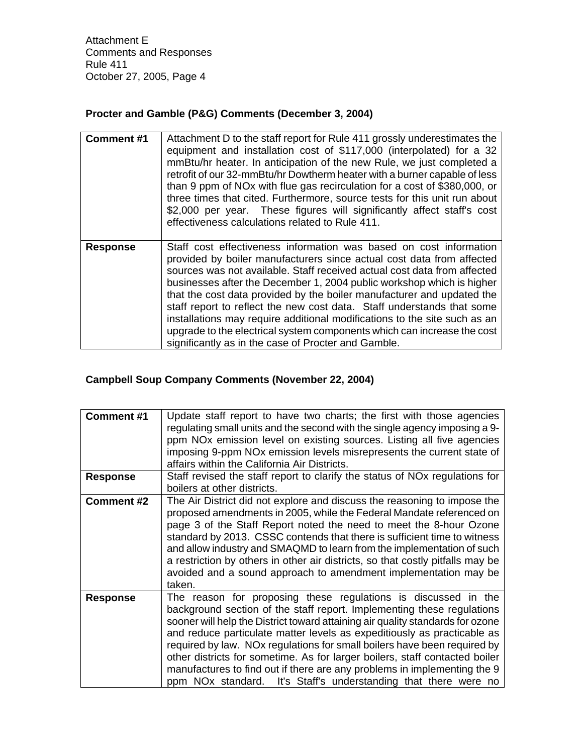Attachment E
Comments and Responses
Rule 411
October 27, 2005, Page 4

**Procter and Gamble (P&G) Comments (December 3, 2004)**

| **Comment #1** | Attachment D to the staff report for Rule 411 grossly underestimates the equipment and installation cost of $117,000 (interpolated) for a 32 mmBtu/hr heater. In anticipation of the new Rule, we just completed a retrofit of our 32-mmBtu/hr Dowtherm heater with a burner capable of less than 9 ppm of NOx with flue gas recirculation for a cost of $380,000, or three times that cited. Furthermore, source tests for this unit run about $2,000 per year. These figures will significantly affect staff's cost effectiveness calculations related to Rule 411. |
|---|---|
| **Response** | Staff cost effectiveness information was based on cost information provided by boiler manufacturers since actual cost data from affected sources was not available. Staff received actual cost data from affected businesses after the December 1, 2004 public workshop which is higher that the cost data provided by the boiler manufacturer and updated the staff report to reflect the new cost data. Staff understands that some installations may require additional modifications to the site such as an upgrade to the electrical system components which can increase the cost significantly as in the case of Procter and Gamble. |

**Campbell Soup Company Comments (November 22, 2004)**

| **Comment #1** | Update staff report to have two charts; the first with those agencies regulating small units and the second with the single agency imposing a 9-ppm NOx emission level on existing sources. Listing all five agencies imposing 9-ppm NOx emission levels misrepresents the current state of affairs within the California Air Districts. |
|---|---|
| **Response** | Staff revised the staff report to clarify the status of NOx regulations for boilers at other districts. |
| **Comment #2** | The Air District did not explore and discuss the reasoning to impose the proposed amendments in 2005, while the Federal Mandate referenced on page 3 of the Staff Report noted the need to meet the 8-hour Ozone standard by 2013. CSSC contends that there is sufficient time to witness and allow industry and SMAQMD to learn from the implementation of such a restriction by others in other air districts, so that costly pitfalls may be avoided and a sound approach to amendment implementation may be taken. |
| **Response** | The reason for proposing these regulations is discussed in the background section of the staff report. Implementing these regulations sooner will help the District toward attaining air quality standards for ozone and reduce particulate matter levels as expeditiously as practicable as required by law. NOx regulations for small boilers have been required by other districts for sometime. As for larger boilers, staff contacted boiler manufactures to find out if there are any problems in implementing the 9 ppm NOx standard. It's Staff's understanding that there were no |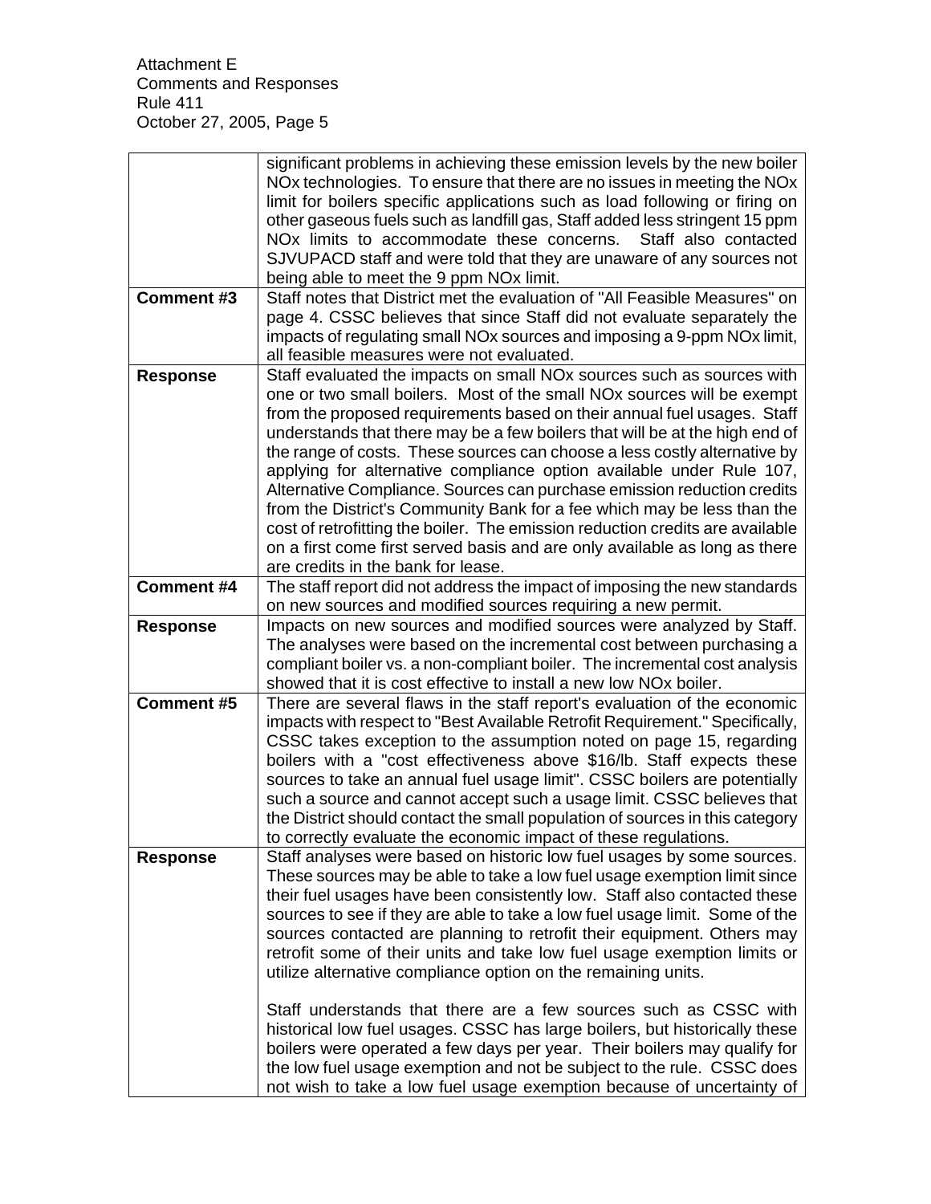| | |
|---|---|
| | significant problems in achieving these emission levels by the new boiler NOx technologies. To ensure that there are no issues in meeting the NOx limit for boilers specific applications such as load following or firing on other gaseous fuels such as landfill gas, Staff added less stringent 15 ppm NOx limits to accommodate these concerns. Staff also contacted SJVUPACD staff and were told that they are unaware of any sources not being able to meet the 9 ppm NOx limit. |
| **Comment #3** | Staff notes that District met the evaluation of "All Feasible Measures" on page 4. CSSC believes that since Staff did not evaluate separately the impacts of regulating small NOx sources and imposing a 9-ppm NOx limit, all feasible measures were not evaluated. |
| **Response** | Staff evaluated the impacts on small NOx sources such as sources with one or two small boilers. Most of the small NOx sources will be exempt from the proposed requirements based on their annual fuel usages. Staff understands that there may be a few boilers that will be at the high end of the range of costs. These sources can choose a less costly alternative by applying for alternative compliance option available under Rule 107, Alternative Compliance. Sources can purchase emission reduction credits from the District's Community Bank for a fee which may be less than the cost of retrofitting the boiler. The emission reduction credits are available on a first come first served basis and are only available as long as there are credits in the bank for lease. |
| **Comment #4** | The staff report did not address the impact of imposing the new standards on new sources and modified sources requiring a new permit. |
| **Response** | Impacts on new sources and modified sources were analyzed by Staff. The analyses were based on the incremental cost between purchasing a compliant boiler vs. a non-compliant boiler. The incremental cost analysis showed that it is cost effective to install a new low NOx boiler. |
| **Comment #5** | There are several flaws in the staff report's evaluation of the economic impacts with respect to "Best Available Retrofit Requirement." Specifically, CSSC takes exception to the assumption noted on page 15, regarding boilers with a "cost effectiveness above $16/lb. Staff expects these sources to take an annual fuel usage limit". CSSC boilers are potentially such a source and cannot accept such a usage limit. CSSC believes that the District should contact the small population of sources in this category to correctly evaluate the economic impact of these regulations. |
| **Response** | Staff analyses were based on historic low fuel usages by some sources. These sources may be able to take a low fuel usage exemption limit since their fuel usages have been consistently low. Staff also contacted these sources to see if they are able to take a low fuel usage limit. Some of the sources contacted are planning to retrofit their equipment. Others may retrofit some of their units and take low fuel usage exemption limits or utilize alternative compliance option on the remaining units.<br><br>Staff understands that there are a few sources such as CSSC with historical low fuel usages. CSSC has large boilers, but historically these boilers were operated a few days per year. Their boilers may qualify for the low fuel usage exemption and not be subject to the rule. CSSC does not wish to take a low fuel usage exemption because of uncertainty of |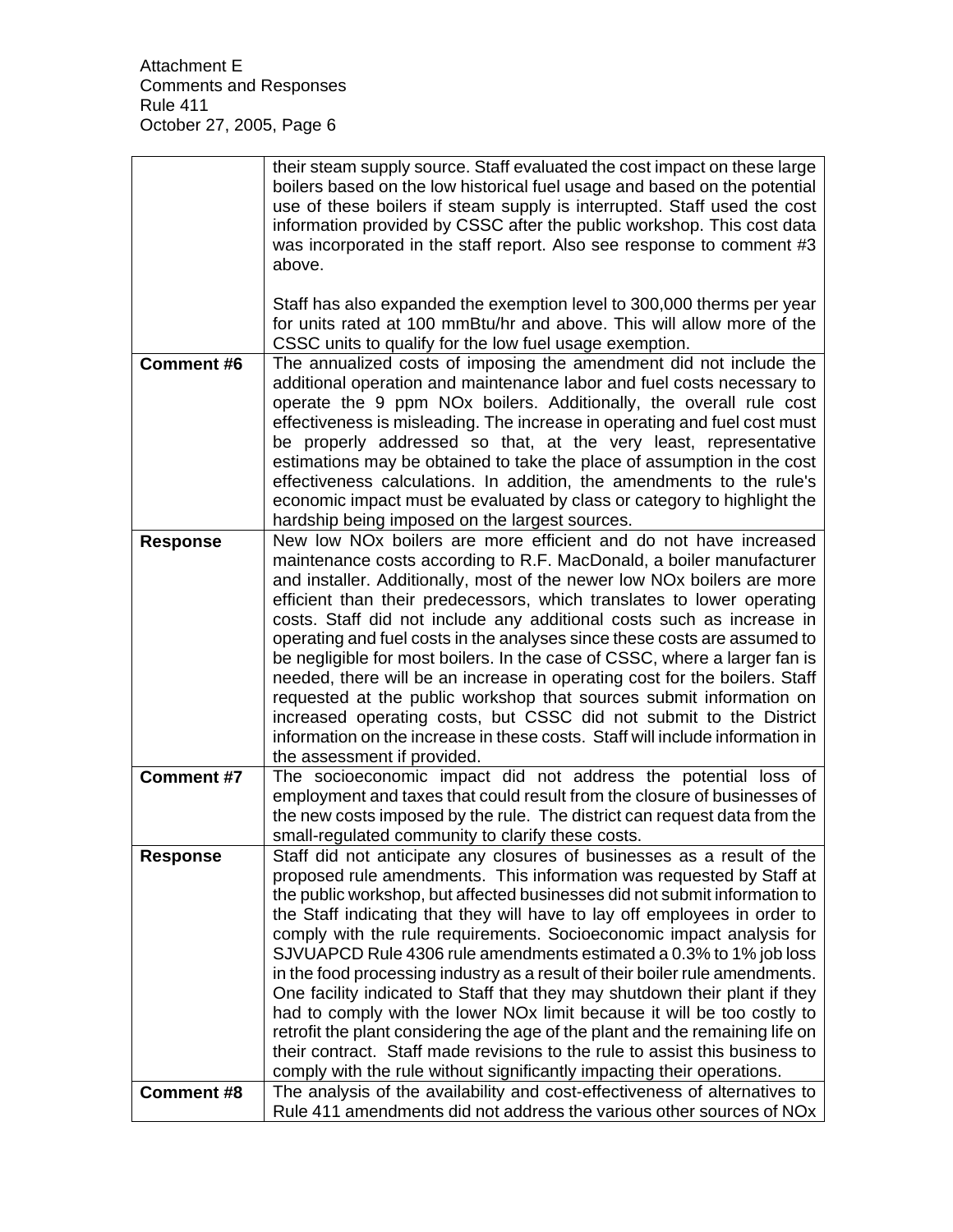| | |
|---|---|
| | their steam supply source. Staff evaluated the cost impact on these large boilers based on the low historical fuel usage and based on the potential use of these boilers if steam supply is interrupted. Staff used the cost information provided by CSSC after the public workshop. This cost data was incorporated in the staff report. Also see response to comment #3 above.<br><br>Staff has also expanded the exemption level to 300,000 therms per year for units rated at 100 mmBtu/hr and above. This will allow more of the CSSC units to qualify for the low fuel usage exemption. |
| **Comment #6** | The annualized costs of imposing the amendment did not include the additional operation and maintenance labor and fuel costs necessary to operate the 9 ppm NOx boilers. Additionally, the overall rule cost effectiveness is misleading. The increase in operating and fuel cost must be properly addressed so that, at the very least, representative estimations may be obtained to take the place of assumption in the cost effectiveness calculations. In addition, the amendments to the rule's economic impact must be evaluated by class or category to highlight the hardship being imposed on the largest sources. |
| **Response** | New low NOx boilers are more efficient and do not have increased maintenance costs according to R.F. MacDonald, a boiler manufacturer and installer. Additionally, most of the newer low NOx boilers are more efficient than their predecessors, which translates to lower operating costs. Staff did not include any additional costs such as increase in operating and fuel costs in the analyses since these costs are assumed to be negligible for most boilers. In the case of CSSC, where a larger fan is needed, there will be an increase in operating cost for the boilers. Staff requested at the public workshop that sources submit information on increased operating costs, but CSSC did not submit to the District information on the increase in these costs. Staff will include information in the assessment if provided. |
| **Comment #7** | The socioeconomic impact did not address the potential loss of employment and taxes that could result from the closure of businesses of the new costs imposed by the rule. The district can request data from the small-regulated community to clarify these costs. |
| **Response** | Staff did not anticipate any closures of businesses as a result of the proposed rule amendments. This information was requested by Staff at the public workshop, but affected businesses did not submit information to the Staff indicating that they will have to lay off employees in order to comply with the rule requirements. Socioeconomic impact analysis for SJVUAPCD Rule 4306 rule amendments estimated a 0.3% to 1% job loss in the food processing industry as a result of their boiler rule amendments. One facility indicated to Staff that they may shutdown their plant if they had to comply with the lower NOx limit because it will be too costly to retrofit the plant considering the age of the plant and the remaining life on their contract. Staff made revisions to the rule to assist this business to comply with the rule without significantly impacting their operations. |
| **Comment #8** | The analysis of the availability and cost-effectiveness of alternatives to Rule 411 amendments did not address the various other sources of NOx |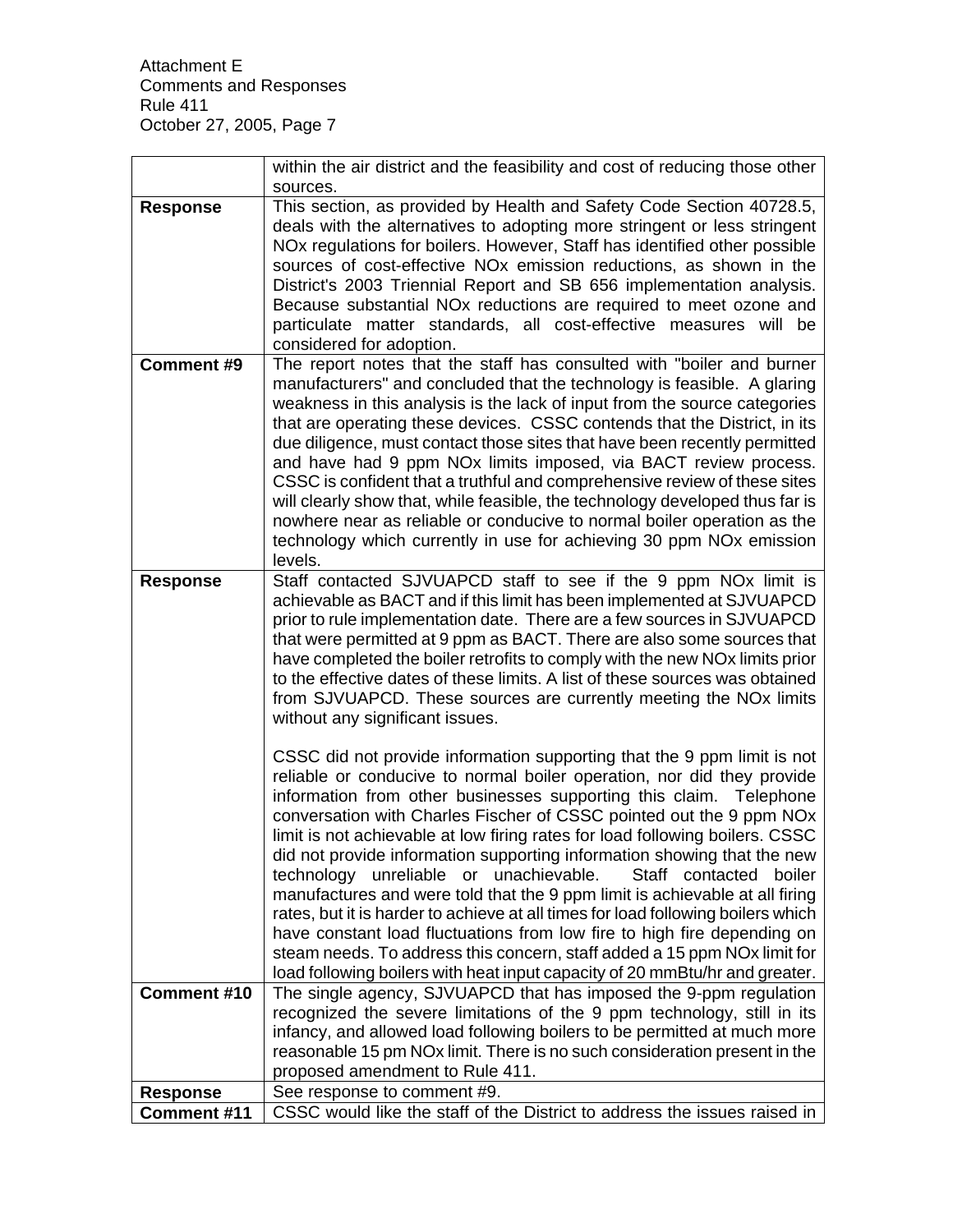| | |
|---|---|
| | within the air district and the feasibility and cost of reducing those other sources. |
| **Response** | This section, as provided by Health and Safety Code Section 40728.5, deals with the alternatives to adopting more stringent or less stringent NOx regulations for boilers. However, Staff has identified other possible sources of cost-effective NOx emission reductions, as shown in the District's 2003 Triennial Report and SB 656 implementation analysis. Because substantial NOx reductions are required to meet ozone and particulate matter standards, all cost-effective measures will be considered for adoption. |
| **Comment #9** | The report notes that the staff has consulted with "boiler and burner manufacturers" and concluded that the technology is feasible. A glaring weakness in this analysis is the lack of input from the source categories that are operating these devices. CSSC contends that the District, in its due diligence, must contact those sites that have been recently permitted and have had 9 ppm NOx limits imposed, via BACT review process. CSSC is confident that a truthful and comprehensive review of these sites will clearly show that, while feasible, the technology developed thus far is nowhere near as reliable or conducive to normal boiler operation as the technology which currently in use for achieving 30 ppm NOx emission levels. |
| **Response** | Staff contacted SJVUAPCD staff to see if the 9 ppm NOx limit is achievable as BACT and if this limit has been implemented at SJVUAPCD prior to rule implementation date. There are a few sources in SJVUAPCD that were permitted at 9 ppm as BACT. There are also some sources that have completed the boiler retrofits to comply with the new NOx limits prior to the effective dates of these limits. A list of these sources was obtained from SJVUAPCD. These sources are currently meeting the NOx limits without any significant issues.<br><br>CSSC did not provide information supporting that the 9 ppm limit is not reliable or conducive to normal boiler operation, nor did they provide information from other businesses supporting this claim. Telephone conversation with Charles Fischer of CSSC pointed out the 9 ppm NOx limit is not achievable at low firing rates for load following boilers. CSSC did not provide information supporting information showing that the new technology unreliable or unachievable. Staff contacted boiler manufactures and were told that the 9 ppm limit is achievable at all firing rates, but it is harder to achieve at all times for load following boilers which have constant load fluctuations from low fire to high fire depending on steam needs. To address this concern, staff added a 15 ppm NOx limit for load following boilers with heat input capacity of 20 mmBtu/hr and greater. |
| **Comment #10** | The single agency, SJVUAPCD that has imposed the 9-ppm regulation recognized the severe limitations of the 9 ppm technology, still in its infancy, and allowed load following boilers to be permitted at much more reasonable 15 pm NOx limit. There is no such consideration present in the proposed amendment to Rule 411. |
| **Response** | See response to comment #9. |
| **Comment #11** | CSSC would like the staff of the District to address the issues raised in |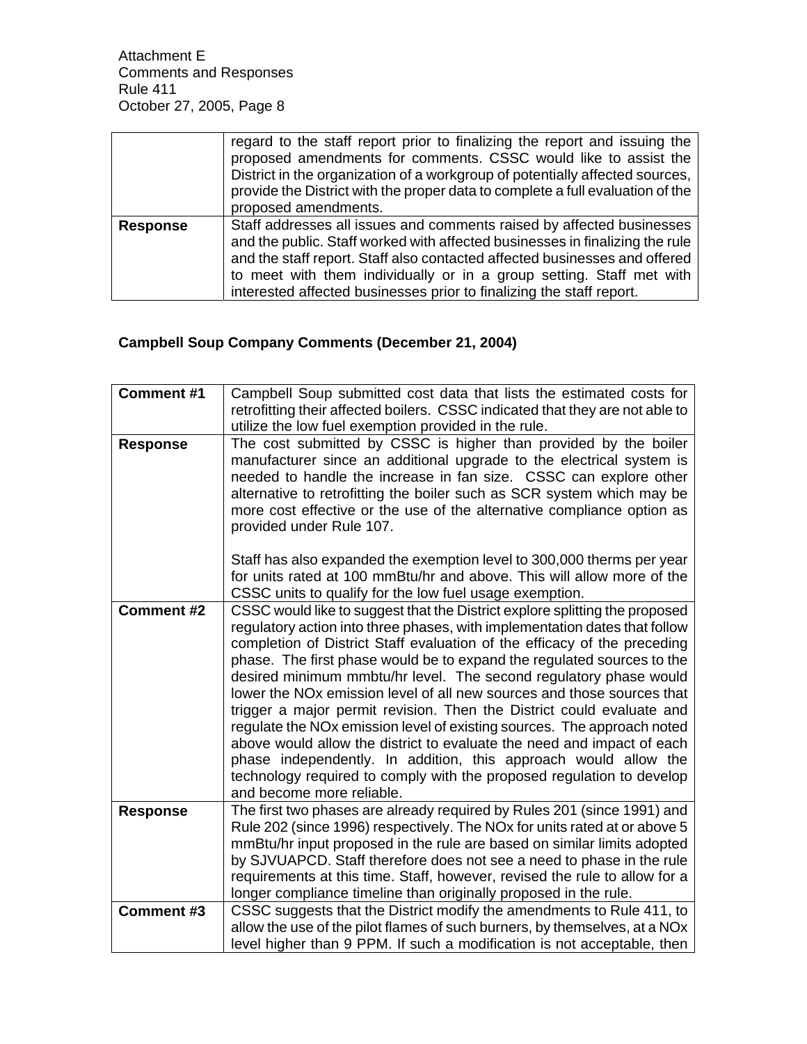| | |
|---|---|
| | regard to the staff report prior to finalizing the report and issuing the proposed amendments for comments. CSSC would like to assist the District in the organization of a workgroup of potentially affected sources, provide the District with the proper data to complete a full evaluation of the proposed amendments. |
| **Response** | Staff addresses all issues and comments raised by affected businesses and the public. Staff worked with affected businesses in finalizing the rule and the staff report. Staff also contacted affected businesses and offered to meet with them individually or in a group setting. Staff met with interested affected businesses prior to finalizing the staff report. |

**Campbell Soup Company Comments (December 21, 2004)**

| | |
|---|---|
| **Comment #1** | Campbell Soup submitted cost data that lists the estimated costs for retrofitting their affected boilers. CSSC indicated that they are not able to utilize the low fuel exemption provided in the rule. |
| **Response** | The cost submitted by CSSC is higher than provided by the boiler manufacturer since an additional upgrade to the electrical system is needed to handle the increase in fan size. CSSC can explore other alternative to retrofitting the boiler such as SCR system which may be more cost effective or the use of the alternative compliance option as provided under Rule 107.<br><br>Staff has also expanded the exemption level to 300,000 therms per year for units rated at 100 mmBtu/hr and above. This will allow more of the CSSC units to qualify for the low fuel usage exemption. |
| **Comment #2** | CSSC would like to suggest that the District explore splitting the proposed regulatory action into three phases, with implementation dates that follow completion of District Staff evaluation of the efficacy of the preceding phase. The first phase would be to expand the regulated sources to the desired minimum mmbtu/hr level. The second regulatory phase would lower the NOx emission level of all new sources and those sources that trigger a major permit revision. Then the District could evaluate and regulate the NOx emission level of existing sources. The approach noted above would allow the district to evaluate the need and impact of each phase independently. In addition, this approach would allow the technology required to comply with the proposed regulation to develop and become more reliable. |
| **Response** | The first two phases are already required by Rules 201 (since 1991) and Rule 202 (since 1996) respectively. The NOx for units rated at or above 5 mmBtu/hr input proposed in the rule are based on similar limits adopted by SJVUAPCD. Staff therefore does not see a need to phase in the rule requirements at this time. Staff, however, revised the rule to allow for a longer compliance timeline than originally proposed in the rule. |
| **Comment #3** | CSSC suggests that the District modify the amendments to Rule 411, to allow the use of the pilot flames of such burners, by themselves, at a NOx level higher than 9 PPM. If such a modification is not acceptable, then |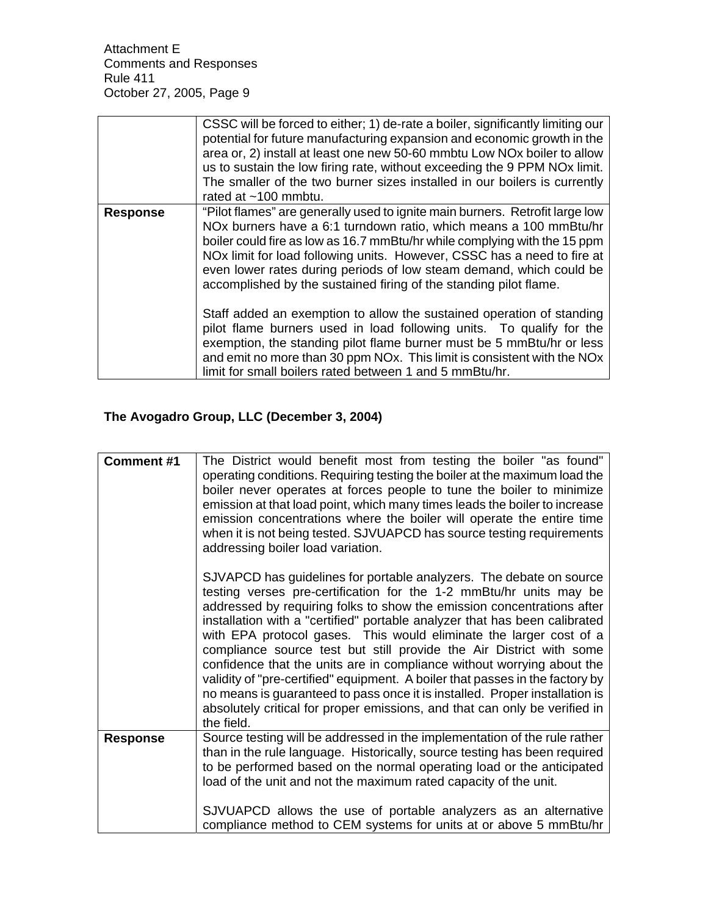|  |  |
|---|---|
|  | CSSC will be forced to either; 1) de-rate a boiler, significantly limiting our potential for future manufacturing expansion and economic growth in the area or, 2) install at least one new 50-60 mmbtu Low NOx boiler to allow us to sustain the low firing rate, without exceeding the 9 PPM NOx limit. The smaller of the two burner sizes installed in our boilers is currently rated at ~100 mmbtu. |
| **Response** | "Pilot flames" are generally used to ignite main burners. Retrofit large low NOx burners have a 6:1 turndown ratio, which means a 100 mmBtu/hr boiler could fire as low as 16.7 mmBtu/hr while complying with the 15 ppm NOx limit for load following units. However, CSSC has a need to fire at even lower rates during periods of low steam demand, which could be accomplished by the sustained firing of the standing pilot flame.<br><br>Staff added an exemption to allow the sustained operation of standing pilot flame burners used in load following units. To qualify for the exemption, the standing pilot flame burner must be 5 mmBtu/hr or less and emit no more than 30 ppm NOx. This limit is consistent with the NOx limit for small boilers rated between 1 and 5 mmBtu/hr. |

**The Avogadro Group, LLC (December 3, 2004)**

|  |  |
|---|---|
| **Comment #1** | The District would benefit most from testing the boiler "as found" operating conditions. Requiring testing the boiler at the maximum load the boiler never operates at forces people to tune the boiler to minimize emission at that load point, which many times leads the boiler to increase emission concentrations where the boiler will operate the entire time when it is not being tested. SJVUAPCD has source testing requirements addressing boiler load variation.<br><br>SJVAPCD has guidelines for portable analyzers. The debate on source testing verses pre-certification for the 1-2 mmBtu/hr units may be addressed by requiring folks to show the emission concentrations after installation with a "certified" portable analyzer that has been calibrated with EPA protocol gases. This would eliminate the larger cost of a compliance source test but still provide the Air District with some confidence that the units are in compliance without worrying about the validity of "pre-certified" equipment. A boiler that passes in the factory by no means is guaranteed to pass once it is installed. Proper installation is absolutely critical for proper emissions, and that can only be verified in the field. |
| **Response** | Source testing will be addressed in the implementation of the rule rather than in the rule language. Historically, source testing has been required to be performed based on the normal operating load or the anticipated load of the unit and not the maximum rated capacity of the unit.<br><br>SJVUAPCD allows the use of portable analyzers as an alternative compliance method to CEM systems for units at or above 5 mmBtu/hr |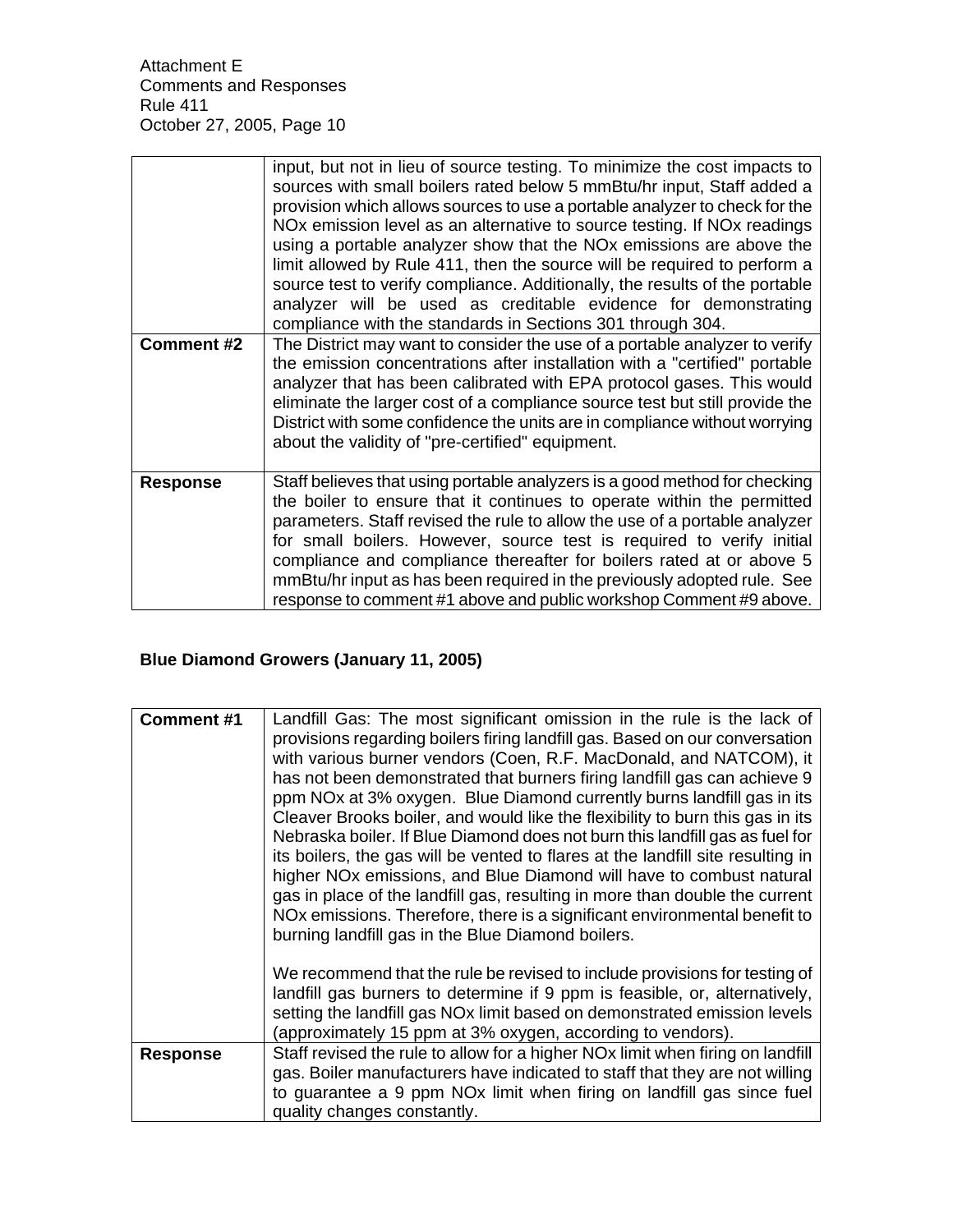| | |
|---|---|
| | input, but not in lieu of source testing. To minimize the cost impacts to sources with small boilers rated below 5 mmBtu/hr input, Staff added a provision which allows sources to use a portable analyzer to check for the NOx emission level as an alternative to source testing. If NOx readings using a portable analyzer show that the NOx emissions are above the limit allowed by Rule 411, then the source will be required to perform a source test to verify compliance. Additionally, the results of the portable analyzer will be used as creditable evidence for demonstrating compliance with the standards in Sections 301 through 304. |
| **Comment #2** | The District may want to consider the use of a portable analyzer to verify the emission concentrations after installation with a "certified" portable analyzer that has been calibrated with EPA protocol gases. This would eliminate the larger cost of a compliance source test but still provide the District with some confidence the units are in compliance without worrying about the validity of "pre-certified" equipment. |
| **Response** | Staff believes that using portable analyzers is a good method for checking the boiler to ensure that it continues to operate within the permitted parameters. Staff revised the rule to allow the use of a portable analyzer for small boilers. However, source test is required to verify initial compliance and compliance thereafter for boilers rated at or above 5 mmBtu/hr input as has been required in the previously adopted rule. See response to comment #1 above and public workshop Comment #9 above. |

**Blue Diamond Growers (January 11, 2005)**

| | |
|---|---|
| **Comment #1** | Landfill Gas: The most significant omission in the rule is the lack of provisions regarding boilers firing landfill gas. Based on our conversation with various burner vendors (Coen, R.F. MacDonald, and NATCOM), it has not been demonstrated that burners firing landfill gas can achieve 9 ppm NOx at 3% oxygen. Blue Diamond currently burns landfill gas in its Cleaver Brooks boiler, and would like the flexibility to burn this gas in its Nebraska boiler. If Blue Diamond does not burn this landfill gas as fuel for its boilers, the gas will be vented to flares at the landfill site resulting in higher NOx emissions, and Blue Diamond will have to combust natural gas in place of the landfill gas, resulting in more than double the current NOx emissions. Therefore, there is a significant environmental benefit to burning landfill gas in the Blue Diamond boilers.<br><br>We recommend that the rule be revised to include provisions for testing of landfill gas burners to determine if 9 ppm is feasible, or, alternatively, setting the landfill gas NOx limit based on demonstrated emission levels (approximately 15 ppm at 3% oxygen, according to vendors). |
| **Response** | Staff revised the rule to allow for a higher NOx limit when firing on landfill gas. Boiler manufacturers have indicated to staff that they are not willing to guarantee a 9 ppm NOx limit when firing on landfill gas since fuel quality changes constantly. |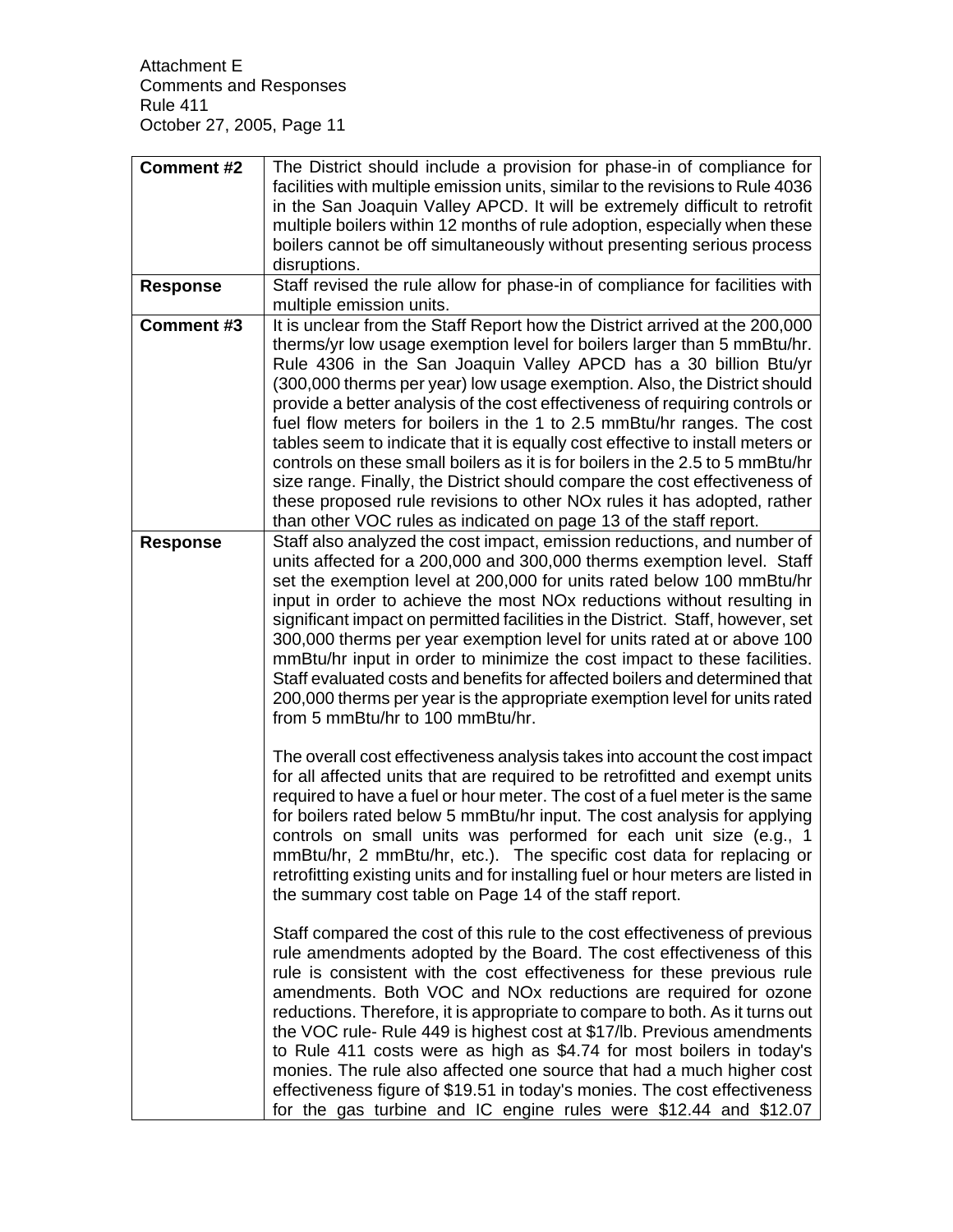| | |
|---|---|
| **Comment #2** | The District should include a provision for phase-in of compliance for facilities with multiple emission units, similar to the revisions to Rule 4036 in the San Joaquin Valley APCD. It will be extremely difficult to retrofit multiple boilers within 12 months of rule adoption, especially when these boilers cannot be off simultaneously without presenting serious process disruptions. |
| **Response** | Staff revised the rule allow for phase-in of compliance for facilities with multiple emission units. |
| **Comment #3** | It is unclear from the Staff Report how the District arrived at the 200,000 therms/yr low usage exemption level for boilers larger than 5 mmBtu/hr. Rule 4306 in the San Joaquin Valley APCD has a 30 billion Btu/yr (300,000 therms per year) low usage exemption. Also, the District should provide a better analysis of the cost effectiveness of requiring controls or fuel flow meters for boilers in the 1 to 2.5 mmBtu/hr ranges. The cost tables seem to indicate that it is equally cost effective to install meters or controls on these small boilers as it is for boilers in the 2.5 to 5 mmBtu/hr size range. Finally, the District should compare the cost effectiveness of these proposed rule revisions to other NOx rules it has adopted, rather than other VOC rules as indicated on page 13 of the staff report. |
| **Response** | Staff also analyzed the cost impact, emission reductions, and number of units affected for a 200,000 and 300,000 therms exemption level. Staff set the exemption level at 200,000 for units rated below 100 mmBtu/hr input in order to achieve the most NOx reductions without resulting in significant impact on permitted facilities in the District. Staff, however, set 300,000 therms per year exemption level for units rated at or above 100 mmBtu/hr input in order to minimize the cost impact to these facilities. Staff evaluated costs and benefits for affected boilers and determined that 200,000 therms per year is the appropriate exemption level for units rated from 5 mmBtu/hr to 100 mmBtu/hr.<br><br>The overall cost effectiveness analysis takes into account the cost impact for all affected units that are required to be retrofitted and exempt units required to have a fuel or hour meter. The cost of a fuel meter is the same for boilers rated below 5 mmBtu/hr input. The cost analysis for applying controls on small units was performed for each unit size (e.g., 1 mmBtu/hr, 2 mmBtu/hr, etc.). The specific cost data for replacing or retrofitting existing units and for installing fuel or hour meters are listed in the summary cost table on Page 14 of the staff report.<br><br>Staff compared the cost of this rule to the cost effectiveness of previous rule amendments adopted by the Board. The cost effectiveness of this rule is consistent with the cost effectiveness for these previous rule amendments. Both VOC and NOx reductions are required for ozone reductions. Therefore, it is appropriate to compare to both. As it turns out the VOC rule- Rule 449 is highest cost at $17/lb. Previous amendments to Rule 411 costs were as high as $4.74 for most boilers in today's monies. The rule also affected one source that had a much higher cost effectiveness figure of $19.51 in today's monies. The cost effectiveness for the gas turbine and IC engine rules were $12.44 and $12.07 |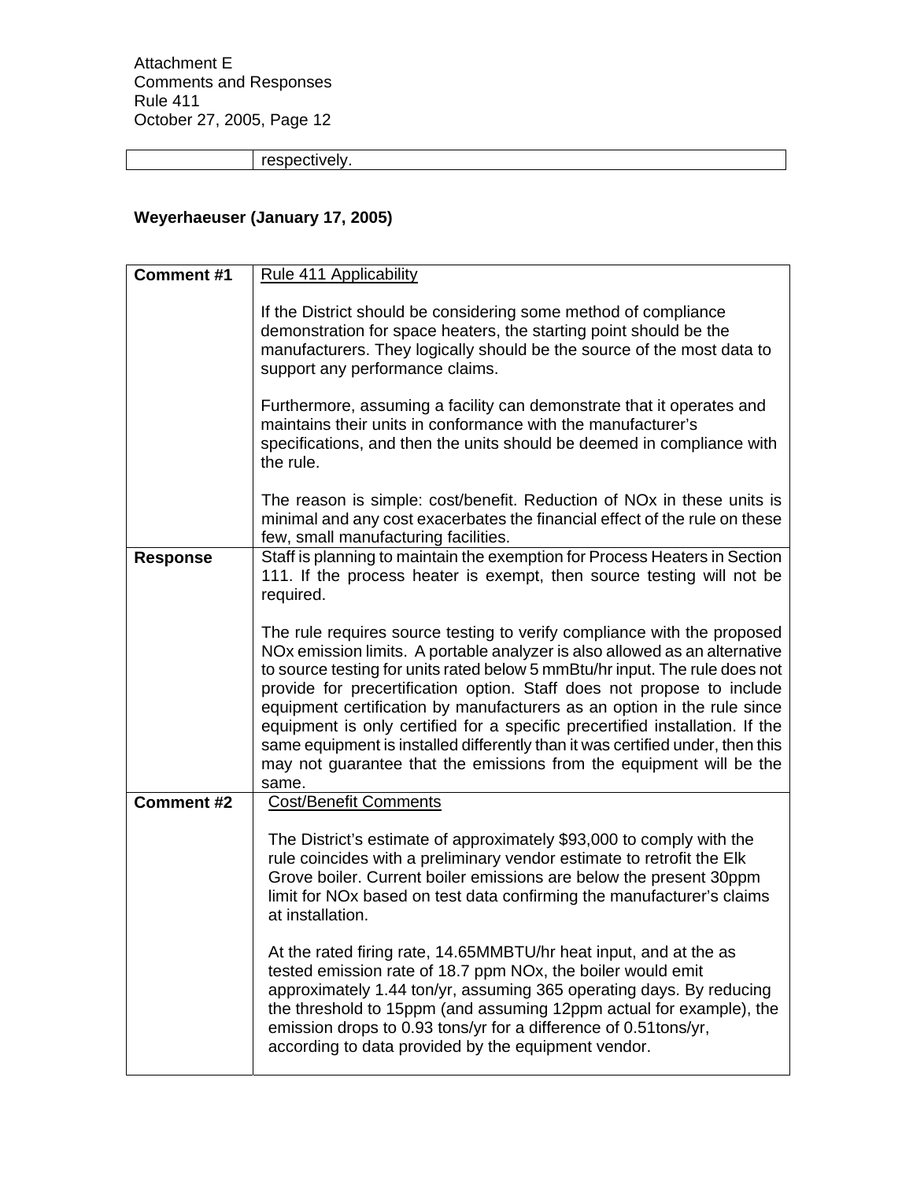| | respectively. |
|---|---|

**Weyerhaeuser (January 17, 2005)**

| | |
|---|---|
| **Comment #1** | Rule 411 Applicability<br><br>If the District should be considering some method of compliance demonstration for space heaters, the starting point should be the manufacturers. They logically should be the source of the most data to support any performance claims.<br><br>Furthermore, assuming a facility can demonstrate that it operates and maintains their units in conformance with the manufacturer's specifications, and then the units should be deemed in compliance with the rule.<br><br>The reason is simple: cost/benefit. Reduction of NOx in these units is minimal and any cost exacerbates the financial effect of the rule on these few, small manufacturing facilities. |
| **Response** | Staff is planning to maintain the exemption for Process Heaters in Section 111. If the process heater is exempt, then source testing will not be required.<br><br>The rule requires source testing to verify compliance with the proposed NOx emission limits. A portable analyzer is also allowed as an alternative to source testing for units rated below 5 mmBtu/hr input. The rule does not provide for precertification option. Staff does not propose to include equipment certification by manufacturers as an option in the rule since equipment is only certified for a specific precertified installation. If the same equipment is installed differently than it was certified under, then this may not guarantee that the emissions from the equipment will be the same. |
| **Comment #2** | Cost/Benefit Comments<br><br>The District's estimate of approximately $93,000 to comply with the rule coincides with a preliminary vendor estimate to retrofit the Elk Grove boiler. Current boiler emissions are below the present 30ppm limit for NOx based on test data confirming the manufacturer's claims at installation.<br><br>At the rated firing rate, 14.65MMBTU/hr heat input, and at the as tested emission rate of 18.7 ppm NOx, the boiler would emit approximately 1.44 ton/yr, assuming 365 operating days. By reducing the threshold to 15ppm (and assuming 12ppm actual for example), the emission drops to 0.93 tons/yr for a difference of 0.51tons/yr, according to data provided by the equipment vendor. |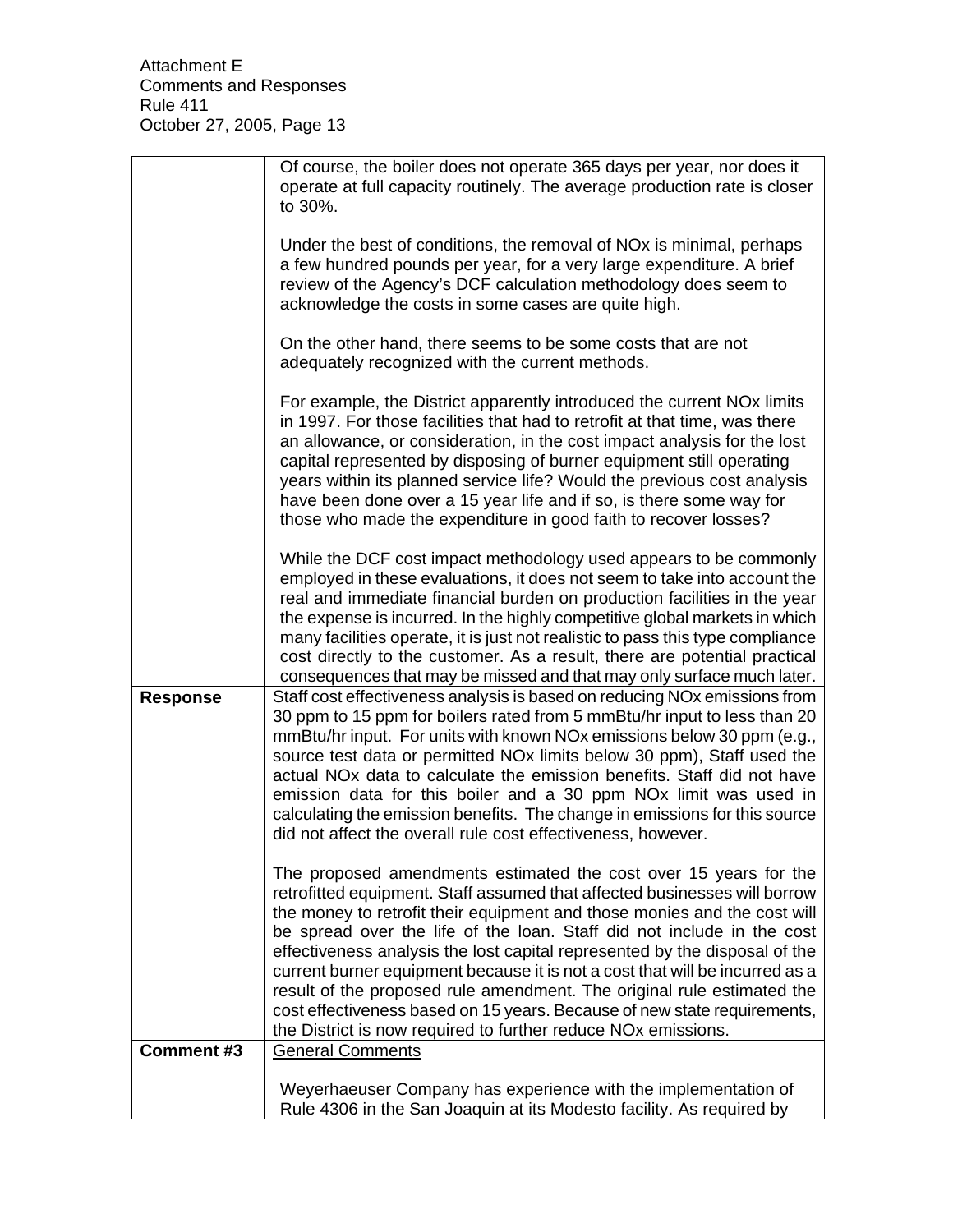| | |
|---|---|
| | Of course, the boiler does not operate 365 days per year, nor does it operate at full capacity routinely. The average production rate is closer to 30%.<br><br>Under the best of conditions, the removal of NOx is minimal, perhaps a few hundred pounds per year, for a very large expenditure. A brief review of the Agency's DCF calculation methodology does seem to acknowledge the costs in some cases are quite high.<br><br>On the other hand, there seems to be some costs that are not adequately recognized with the current methods.<br><br>For example, the District apparently introduced the current NOx limits in 1997. For those facilities that had to retrofit at that time, was there an allowance, or consideration, in the cost impact analysis for the lost capital represented by disposing of burner equipment still operating years within its planned service life? Would the previous cost analysis have been done over a 15 year life and if so, is there some way for those who made the expenditure in good faith to recover losses?<br><br>While the DCF cost impact methodology used appears to be commonly employed in these evaluations, it does not seem to take into account the real and immediate financial burden on production facilities in the year the expense is incurred. In the highly competitive global markets in which many facilities operate, it is just not realistic to pass this type compliance cost directly to the customer. As a result, there are potential practical consequences that may be missed and that may only surface much later. |
| **Response** | Staff cost effectiveness analysis is based on reducing NOx emissions from 30 ppm to 15 ppm for boilers rated from 5 mmBtu/hr input to less than 20 mmBtu/hr input. For units with known NOx emissions below 30 ppm (e.g., source test data or permitted NOx limits below 30 ppm), Staff used the actual NOx data to calculate the emission benefits. Staff did not have emission data for this boiler and a 30 ppm NOx limit was used in calculating the emission benefits. The change in emissions for this source did not affect the overall rule cost effectiveness, however.<br><br>The proposed amendments estimated the cost over 15 years for the retrofitted equipment. Staff assumed that affected businesses will borrow the money to retrofit their equipment and those monies and the cost will be spread over the life of the loan. Staff did not include in the cost effectiveness analysis the lost capital represented by the disposal of the current burner equipment because it is not a cost that will be incurred as a result of the proposed rule amendment. The original rule estimated the cost effectiveness based on 15 years. Because of new state requirements, the District is now required to further reduce NOx emissions. |
| **Comment #3** | <u>General Comments</u><br><br>Weyerhaeuser Company has experience with the implementation of Rule 4306 in the San Joaquin at its Modesto facility. As required by |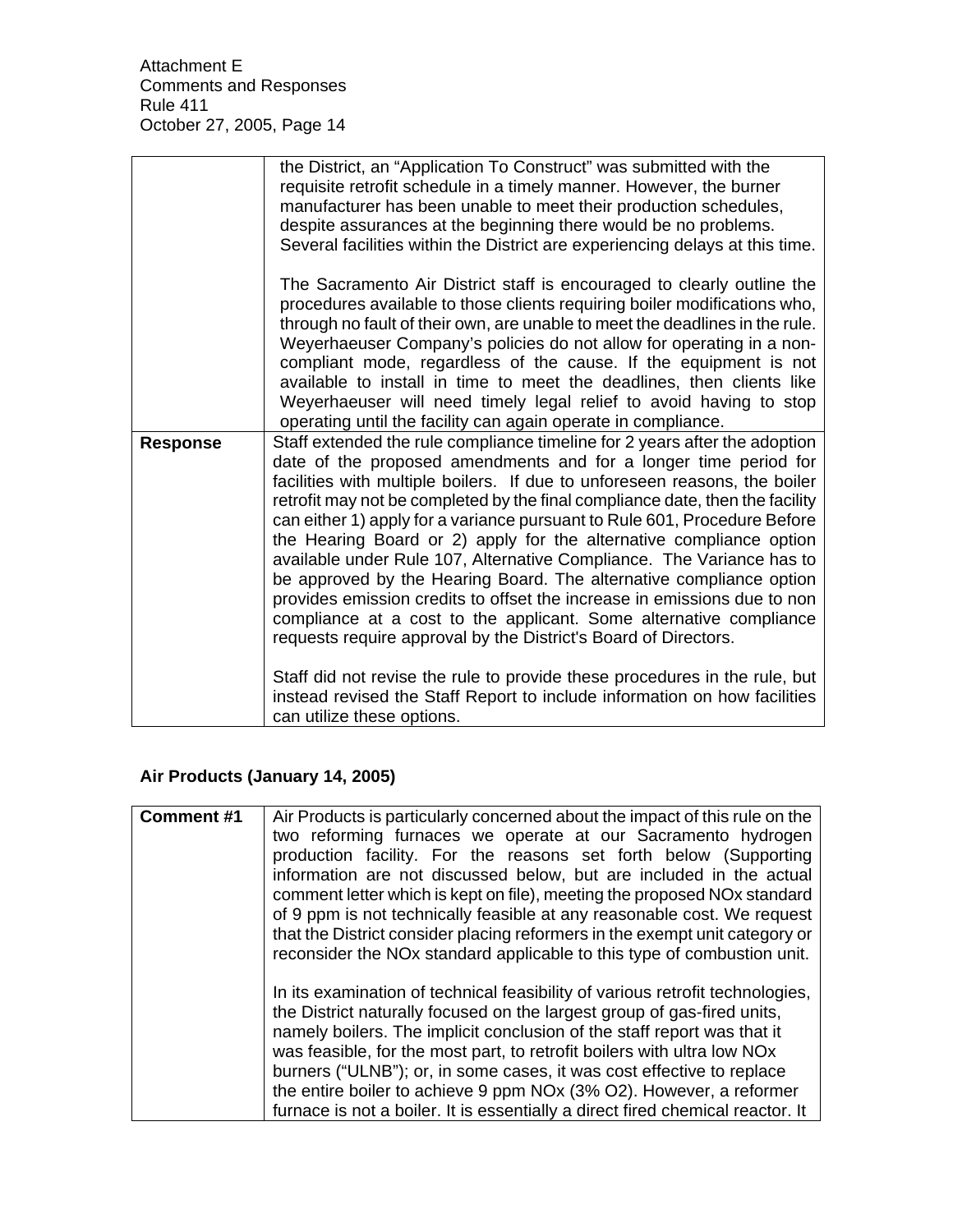| | |
|---|---|
| | the District, an "Application To Construct" was submitted with the requisite retrofit schedule in a timely manner. However, the burner manufacturer has been unable to meet their production schedules, despite assurances at the beginning there would be no problems. Several facilities within the District are experiencing delays at this time.<br><br>The Sacramento Air District staff is encouraged to clearly outline the procedures available to those clients requiring boiler modifications who, through no fault of their own, are unable to meet the deadlines in the rule. Weyerhaeuser Company's policies do not allow for operating in a non-compliant mode, regardless of the cause. If the equipment is not available to install in time to meet the deadlines, then clients like Weyerhaeuser will need timely legal relief to avoid having to stop operating until the facility can again operate in compliance. |
| **Response** | Staff extended the rule compliance timeline for 2 years after the adoption date of the proposed amendments and for a longer time period for facilities with multiple boilers. If due to unforeseen reasons, the boiler retrofit may not be completed by the final compliance date, then the facility can either 1) apply for a variance pursuant to Rule 601, Procedure Before the Hearing Board or 2) apply for the alternative compliance option available under Rule 107, Alternative Compliance. The Variance has to be approved by the Hearing Board. The alternative compliance option provides emission credits to offset the increase in emissions due to non compliance at a cost to the applicant. Some alternative compliance requests require approval by the District's Board of Directors.<br><br>Staff did not revise the rule to provide these procedures in the rule, but instead revised the Staff Report to include information on how facilities can utilize these options. |

**Air Products (January 14, 2005)**

| | |
|---|---|
| **Comment #1** | Air Products is particularly concerned about the impact of this rule on the two reforming furnaces we operate at our Sacramento hydrogen production facility. For the reasons set forth below (Supporting information are not discussed below, but are included in the actual comment letter which is kept on file), meeting the proposed NOx standard of 9 ppm is not technically feasible at any reasonable cost. We request that the District consider placing reformers in the exempt unit category or reconsider the NOx standard applicable to this type of combustion unit.<br><br>In its examination of technical feasibility of various retrofit technologies, the District naturally focused on the largest group of gas-fired units, namely boilers. The implicit conclusion of the staff report was that it was feasible, for the most part, to retrofit boilers with ultra low NOx burners ("ULNB"); or, in some cases, it was cost effective to replace the entire boiler to achieve 9 ppm NOx (3% O2). However, a reformer furnace is not a boiler. It is essentially a direct fired chemical reactor. It |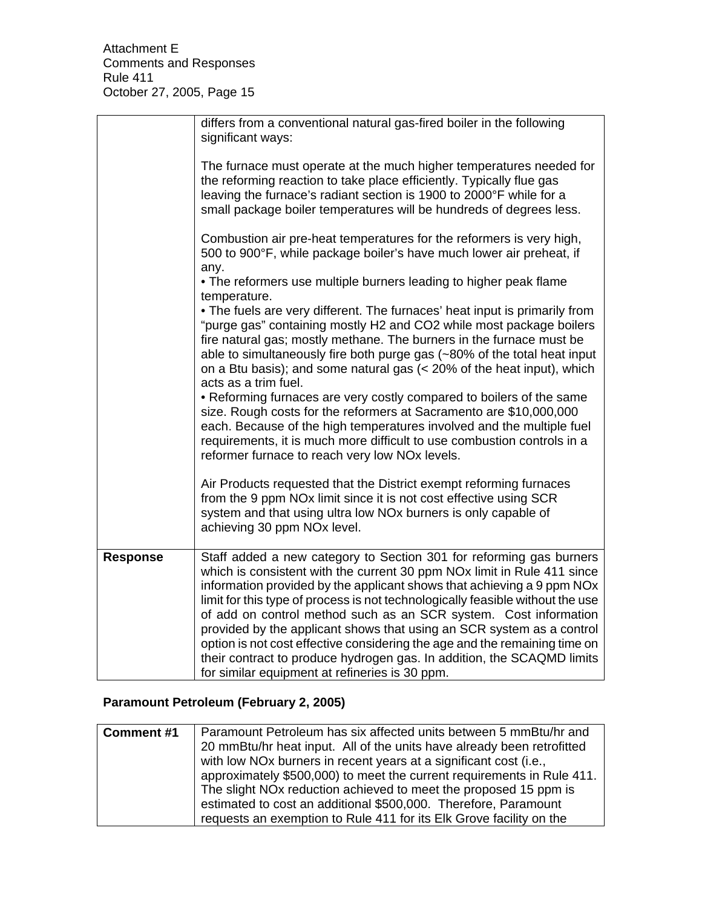|  | differs from a conventional natural gas-fired boiler in the following significant ways:<br><br>The furnace must operate at the much higher temperatures needed for the reforming reaction to take place efficiently. Typically flue gas leaving the furnace's radiant section is 1900 to 2000°F while for a small package boiler temperatures will be hundreds of degrees less.<br><br>Combustion air pre-heat temperatures for the reformers is very high, 500 to 900°F, while package boiler's have much lower air preheat, if any.<br>• The reformers use multiple burners leading to higher peak flame temperature.<br>• The fuels are very different. The furnaces' heat input is primarily from "purge gas" containing mostly H2 and CO2 while most package boilers fire natural gas; mostly methane. The burners in the furnace must be able to simultaneously fire both purge gas (~80% of the total heat input on a Btu basis); and some natural gas (< 20% of the heat input), which acts as a trim fuel.<br>• Reforming furnaces are very costly compared to boilers of the same size. Rough costs for the reformers at Sacramento are $10,000,000 each. Because of the high temperatures involved and the multiple fuel requirements, it is much more difficult to use combustion controls in a reformer furnace to reach very low NOx levels.<br><br>Air Products requested that the District exempt reforming furnaces from the 9 ppm NOx limit since it is not cost effective using SCR system and that using ultra low NOx burners is only capable of achieving 30 ppm NOx level. |
|---|---|
| **Response** | Staff added a new category to Section 301 for reforming gas burners which is consistent with the current 30 ppm NOx limit in Rule 411 since information provided by the applicant shows that achieving a 9 ppm NOx limit for this type of process is not technologically feasible without the use of add on control method such as an SCR system. Cost information provided by the applicant shows that using an SCR system as a control option is not cost effective considering the age and the remaining time on their contract to produce hydrogen gas. In addition, the SCAQMD limits for similar equipment at refineries is 30 ppm. |

**Paramount Petroleum (February 2, 2005)**

| **Comment #1** | Paramount Petroleum has six affected units between 5 mmBtu/hr and 20 mmBtu/hr heat input. All of the units have already been retrofitted with low NOx burners in recent years at a significant cost (i.e., approximately $500,000) to meet the current requirements in Rule 411. The slight NOx reduction achieved to meet the proposed 15 ppm is estimated to cost an additional $500,000. Therefore, Paramount requests an exemption to Rule 411 for its Elk Grove facility on the |
|---|---|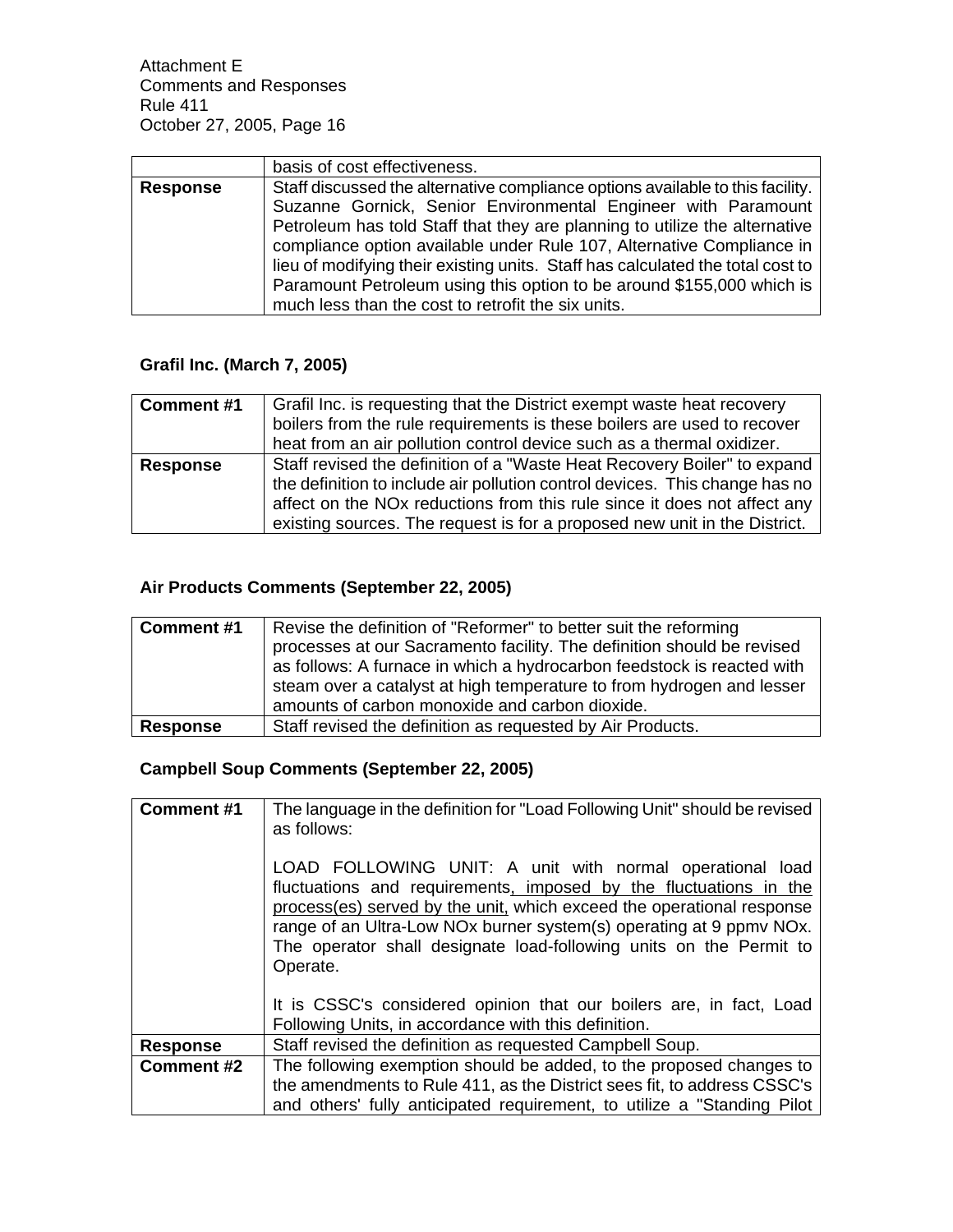| | |
|---|---|
| | basis of cost effectiveness. |
| **Response** | Staff discussed the alternative compliance options available to this facility. Suzanne Gornick, Senior Environmental Engineer with Paramount Petroleum has told Staff that they are planning to utilize the alternative compliance option available under Rule 107, Alternative Compliance in lieu of modifying their existing units. Staff has calculated the total cost to Paramount Petroleum using this option to be around $155,000 which is much less than the cost to retrofit the six units. |

**Grafil Inc. (March 7, 2005)**

| | |
|---|---|
| **Comment #1** | Grafil Inc. is requesting that the District exempt waste heat recovery boilers from the rule requirements is these boilers are used to recover heat from an air pollution control device such as a thermal oxidizer. |
| **Response** | Staff revised the definition of a "Waste Heat Recovery Boiler" to expand the definition to include air pollution control devices. This change has no affect on the NOx reductions from this rule since it does not affect any existing sources. The request is for a proposed new unit in the District. |

**Air Products Comments (September 22, 2005)**

| | |
|---|---|
| **Comment #1** | Revise the definition of "Reformer" to better suit the reforming processes at our Sacramento facility. The definition should be revised as follows: A furnace in which a hydrocarbon feedstock is reacted with steam over a catalyst at high temperature to from hydrogen and lesser amounts of carbon monoxide and carbon dioxide. |
| **Response** | Staff revised the definition as requested by Air Products. |

**Campbell Soup Comments (September 22, 2005)**

| | |
|---|---|
| **Comment #1** | The language in the definition for "Load Following Unit" should be revised as follows:<br><br>LOAD FOLLOWING UNIT: A unit with normal operational load fluctuations and requirements<ins>, imposed by the fluctuations in the process(es) served by the unit,</ins> which exceed the operational response range of an Ultra-Low NOx burner system(s) operating at 9 ppmv NOx. The operator shall designate load-following units on the Permit to Operate.<br><br>It is CSSC's considered opinion that our boilers are, in fact, Load Following Units, in accordance with this definition. |
| **Response** | Staff revised the definition as requested Campbell Soup. |
| **Comment #2** | The following exemption should be added, to the proposed changes to the amendments to Rule 411, as the District sees fit, to address CSSC's and others' fully anticipated requirement, to utilize a "Standing Pilot |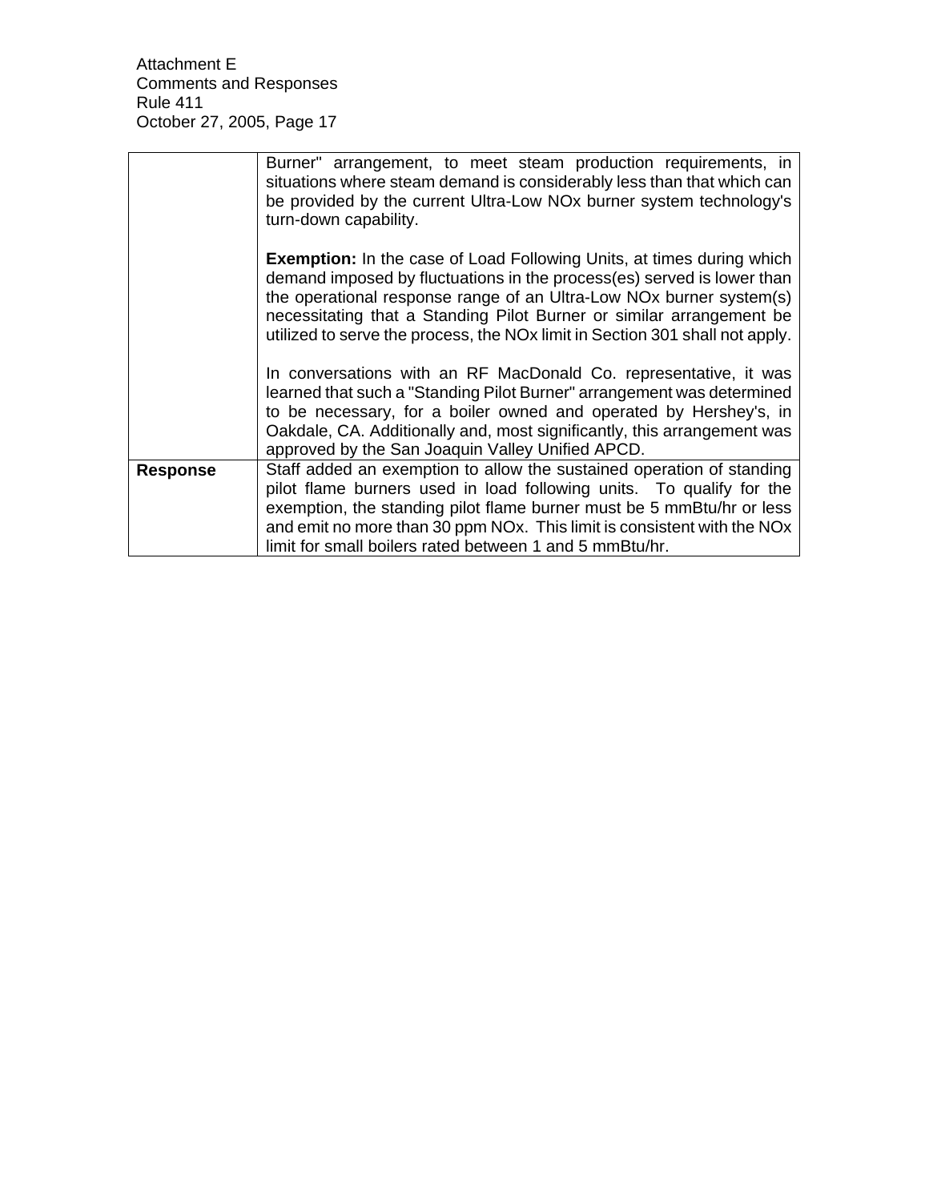| | |
|---|---|
| | Burner" arrangement, to meet steam production requirements, in situations where steam demand is considerably less than that which can be provided by the current Ultra-Low NOx burner system technology's turn-down capability.<br><br>**Exemption:** In the case of Load Following Units, at times during which demand imposed by fluctuations in the process(es) served is lower than the operational response range of an Ultra-Low NOx burner system(s) necessitating that a Standing Pilot Burner or similar arrangement be utilized to serve the process, the NOx limit in Section 301 shall not apply.<br><br>In conversations with an RF MacDonald Co. representative, it was learned that such a "Standing Pilot Burner" arrangement was determined to be necessary, for a boiler owned and operated by Hershey's, in Oakdale, CA. Additionally and, most significantly, this arrangement was approved by the San Joaquin Valley Unified APCD. |
| **Response** | Staff added an exemption to allow the sustained operation of standing pilot flame burners used in load following units. To qualify for the exemption, the standing pilot flame burner must be 5 mmBtu/hr or less and emit no more than 30 ppm NOx. This limit is consistent with the NOx limit for small boilers rated between 1 and 5 mmBtu/hr. |